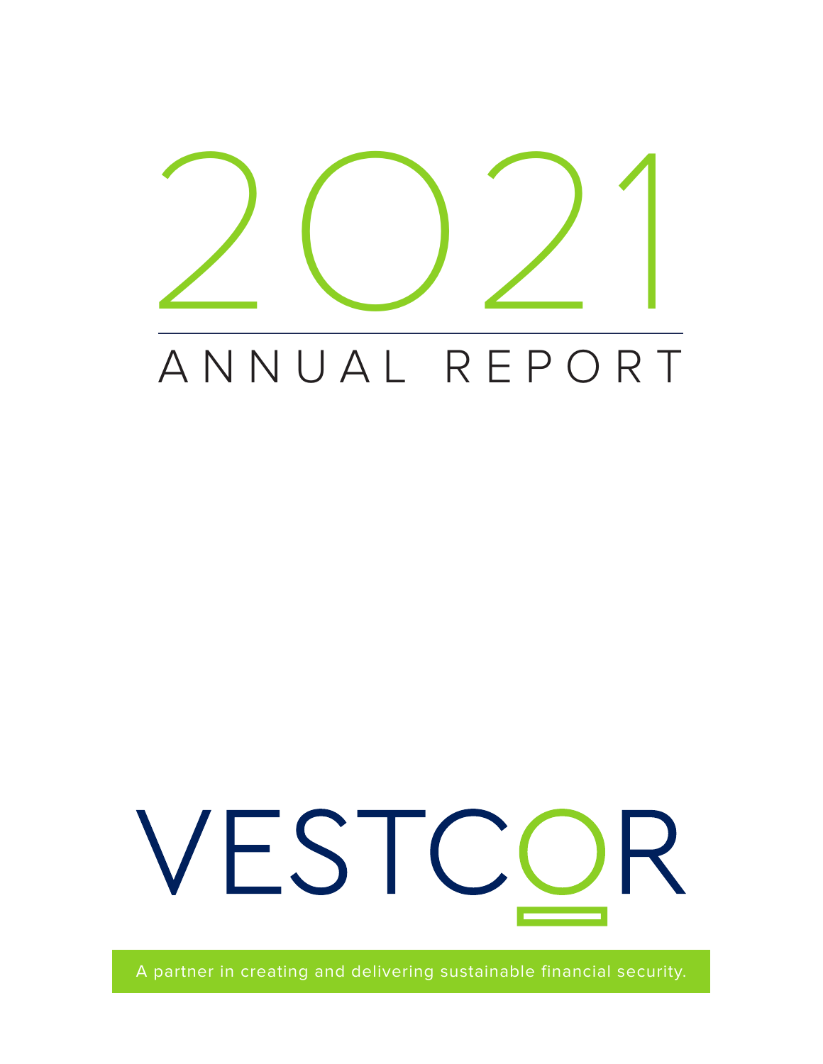# 2021

## ANNUAL REPORT

VESTCOR

A partner in creating and delivering sustainable financial security.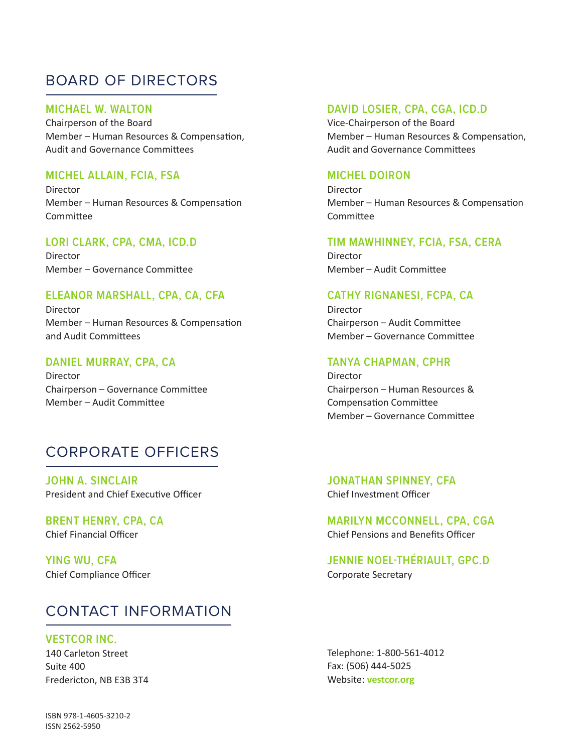## BOARD OF DIRECTORS

**MICHAEL W. WALTON**
Chairperson of the Board
Member – Human Resources & Compensation, Audit and Governance Committees

**DAVID LOSIER, CPA, CGA, ICD.D**
Vice-Chairperson of the Board
Member – Human Resources & Compensation, Audit and Governance Committees

**MICHEL ALLAIN, FCIA, FSA**
Director
Member – Human Resources & Compensation Committee

**MICHEL DOIRON**
Director
Member – Human Resources & Compensation Committee

**LORI CLARK, CPA, CMA, ICD.D**
Director
Member – Governance Committee

**TIM MAWHINNEY, FCIA, FSA, CERA**
Director
Member – Audit Committee

**ELEANOR MARSHALL, CPA, CA, CFA**
Director
Member – Human Resources & Compensation and Audit Committees

**CATHY RIGNANESI, FCPA, CA**
Director
Chairperson – Audit Committee
Member – Governance Committee

**DANIEL MURRAY, CPA, CA**
Director
Chairperson – Governance Committee
Member – Audit Committee

**TANYA CHAPMAN, CPHR**
Director
Chairperson – Human Resources & Compensation Committee
Member – Governance Committee

## CORPORATE OFFICERS

**JOHN A. SINCLAIR**
President and Chief Executive Officer

**JONATHAN SPINNEY, CFA**
Chief Investment Officer

**BRENT HENRY, CPA, CA**
Chief Financial Officer

**MARILYN MCCONNELL, CPA, CGA**
Chief Pensions and Benefits Officer

**YING WU, CFA**
Chief Compliance Officer

**JENNIE NOEL-THÉRIAULT, GPC.D**
Corporate Secretary

## CONTACT INFORMATION

**VESTCOR INC.**
140 Carleton Street
Suite 400
Fredericton, NB E3B 3T4

Telephone: 1-800-561-4012
Fax: (506) 444-5025
Website: **vestcor.org**

ISBN 978-1-4605-3210-2
ISSN 2562-5950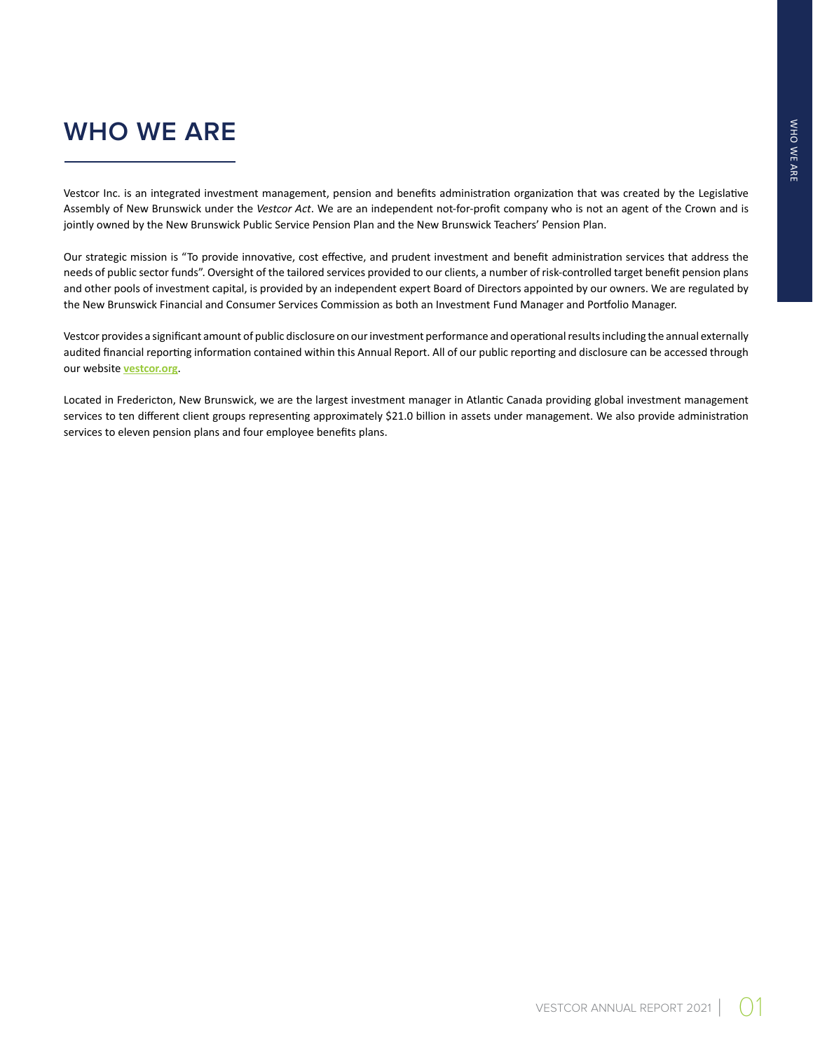# WHO WE ARE

Vestcor Inc. is an integrated investment management, pension and benefits administration organization that was created by the Legislative Assembly of New Brunswick under the *Vestcor Act*. We are an independent not-for-profit company who is not an agent of the Crown and is jointly owned by the New Brunswick Public Service Pension Plan and the New Brunswick Teachers' Pension Plan.

Our strategic mission is "To provide innovative, cost effective, and prudent investment and benefit administration services that address the needs of public sector funds". Oversight of the tailored services provided to our clients, a number of risk-controlled target benefit pension plans and other pools of investment capital, is provided by an independent expert Board of Directors appointed by our owners. We are regulated by the New Brunswick Financial and Consumer Services Commission as both an Investment Fund Manager and Portfolio Manager.

Vestcor provides a significant amount of public disclosure on our investment performance and operational results including the annual externally audited financial reporting information contained within this Annual Report. All of our public reporting and disclosure can be accessed through our website **vestcor.org**.

Located in Fredericton, New Brunswick, we are the largest investment manager in Atlantic Canada providing global investment management services to ten different client groups representing approximately $21.0 billion in assets under management. We also provide administration services to eleven pension plans and four employee benefits plans.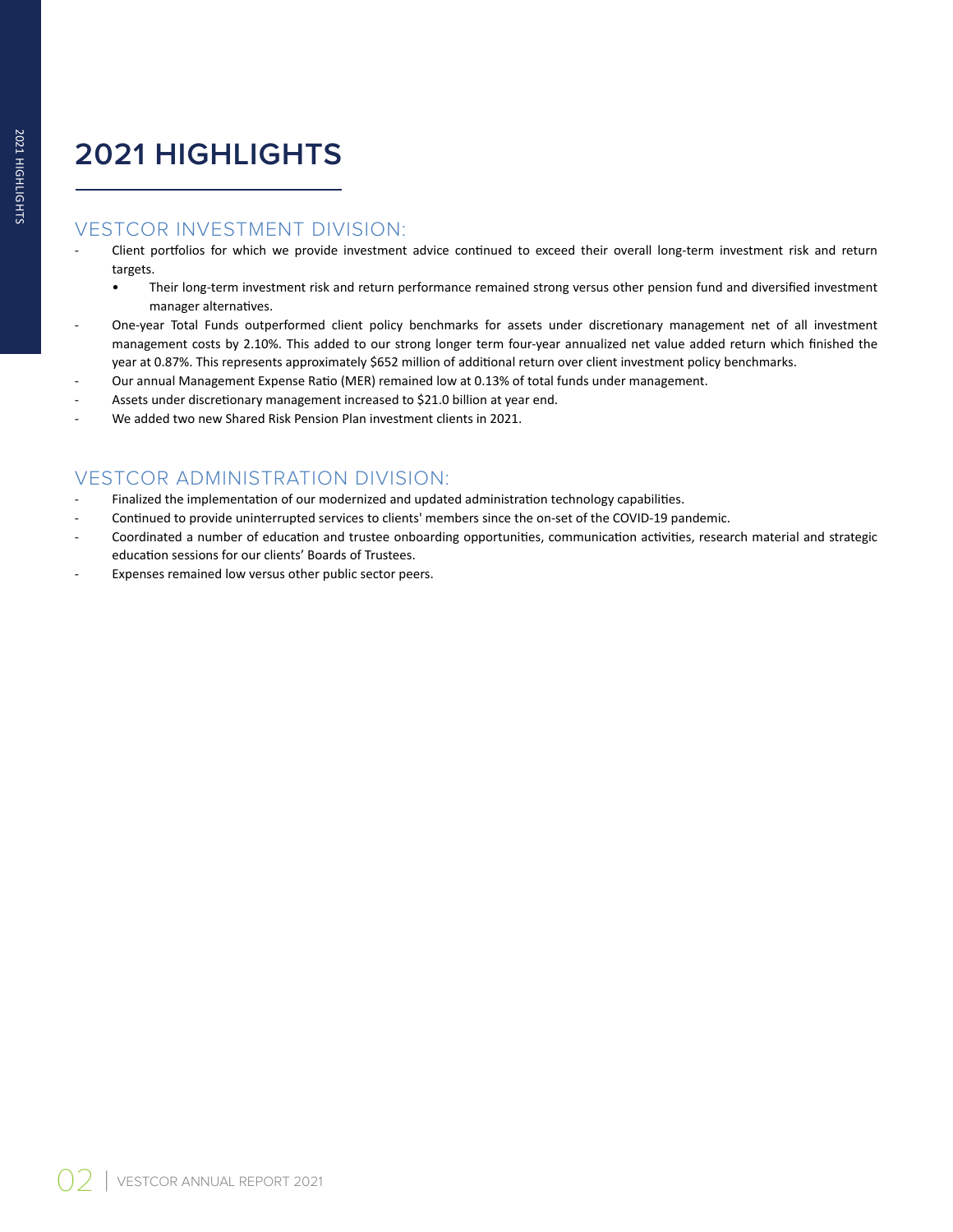# 2021 HIGHLIGHTS

## VESTCOR INVESTMENT DIVISION:

- Client portfolios for which we provide investment advice continued to exceed their overall long-term investment risk and return targets.
    - Their long-term investment risk and return performance remained strong versus other pension fund and diversified investment manager alternatives.
- One-year Total Funds outperformed client policy benchmarks for assets under discretionary management net of all investment management costs by 2.10%. This added to our strong longer term four-year annualized net value added return which finished the year at 0.87%. This represents approximately $652 million of additional return over client investment policy benchmarks.
- Our annual Management Expense Ratio (MER) remained low at 0.13% of total funds under management.
- Assets under discretionary management increased to $21.0 billion at year end.
- We added two new Shared Risk Pension Plan investment clients in 2021.

## VESTCOR ADMINISTRATION DIVISION:

- Finalized the implementation of our modernized and updated administration technology capabilities.
- Continued to provide uninterrupted services to clients' members since the on-set of the COVID-19 pandemic.
- Coordinated a number of education and trustee onboarding opportunities, communication activities, research material and strategic education sessions for our clients' Boards of Trustees.
- Expenses remained low versus other public sector peers.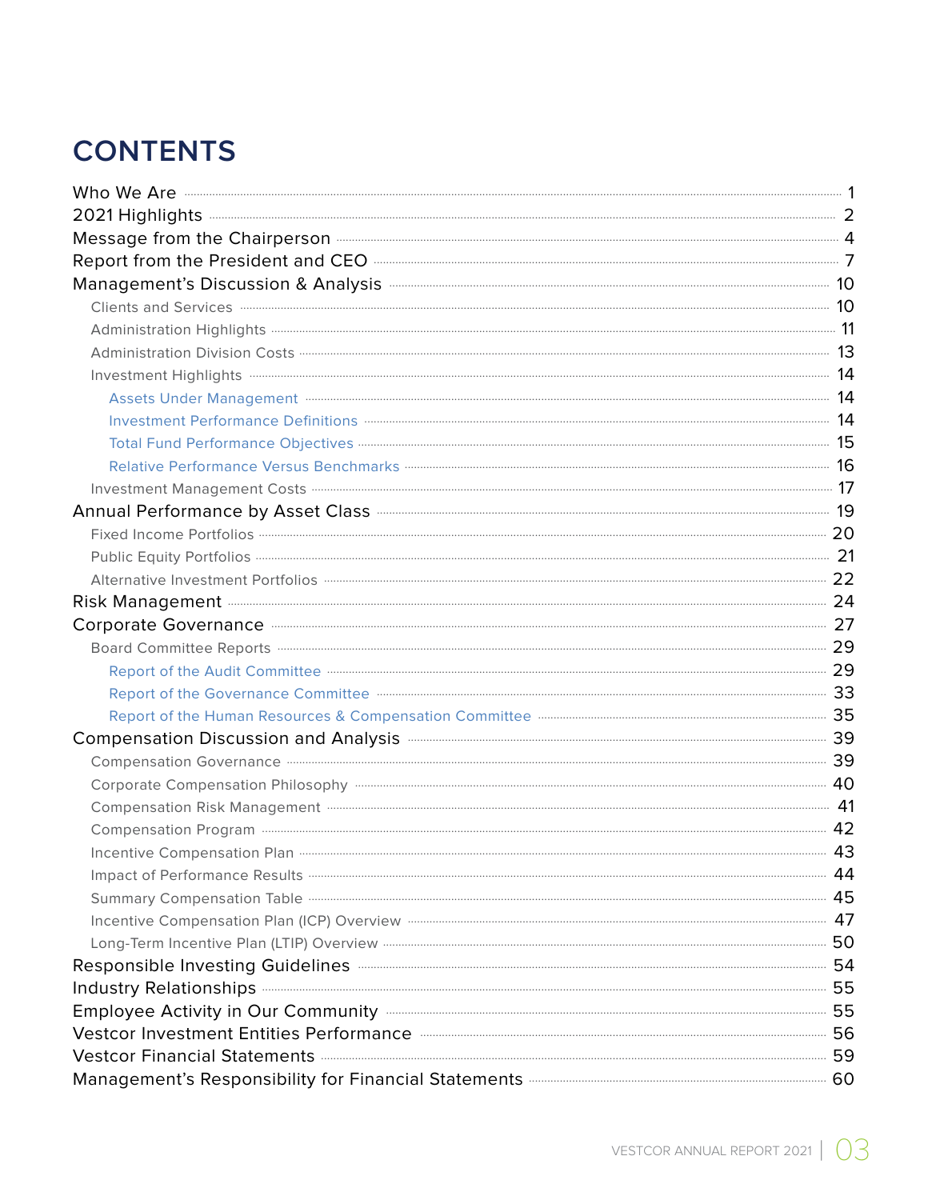# CONTENTS

- Who We Are ..... 1
- 2021 Highlights ..... 2
- Message from the Chairperson ..... 4
- Report from the President and CEO ..... 7
- Management's Discussion & Analysis ..... 10
  - Clients and Services ..... 10
  - Administration Highlights ..... 11
  - Administration Division Costs ..... 13
  - Investment Highlights ..... 14
    - Assets Under Management ..... 14
    - Investment Performance Definitions ..... 14
    - Total Fund Performance Objectives ..... 15
    - Relative Performance Versus Benchmarks ..... 16
  - Investment Management Costs ..... 17
- Annual Performance by Asset Class ..... 19
  - Fixed Income Portfolios ..... 20
  - Public Equity Portfolios ..... 21
  - Alternative Investment Portfolios ..... 22
- Risk Management ..... 24
- Corporate Governance ..... 27
  - Board Committee Reports ..... 29
    - Report of the Audit Committee ..... 29
    - Report of the Governance Committee ..... 33
    - Report of the Human Resources & Compensation Committee ..... 35
- Compensation Discussion and Analysis ..... 39
  - Compensation Governance ..... 39
  - Corporate Compensation Philosophy ..... 40
  - Compensation Risk Management ..... 41
  - Compensation Program ..... 42
  - Incentive Compensation Plan ..... 43
  - Impact of Performance Results ..... 44
  - Summary Compensation Table ..... 45
  - Incentive Compensation Plan (ICP) Overview ..... 47
  - Long-Term Incentive Plan (LTIP) Overview ..... 50
- Responsible Investing Guidelines ..... 54
- Industry Relationships ..... 55
- Employee Activity in Our Community ..... 55
- Vestcor Investment Entities Performance ..... 56
- Vestcor Financial Statements ..... 59
- Management's Responsibility for Financial Statements ..... 60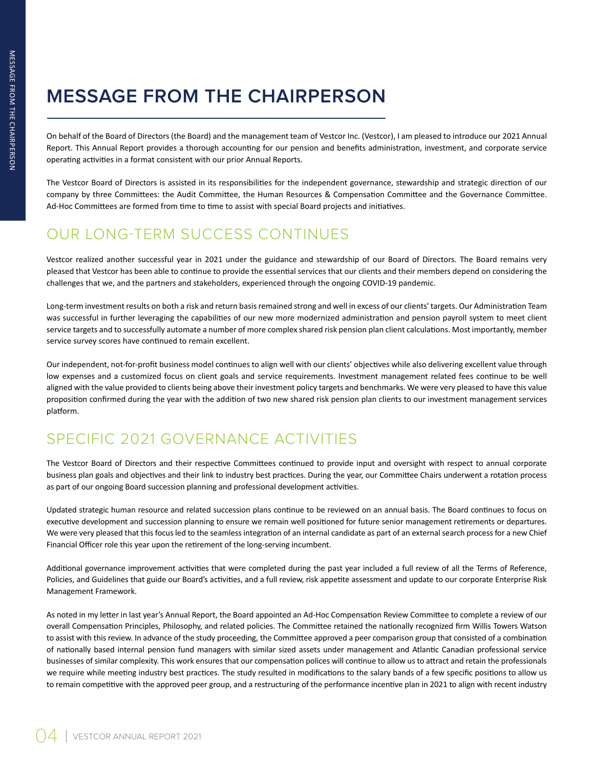# MESSAGE FROM THE CHAIRPERSON

On behalf of the Board of Directors (the Board) and the management team of Vestcor Inc. (Vestcor), I am pleased to introduce our 2021 Annual Report. This Annual Report provides a thorough accounting for our pension and benefits administration, investment, and corporate service operating activities in a format consistent with our prior Annual Reports.

The Vestcor Board of Directors is assisted in its responsibilities for the independent governance, stewardship and strategic direction of our company by three Committees: the Audit Committee, the Human Resources & Compensation Committee and the Governance Committee. Ad-Hoc Committees are formed from time to time to assist with special Board projects and initiatives.

## OUR LONG-TERM SUCCESS CONTINUES

Vestcor realized another successful year in 2021 under the guidance and stewardship of our Board of Directors. The Board remains very pleased that Vestcor has been able to continue to provide the essential services that our clients and their members depend on considering the challenges that we, and the partners and stakeholders, experienced through the ongoing COVID-19 pandemic.

Long-term investment results on both a risk and return basis remained strong and well in excess of our clients' targets. Our Administration Team was successful in further leveraging the capabilities of our new more modernized administration and pension payroll system to meet client service targets and to successfully automate a number of more complex shared risk pension plan client calculations. Most importantly, member service survey scores have continued to remain excellent.

Our independent, not-for-profit business model continues to align well with our clients' objectives while also delivering excellent value through low expenses and a customized focus on client goals and service requirements. Investment management related fees continue to be well aligned with the value provided to clients being above their investment policy targets and benchmarks. We were very pleased to have this value proposition confirmed during the year with the addition of two new shared risk pension plan clients to our investment management services platform.

## SPECIFIC 2021 GOVERNANCE ACTIVITIES

The Vestcor Board of Directors and their respective Committees continued to provide input and oversight with respect to annual corporate business plan goals and objectives and their link to industry best practices. During the year, our Committee Chairs underwent a rotation process as part of our ongoing Board succession planning and professional development activities.

Updated strategic human resource and related succession plans continue to be reviewed on an annual basis. The Board continues to focus on executive development and succession planning to ensure we remain well positioned for future senior management retirements or departures. We were very pleased that this focus led to the seamless integration of an internal candidate as part of an external search process for a new Chief Financial Officer role this year upon the retirement of the long-serving incumbent.

Additional governance improvement activities that were completed during the past year included a full review of all the Terms of Reference, Policies, and Guidelines that guide our Board's activities, and a full review, risk appetite assessment and update to our corporate Enterprise Risk Management Framework.

As noted in my letter in last year's Annual Report, the Board appointed an Ad-Hoc Compensation Review Committee to complete a review of our overall Compensation Principles, Philosophy, and related policies. The Committee retained the nationally recognized firm Willis Towers Watson to assist with this review. In advance of the study proceeding, the Committee approved a peer comparison group that consisted of a combination of nationally based internal pension fund managers with similar sized assets under management and Atlantic Canadian professional service businesses of similar complexity. This work ensures that our compensation polices will continue to allow us to attract and retain the professionals we require while meeting industry best practices. The study resulted in modifications to the salary bands of a few specific positions to allow us to remain competitive with the approved peer group, and a restructuring of the performance incentive plan in 2021 to align with recent industry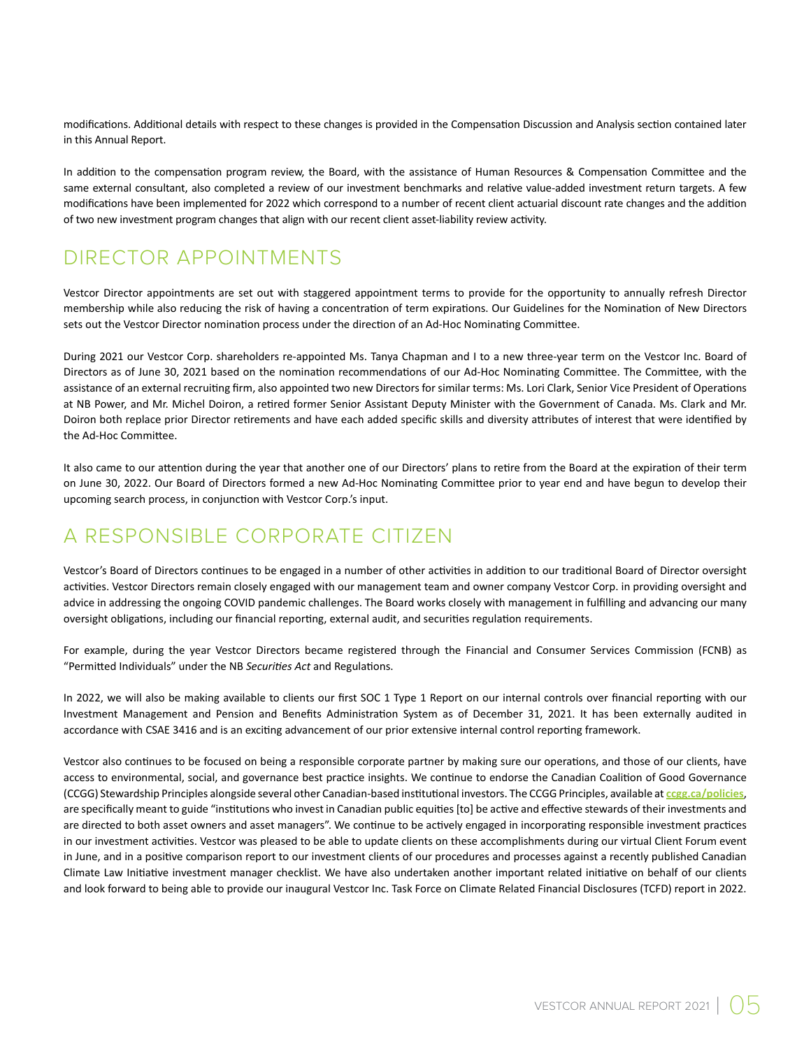modifications. Additional details with respect to these changes is provided in the Compensation Discussion and Analysis section contained later in this Annual Report.

In addition to the compensation program review, the Board, with the assistance of Human Resources & Compensation Committee and the same external consultant, also completed a review of our investment benchmarks and relative value-added investment return targets. A few modifications have been implemented for 2022 which correspond to a number of recent client actuarial discount rate changes and the addition of two new investment program changes that align with our recent client asset-liability review activity.

## DIRECTOR APPOINTMENTS

Vestcor Director appointments are set out with staggered appointment terms to provide for the opportunity to annually refresh Director membership while also reducing the risk of having a concentration of term expirations. Our Guidelines for the Nomination of New Directors sets out the Vestcor Director nomination process under the direction of an Ad-Hoc Nominating Committee.

During 2021 our Vestcor Corp. shareholders re-appointed Ms. Tanya Chapman and I to a new three-year term on the Vestcor Inc. Board of Directors as of June 30, 2021 based on the nomination recommendations of our Ad-Hoc Nominating Committee. The Committee, with the assistance of an external recruiting firm, also appointed two new Directors for similar terms: Ms. Lori Clark, Senior Vice President of Operations at NB Power, and Mr. Michel Doiron, a retired former Senior Assistant Deputy Minister with the Government of Canada. Ms. Clark and Mr. Doiron both replace prior Director retirements and have each added specific skills and diversity attributes of interest that were identified by the Ad-Hoc Committee.

It also came to our attention during the year that another one of our Directors' plans to retire from the Board at the expiration of their term on June 30, 2022. Our Board of Directors formed a new Ad-Hoc Nominating Committee prior to year end and have begun to develop their upcoming search process, in conjunction with Vestcor Corp.'s input.

## A RESPONSIBLE CORPORATE CITIZEN

Vestcor's Board of Directors continues to be engaged in a number of other activities in addition to our traditional Board of Director oversight activities. Vestcor Directors remain closely engaged with our management team and owner company Vestcor Corp. in providing oversight and advice in addressing the ongoing COVID pandemic challenges. The Board works closely with management in fulfilling and advancing our many oversight obligations, including our financial reporting, external audit, and securities regulation requirements.

For example, during the year Vestcor Directors became registered through the Financial and Consumer Services Commission (FCNB) as "Permitted Individuals" under the NB *Securities Act* and Regulations.

In 2022, we will also be making available to clients our first SOC 1 Type 1 Report on our internal controls over financial reporting with our Investment Management and Pension and Benefits Administration System as of December 31, 2021. It has been externally audited in accordance with CSAE 3416 and is an exciting advancement of our prior extensive internal control reporting framework.

Vestcor also continues to be focused on being a responsible corporate partner by making sure our operations, and those of our clients, have access to environmental, social, and governance best practice insights. We continue to endorse the Canadian Coalition of Good Governance (CCGG) Stewardship Principles alongside several other Canadian-based institutional investors. The CCGG Principles, available at **ccgg.ca/policies**, are specifically meant to guide "institutions who invest in Canadian public equities [to] be active and effective stewards of their investments and are directed to both asset owners and asset managers". We continue to be actively engaged in incorporating responsible investment practices in our investment activities. Vestcor was pleased to be able to update clients on these accomplishments during our virtual Client Forum event in June, and in a positive comparison report to our investment clients of our procedures and processes against a recently published Canadian Climate Law Initiative investment manager checklist. We have also undertaken another important related initiative on behalf of our clients and look forward to being able to provide our inaugural Vestcor Inc. Task Force on Climate Related Financial Disclosures (TCFD) report in 2022.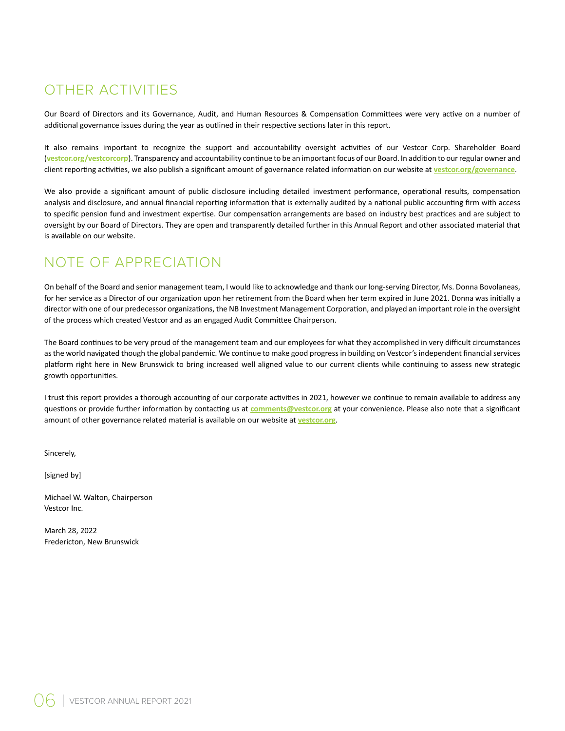## OTHER ACTIVITIES

Our Board of Directors and its Governance, Audit, and Human Resources & Compensation Committees were very active on a number of additional governance issues during the year as outlined in their respective sections later in this report.

It also remains important to recognize the support and accountability oversight activities of our Vestcor Corp. Shareholder Board (**vestcor.org/vestcorcorp**). Transparency and accountability continue to be an important focus of our Board. In addition to our regular owner and client reporting activities, we also publish a significant amount of governance related information on our website at **vestcor.org/governance**.

We also provide a significant amount of public disclosure including detailed investment performance, operational results, compensation analysis and disclosure, and annual financial reporting information that is externally audited by a national public accounting firm with access to specific pension fund and investment expertise. Our compensation arrangements are based on industry best practices and are subject to oversight by our Board of Directors. They are open and transparently detailed further in this Annual Report and other associated material that is available on our website.

## NOTE OF APPRECIATION

On behalf of the Board and senior management team, I would like to acknowledge and thank our long-serving Director, Ms. Donna Bovolaneas, for her service as a Director of our organization upon her retirement from the Board when her term expired in June 2021. Donna was initially a director with one of our predecessor organizations, the NB Investment Management Corporation, and played an important role in the oversight of the process which created Vestcor and as an engaged Audit Committee Chairperson.

The Board continues to be very proud of the management team and our employees for what they accomplished in very difficult circumstances as the world navigated though the global pandemic. We continue to make good progress in building on Vestcor's independent financial services platform right here in New Brunswick to bring increased well aligned value to our current clients while continuing to assess new strategic growth opportunities.

I trust this report provides a thorough accounting of our corporate activities in 2021, however we continue to remain available to address any questions or provide further information by contacting us at **comments@vestcor.org** at your convenience. Please also note that a significant amount of other governance related material is available on our website at **vestcor.org**.

Sincerely,

[signed by]

Michael W. Walton, Chairperson
Vestcor Inc.

March 28, 2022
Fredericton, New Brunswick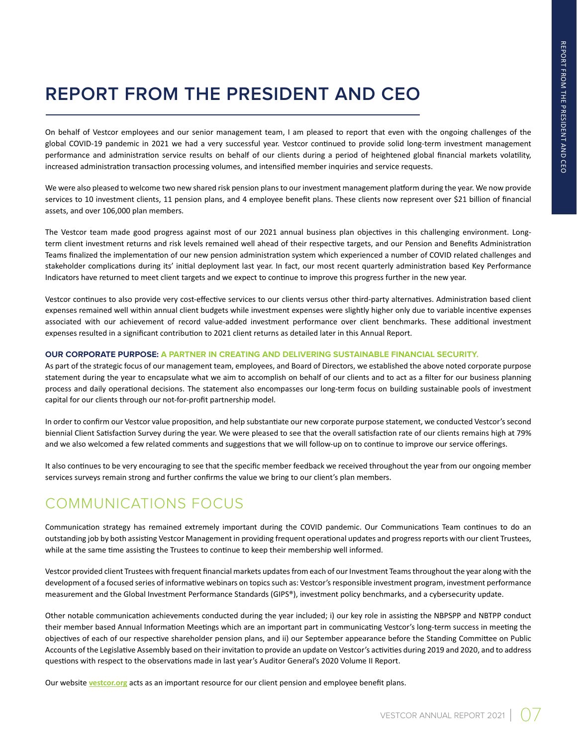# REPORT FROM THE PRESIDENT AND CEO

On behalf of Vestcor employees and our senior management team, I am pleased to report that even with the ongoing challenges of the global COVID-19 pandemic in 2021 we had a very successful year. Vestcor continued to provide solid long-term investment management performance and administration service results on behalf of our clients during a period of heightened global financial markets volatility, increased administration transaction processing volumes, and intensified member inquiries and service requests.

We were also pleased to welcome two new shared risk pension plans to our investment management platform during the year. We now provide services to 10 investment clients, 11 pension plans, and 4 employee benefit plans. These clients now represent over $21 billion of financial assets, and over 106,000 plan members.

The Vestcor team made good progress against most of our 2021 annual business plan objectives in this challenging environment. Long-term client investment returns and risk levels remained well ahead of their respective targets, and our Pension and Benefits Administration Teams finalized the implementation of our new pension administration system which experienced a number of COVID related challenges and stakeholder complications during its' initial deployment last year. In fact, our most recent quarterly administration based Key Performance Indicators have returned to meet client targets and we expect to continue to improve this progress further in the new year.

Vestcor continues to also provide very cost-effective services to our clients versus other third-party alternatives. Administration based client expenses remained well within annual client budgets while investment expenses were slightly higher only due to variable incentive expenses associated with our achievement of record value-added investment performance over client benchmarks. These additional investment expenses resulted in a significant contribution to 2021 client returns as detailed later in this Annual Report.

**OUR CORPORATE PURPOSE: A PARTNER IN CREATING AND DELIVERING SUSTAINABLE FINANCIAL SECURITY.**

As part of the strategic focus of our management team, employees, and Board of Directors, we established the above noted corporate purpose statement during the year to encapsulate what we aim to accomplish on behalf of our clients and to act as a filter for our business planning process and daily operational decisions. The statement also encompasses our long-term focus on building sustainable pools of investment capital for our clients through our not-for-profit partnership model.

In order to confirm our Vestcor value proposition, and help substantiate our new corporate purpose statement, we conducted Vestcor's second biennial Client Satisfaction Survey during the year. We were pleased to see that the overall satisfaction rate of our clients remains high at 79% and we also welcomed a few related comments and suggestions that we will follow-up on to continue to improve our service offerings.

It also continues to be very encouraging to see that the specific member feedback we received throughout the year from our ongoing member services surveys remain strong and further confirms the value we bring to our client's plan members.

## COMMUNICATIONS FOCUS

Communication strategy has remained extremely important during the COVID pandemic. Our Communications Team continues to do an outstanding job by both assisting Vestcor Management in providing frequent operational updates and progress reports with our client Trustees, while at the same time assisting the Trustees to continue to keep their membership well informed.

Vestcor provided client Trustees with frequent financial markets updates from each of our Investment Teams throughout the year along with the development of a focused series of informative webinars on topics such as: Vestcor's responsible investment program, investment performance measurement and the Global Investment Performance Standards (GIPS®), investment policy benchmarks, and a cybersecurity update.

Other notable communication achievements conducted during the year included; i) our key role in assisting the NBPSPP and NBTPP conduct their member based Annual Information Meetings which are an important part in communicating Vestcor's long-term success in meeting the objectives of each of our respective shareholder pension plans, and ii) our September appearance before the Standing Committee on Public Accounts of the Legislative Assembly based on their invitation to provide an update on Vestcor's activities during 2019 and 2020, and to address questions with respect to the observations made in last year's Auditor General's 2020 Volume II Report.

Our website **vestcor.org** acts as an important resource for our client pension and employee benefit plans.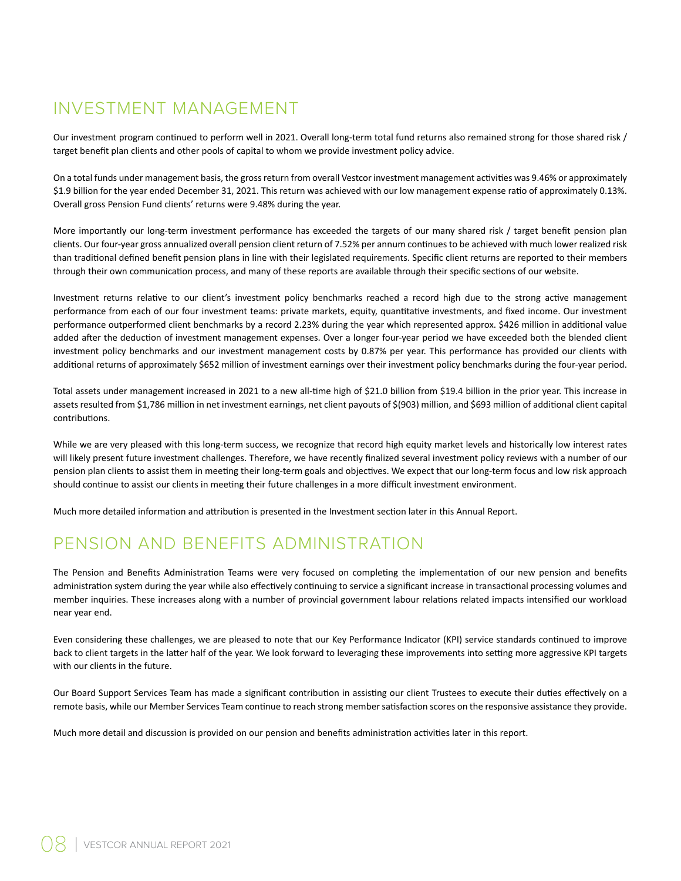## INVESTMENT MANAGEMENT

Our investment program continued to perform well in 2021. Overall long-term total fund returns also remained strong for those shared risk / target benefit plan clients and other pools of capital to whom we provide investment policy advice.

On a total funds under management basis, the gross return from overall Vestcor investment management activities was 9.46% or approximately $1.9 billion for the year ended December 31, 2021. This return was achieved with our low management expense ratio of approximately 0.13%. Overall gross Pension Fund clients' returns were 9.48% during the year.

More importantly our long-term investment performance has exceeded the targets of our many shared risk / target benefit pension plan clients. Our four-year gross annualized overall pension client return of 7.52% per annum continues to be achieved with much lower realized risk than traditional defined benefit pension plans in line with their legislated requirements. Specific client returns are reported to their members through their own communication process, and many of these reports are available through their specific sections of our website.

Investment returns relative to our client's investment policy benchmarks reached a record high due to the strong active management performance from each of our four investment teams: private markets, equity, quantitative investments, and fixed income. Our investment performance outperformed client benchmarks by a record 2.23% during the year which represented approx. $426 million in additional value added after the deduction of investment management expenses. Over a longer four-year period we have exceeded both the blended client investment policy benchmarks and our investment management costs by 0.87% per year. This performance has provided our clients with additional returns of approximately $652 million of investment earnings over their investment policy benchmarks during the four-year period.

Total assets under management increased in 2021 to a new all-time high of $21.0 billion from $19.4 billion in the prior year. This increase in assets resulted from $1,786 million in net investment earnings, net client payouts of $(903) million, and $693 million of additional client capital contributions.

While we are very pleased with this long-term success, we recognize that record high equity market levels and historically low interest rates will likely present future investment challenges. Therefore, we have recently finalized several investment policy reviews with a number of our pension plan clients to assist them in meeting their long-term goals and objectives. We expect that our long-term focus and low risk approach should continue to assist our clients in meeting their future challenges in a more difficult investment environment.

Much more detailed information and attribution is presented in the Investment section later in this Annual Report.

## PENSION AND BENEFITS ADMINISTRATION

The Pension and Benefits Administration Teams were very focused on completing the implementation of our new pension and benefits administration system during the year while also effectively continuing to service a significant increase in transactional processing volumes and member inquiries. These increases along with a number of provincial government labour relations related impacts intensified our workload near year end.

Even considering these challenges, we are pleased to note that our Key Performance Indicator (KPI) service standards continued to improve back to client targets in the latter half of the year. We look forward to leveraging these improvements into setting more aggressive KPI targets with our clients in the future.

Our Board Support Services Team has made a significant contribution in assisting our client Trustees to execute their duties effectively on a remote basis, while our Member Services Team continue to reach strong member satisfaction scores on the responsive assistance they provide.

Much more detail and discussion is provided on our pension and benefits administration activities later in this report.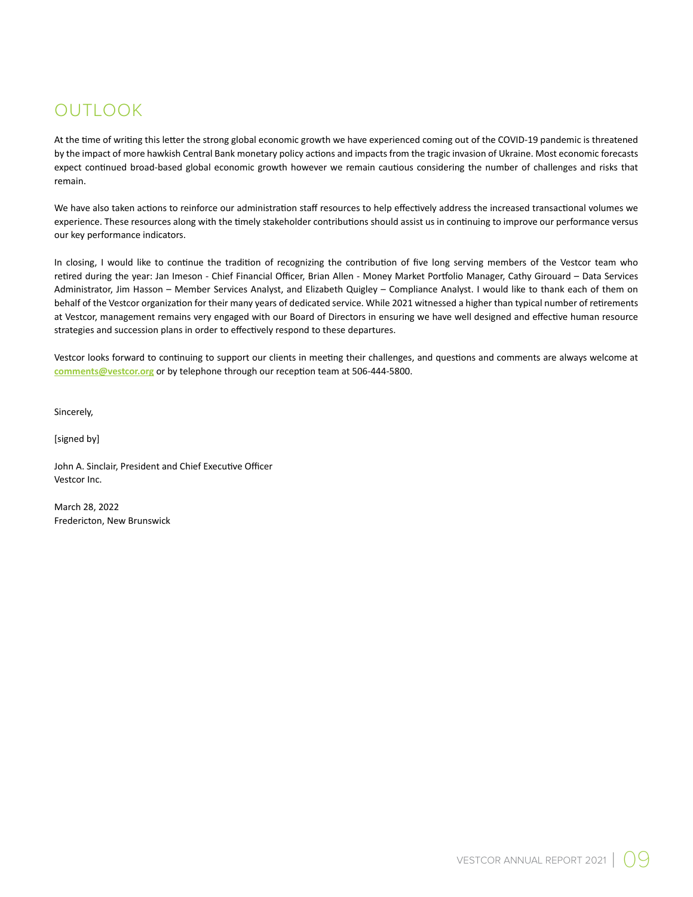## OUTLOOK

At the time of writing this letter the strong global economic growth we have experienced coming out of the COVID-19 pandemic is threatened by the impact of more hawkish Central Bank monetary policy actions and impacts from the tragic invasion of Ukraine. Most economic forecasts expect continued broad-based global economic growth however we remain cautious considering the number of challenges and risks that remain.

We have also taken actions to reinforce our administration staff resources to help effectively address the increased transactional volumes we experience. These resources along with the timely stakeholder contributions should assist us in continuing to improve our performance versus our key performance indicators.

In closing, I would like to continue the tradition of recognizing the contribution of five long serving members of the Vestcor team who retired during the year: Jan Imeson - Chief Financial Officer, Brian Allen - Money Market Portfolio Manager, Cathy Girouard – Data Services Administrator, Jim Hasson – Member Services Analyst, and Elizabeth Quigley – Compliance Analyst. I would like to thank each of them on behalf of the Vestcor organization for their many years of dedicated service. While 2021 witnessed a higher than typical number of retirements at Vestcor, management remains very engaged with our Board of Directors in ensuring we have well designed and effective human resource strategies and succession plans in order to effectively respond to these departures.

Vestcor looks forward to continuing to support our clients in meeting their challenges, and questions and comments are always welcome at **comments@vestcor.org** or by telephone through our reception team at 506-444-5800.

Sincerely,

[signed by]

John A. Sinclair, President and Chief Executive Officer
Vestcor Inc.

March 28, 2022
Fredericton, New Brunswick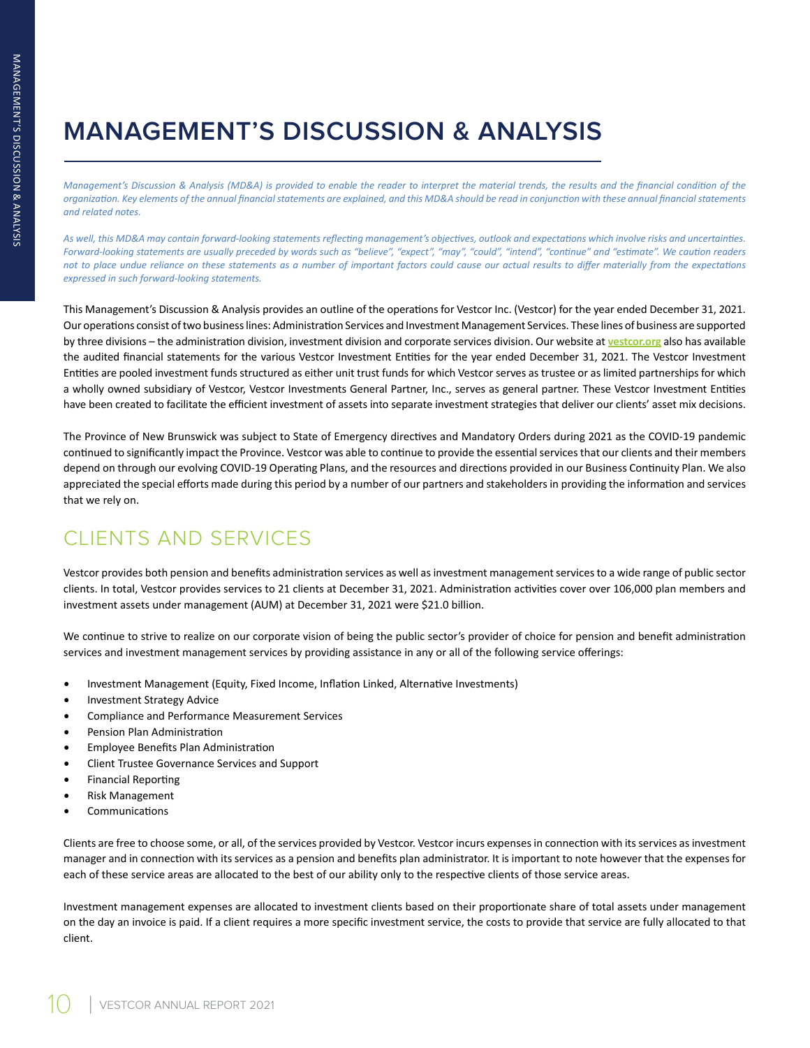# MANAGEMENT'S DISCUSSION & ANALYSIS

*Management's Discussion & Analysis (MD&A) is provided to enable the reader to interpret the material trends, the results and the financial condition of the organization. Key elements of the annual financial statements are explained, and this MD&A should be read in conjunction with these annual financial statements and related notes.*

*As well, this MD&A may contain forward-looking statements reflecting management's objectives, outlook and expectations which involve risks and uncertainties. Forward-looking statements are usually preceded by words such as "believe", "expect", "may", "could", "intend", "continue" and "estimate". We caution readers not to place undue reliance on these statements as a number of important factors could cause our actual results to differ materially from the expectations expressed in such forward-looking statements.*

This Management's Discussion & Analysis provides an outline of the operations for Vestcor Inc. (Vestcor) for the year ended December 31, 2021. Our operations consist of two business lines: Administration Services and Investment Management Services. These lines of business are supported by three divisions – the administration division, investment division and corporate services division. Our website at **vestcor.org** also has available the audited financial statements for the various Vestcor Investment Entities for the year ended December 31, 2021. The Vestcor Investment Entities are pooled investment funds structured as either unit trust funds for which Vestcor serves as trustee or as limited partnerships for which a wholly owned subsidiary of Vestcor, Vestcor Investments General Partner, Inc., serves as general partner. These Vestcor Investment Entities have been created to facilitate the efficient investment of assets into separate investment strategies that deliver our clients' asset mix decisions.

The Province of New Brunswick was subject to State of Emergency directives and Mandatory Orders during 2021 as the COVID-19 pandemic continued to significantly impact the Province. Vestcor was able to continue to provide the essential services that our clients and their members depend on through our evolving COVID-19 Operating Plans, and the resources and directions provided in our Business Continuity Plan. We also appreciated the special efforts made during this period by a number of our partners and stakeholders in providing the information and services that we rely on.

## CLIENTS AND SERVICES

Vestcor provides both pension and benefits administration services as well as investment management services to a wide range of public sector clients. In total, Vestcor provides services to 21 clients at December 31, 2021. Administration activities cover over 106,000 plan members and investment assets under management (AUM) at December 31, 2021 were $21.0 billion.

We continue to strive to realize on our corporate vision of being the public sector's provider of choice for pension and benefit administration services and investment management services by providing assistance in any or all of the following service offerings:

- Investment Management (Equity, Fixed Income, Inflation Linked, Alternative Investments)
- Investment Strategy Advice
- Compliance and Performance Measurement Services
- Pension Plan Administration
- Employee Benefits Plan Administration
- Client Trustee Governance Services and Support
- Financial Reporting
- Risk Management
- Communications

Clients are free to choose some, or all, of the services provided by Vestcor. Vestcor incurs expenses in connection with its services as investment manager and in connection with its services as a pension and benefits plan administrator. It is important to note however that the expenses for each of these service areas are allocated to the best of our ability only to the respective clients of those service areas.

Investment management expenses are allocated to investment clients based on their proportionate share of total assets under management on the day an invoice is paid. If a client requires a more specific investment service, the costs to provide that service are fully allocated to that client.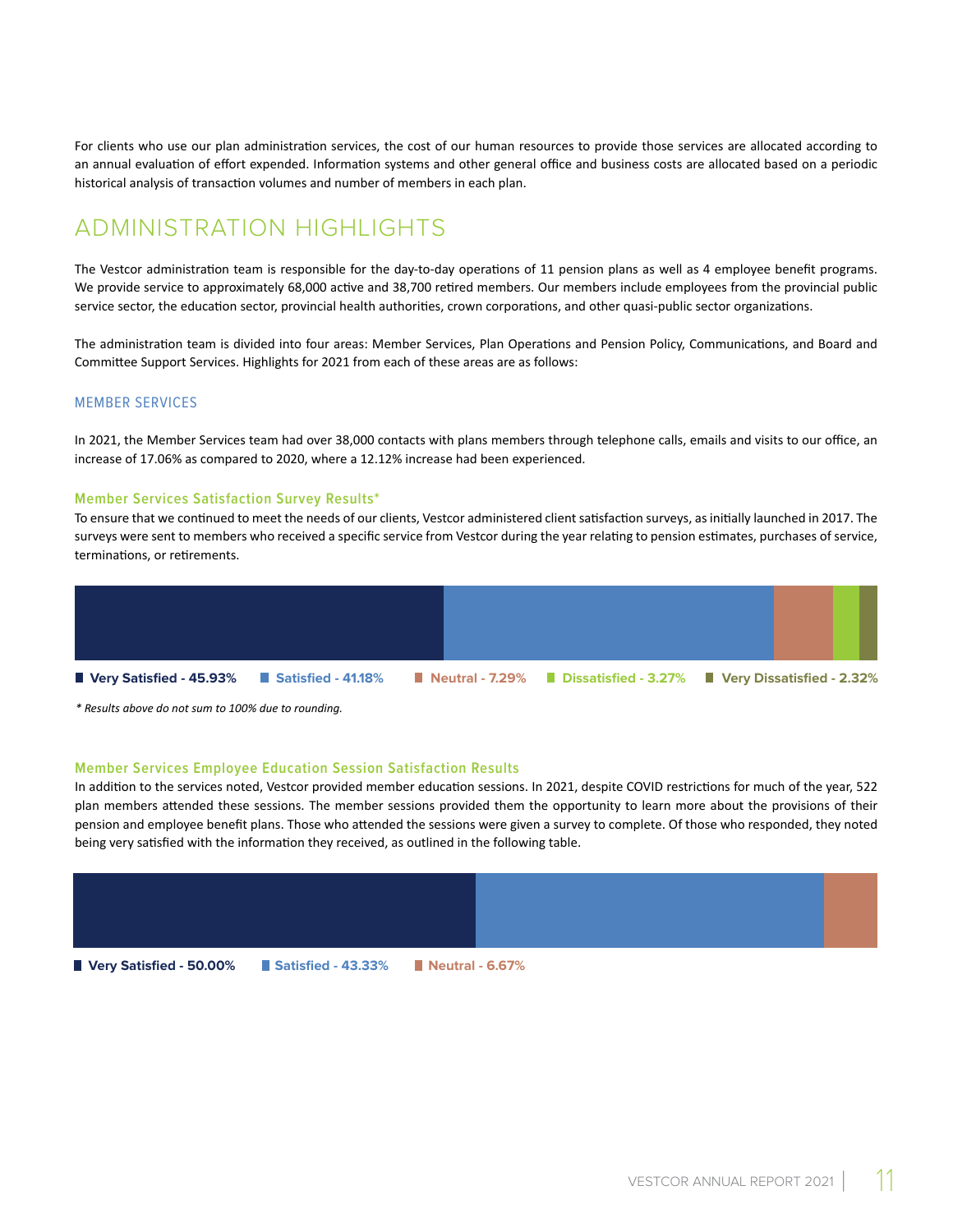For clients who use our plan administration services, the cost of our human resources to provide those services are allocated according to an annual evaluation of effort expended. Information systems and other general office and business costs are allocated based on a periodic historical analysis of transaction volumes and number of members in each plan.

## ADMINISTRATION HIGHLIGHTS

The Vestcor administration team is responsible for the day-to-day operations of 11 pension plans as well as 4 employee benefit programs. We provide service to approximately 68,000 active and 38,700 retired members. Our members include employees from the provincial public service sector, the education sector, provincial health authorities, crown corporations, and other quasi-public sector organizations.

The administration team is divided into four areas: Member Services, Plan Operations and Pension Policy, Communications, and Board and Committee Support Services. Highlights for 2021 from each of these areas are as follows:

### MEMBER SERVICES

In 2021, the Member Services team had over 38,000 contacts with plans members through telephone calls, emails and visits to our office, an increase of 17.06% as compared to 2020, where a 12.12% increase had been experienced.

#### Member Services Satisfaction Survey Results*

To ensure that we continued to meet the needs of our clients, Vestcor administered client satisfaction surveys, as initially launched in 2017. The surveys were sent to members who received a specific service from Vestcor during the year relating to pension estimates, purchases of service, terminations, or retirements.

**Very Satisfied - 45.93%** | **Satisfied - 41.18%** | **Neutral - 7.29%** | **Dissatisfied - 3.27%** | **Very Dissatisfied - 2.32%**

*\* Results above do not sum to 100% due to rounding.*

#### Member Services Employee Education Session Satisfaction Results

In addition to the services noted, Vestcor provided member education sessions. In 2021, despite COVID restrictions for much of the year, 522 plan members attended these sessions. The member sessions provided them the opportunity to learn more about the provisions of their pension and employee benefit plans. Those who attended the sessions were given a survey to complete. Of those who responded, they noted being very satisfied with the information they received, as outlined in the following table.

**Very Satisfied - 50.00%** | **Satisfied - 43.33%** | **Neutral - 6.67%**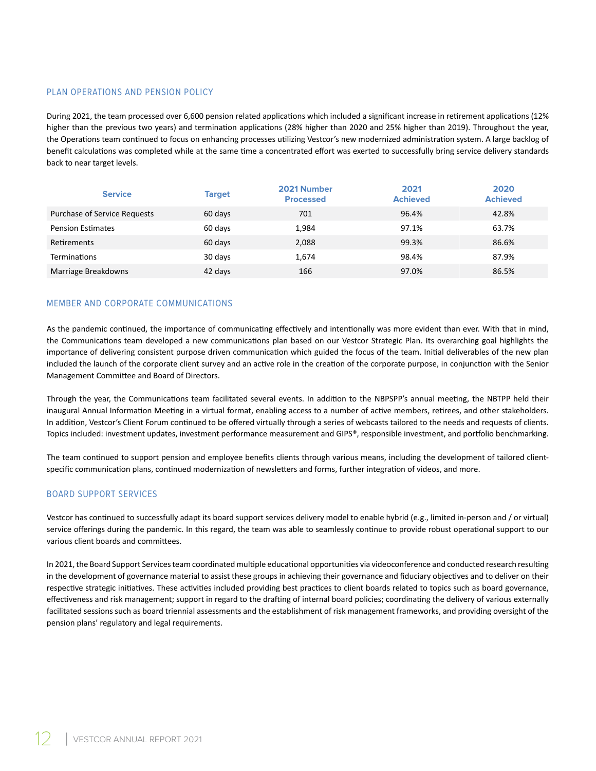## PLAN OPERATIONS AND PENSION POLICY

During 2021, the team processed over 6,600 pension related applications which included a significant increase in retirement applications (12% higher than the previous two years) and termination applications (28% higher than 2020 and 25% higher than 2019). Throughout the year, the Operations team continued to focus on enhancing processes utilizing Vestcor's new modernized administration system. A large backlog of benefit calculations was completed while at the same time a concentrated effort was exerted to successfully bring service delivery standards back to near target levels.

| Service | Target | 2021 Number Processed | 2021 Achieved | 2020 Achieved |
|---|---|---|---|---|
| Purchase of Service Requests | 60 days | 701 | 96.4% | 42.8% |
| Pension Estimates | 60 days | 1,984 | 97.1% | 63.7% |
| Retirements | 60 days | 2,088 | 99.3% | 86.6% |
| Terminations | 30 days | 1,674 | 98.4% | 87.9% |
| Marriage Breakdowns | 42 days | 166 | 97.0% | 86.5% |

## MEMBER AND CORPORATE COMMUNICATIONS

As the pandemic continued, the importance of communicating effectively and intentionally was more evident than ever. With that in mind, the Communications team developed a new communications plan based on our Vestcor Strategic Plan. Its overarching goal highlights the importance of delivering consistent purpose driven communication which guided the focus of the team. Initial deliverables of the new plan included the launch of the corporate client survey and an active role in the creation of the corporate purpose, in conjunction with the Senior Management Committee and Board of Directors.

Through the year, the Communications team facilitated several events. In addition to the NBPSPP's annual meeting, the NBTPP held their inaugural Annual Information Meeting in a virtual format, enabling access to a number of active members, retirees, and other stakeholders. In addition, Vestcor's Client Forum continued to be offered virtually through a series of webcasts tailored to the needs and requests of clients. Topics included: investment updates, investment performance measurement and GIPS®, responsible investment, and portfolio benchmarking.

The team continued to support pension and employee benefits clients through various means, including the development of tailored client-specific communication plans, continued modernization of newsletters and forms, further integration of videos, and more.

## BOARD SUPPORT SERVICES

Vestcor has continued to successfully adapt its board support services delivery model to enable hybrid (e.g., limited in-person and / or virtual) service offerings during the pandemic. In this regard, the team was able to seamlessly continue to provide robust operational support to our various client boards and committees.

In 2021, the Board Support Services team coordinated multiple educational opportunities via videoconference and conducted research resulting in the development of governance material to assist these groups in achieving their governance and fiduciary objectives and to deliver on their respective strategic initiatives. These activities included providing best practices to client boards related to topics such as board governance, effectiveness and risk management; support in regard to the drafting of internal board policies; coordinating the delivery of various externally facilitated sessions such as board triennial assessments and the establishment of risk management frameworks, and providing oversight of the pension plans' regulatory and legal requirements.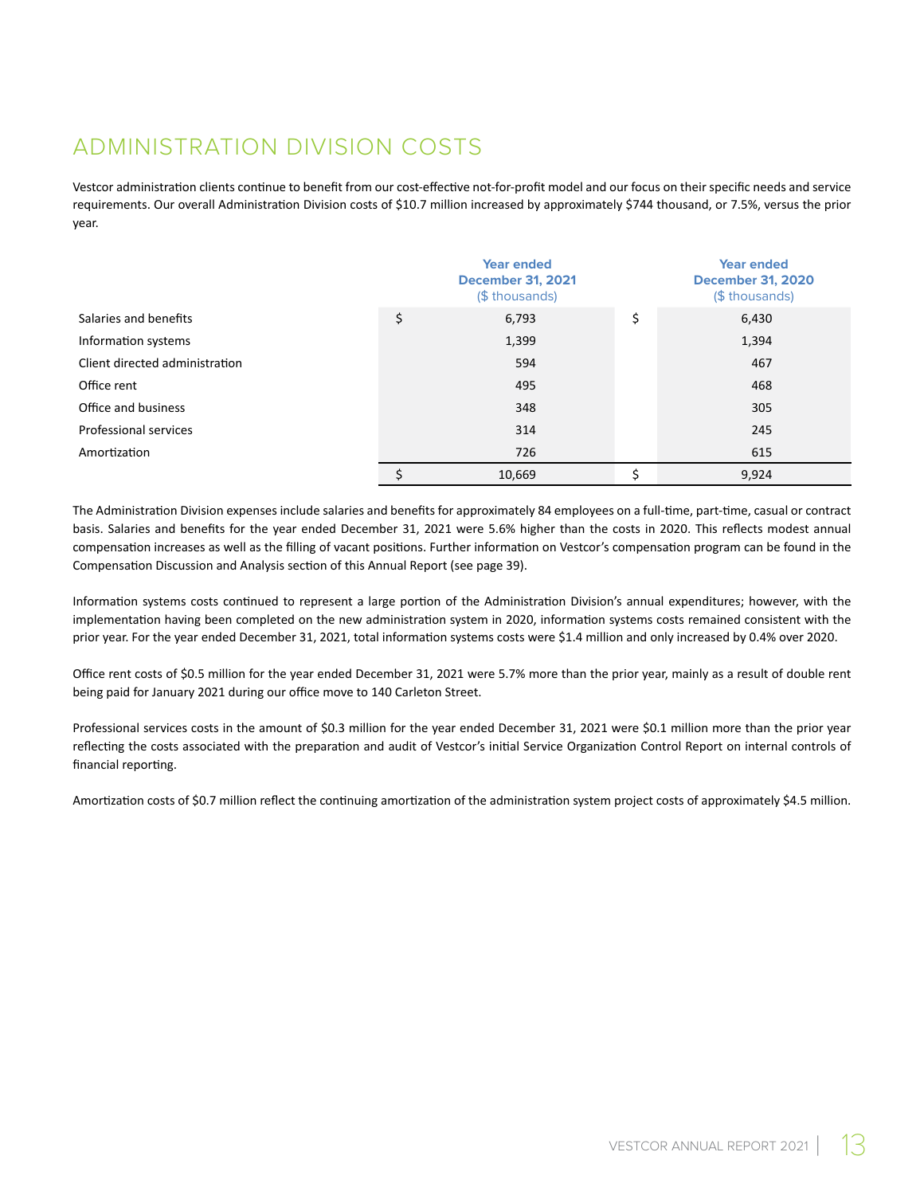# ADMINISTRATION DIVISION COSTS

Vestcor administration clients continue to benefit from our cost-effective not-for-profit model and our focus on their specific needs and service requirements. Our overall Administration Division costs of $10.7 million increased by approximately $744 thousand, or 7.5%, versus the prior year.

| | Year ended December 31, 2021 ($ thousands) | Year ended December 31, 2020 ($ thousands) |
|---|---|---|
| Salaries and benefits | $ 6,793 | $ 6,430 |
| Information systems | 1,399 | 1,394 |
| Client directed administration | 594 | 467 |
| Office rent | 495 | 468 |
| Office and business | 348 | 305 |
| Professional services | 314 | 245 |
| Amortization | 726 | 615 |
| | $ 10,669 | $ 9,924 |

The Administration Division expenses include salaries and benefits for approximately 84 employees on a full-time, part-time, casual or contract basis. Salaries and benefits for the year ended December 31, 2021 were 5.6% higher than the costs in 2020. This reflects modest annual compensation increases as well as the filling of vacant positions. Further information on Vestcor's compensation program can be found in the Compensation Discussion and Analysis section of this Annual Report (see page 39).

Information systems costs continued to represent a large portion of the Administration Division's annual expenditures; however, with the implementation having been completed on the new administration system in 2020, information systems costs remained consistent with the prior year. For the year ended December 31, 2021, total information systems costs were $1.4 million and only increased by 0.4% over 2020.

Office rent costs of $0.5 million for the year ended December 31, 2021 were 5.7% more than the prior year, mainly as a result of double rent being paid for January 2021 during our office move to 140 Carleton Street.

Professional services costs in the amount of $0.3 million for the year ended December 31, 2021 were $0.1 million more than the prior year reflecting the costs associated with the preparation and audit of Vestcor's initial Service Organization Control Report on internal controls of financial reporting.

Amortization costs of $0.7 million reflect the continuing amortization of the administration system project costs of approximately $4.5 million.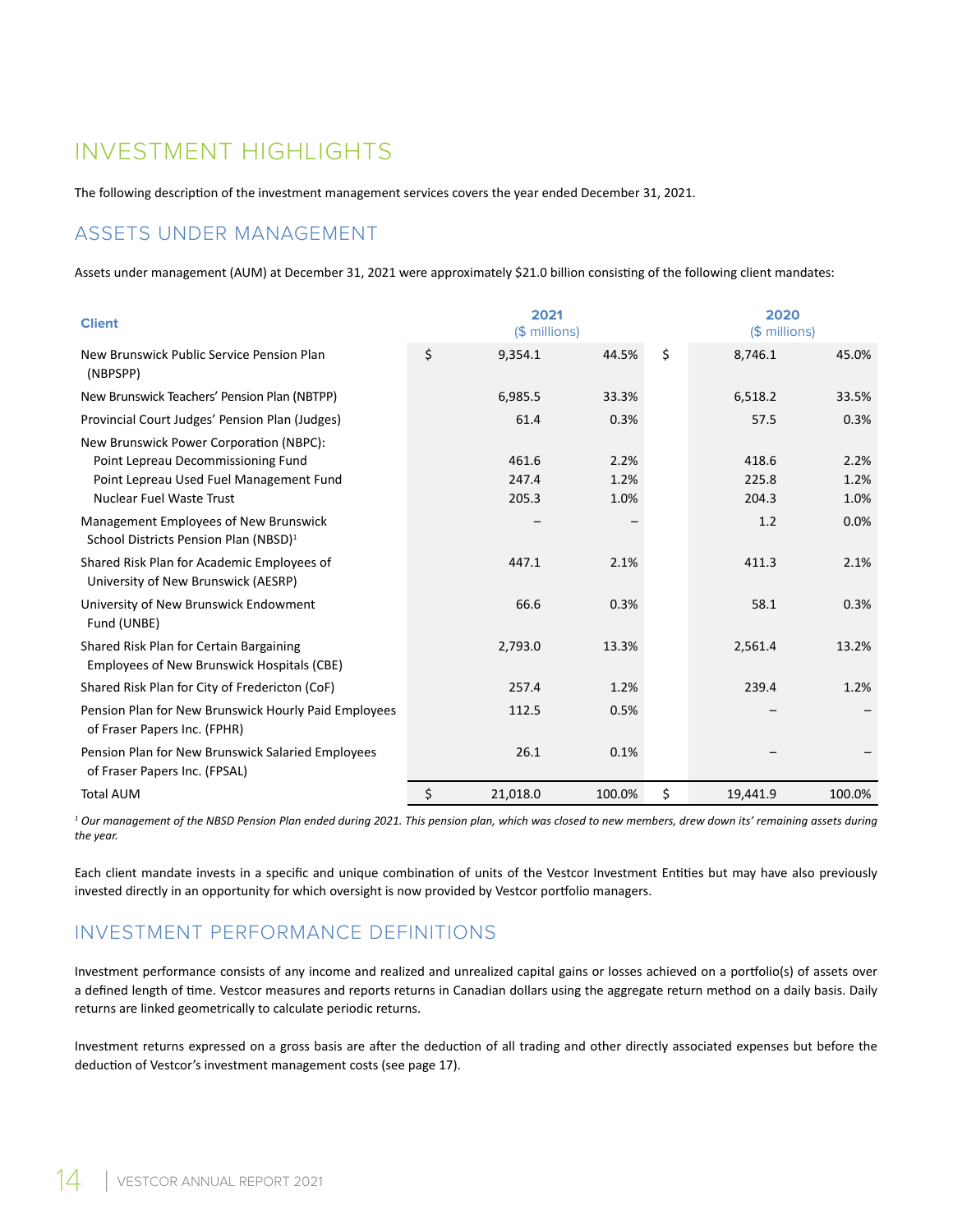# INVESTMENT HIGHLIGHTS

The following description of the investment management services covers the year ended December 31, 2021.

## ASSETS UNDER MANAGEMENT

Assets under management (AUM) at December 31, 2021 were approximately $21.0 billion consisting of the following client mandates:

| Client | 2021 ($ millions) | | | 2020 ($ millions) | | |
|---|---|---|---|---|---|---|
| New Brunswick Public Service Pension Plan (NBPSPP) | $ | 9,354.1 | 44.5% | $ | 8,746.1 | 45.0% |
| New Brunswick Teachers' Pension Plan (NBTPP) | | 6,985.5 | 33.3% | | 6,518.2 | 33.5% |
| Provincial Court Judges' Pension Plan (Judges) | | 61.4 | 0.3% | | 57.5 | 0.3% |
| New Brunswick Power Corporation (NBPC): | | | | | | |
| Point Lepreau Decommissioning Fund | | 461.6 | 2.2% | | 418.6 | 2.2% |
| Point Lepreau Used Fuel Management Fund | | 247.4 | 1.2% | | 225.8 | 1.2% |
| Nuclear Fuel Waste Trust | | 205.3 | 1.0% | | 204.3 | 1.0% |
| Management Employees of New Brunswick School Districts Pension Plan (NBSD)[1] | | – | – | | 1.2 | 0.0% |
| Shared Risk Plan for Academic Employees of University of New Brunswick (AESRP) | | 447.1 | 2.1% | | 411.3 | 2.1% |
| University of New Brunswick Endowment Fund (UNBE) | | 66.6 | 0.3% | | 58.1 | 0.3% |
| Shared Risk Plan for Certain Bargaining Employees of New Brunswick Hospitals (CBE) | | 2,793.0 | 13.3% | | 2,561.4 | 13.2% |
| Shared Risk Plan for City of Fredericton (CoF) | | 257.4 | 1.2% | | 239.4 | 1.2% |
| Pension Plan for New Brunswick Hourly Paid Employees of Fraser Papers Inc. (FPHR) | | 112.5 | 0.5% | | – | – |
| Pension Plan for New Brunswick Salaried Employees of Fraser Papers Inc. (FPSAL) | | 26.1 | 0.1% | | – | – |
| Total AUM | $ | 21,018.0 | 100.0% | $ | 19,441.9 | 100.0% |

[1] *Our management of the NBSD Pension Plan ended during 2021. This pension plan, which was closed to new members, drew down its' remaining assets during the year.*

Each client mandate invests in a specific and unique combination of units of the Vestcor Investment Entities but may have also previously invested directly in an opportunity for which oversight is now provided by Vestcor portfolio managers.

## INVESTMENT PERFORMANCE DEFINITIONS

Investment performance consists of any income and realized and unrealized capital gains or losses achieved on a portfolio(s) of assets over a defined length of time. Vestcor measures and reports returns in Canadian dollars using the aggregate return method on a daily basis. Daily returns are linked geometrically to calculate periodic returns.

Investment returns expressed on a gross basis are after the deduction of all trading and other directly associated expenses but before the deduction of Vestcor's investment management costs (see page 17).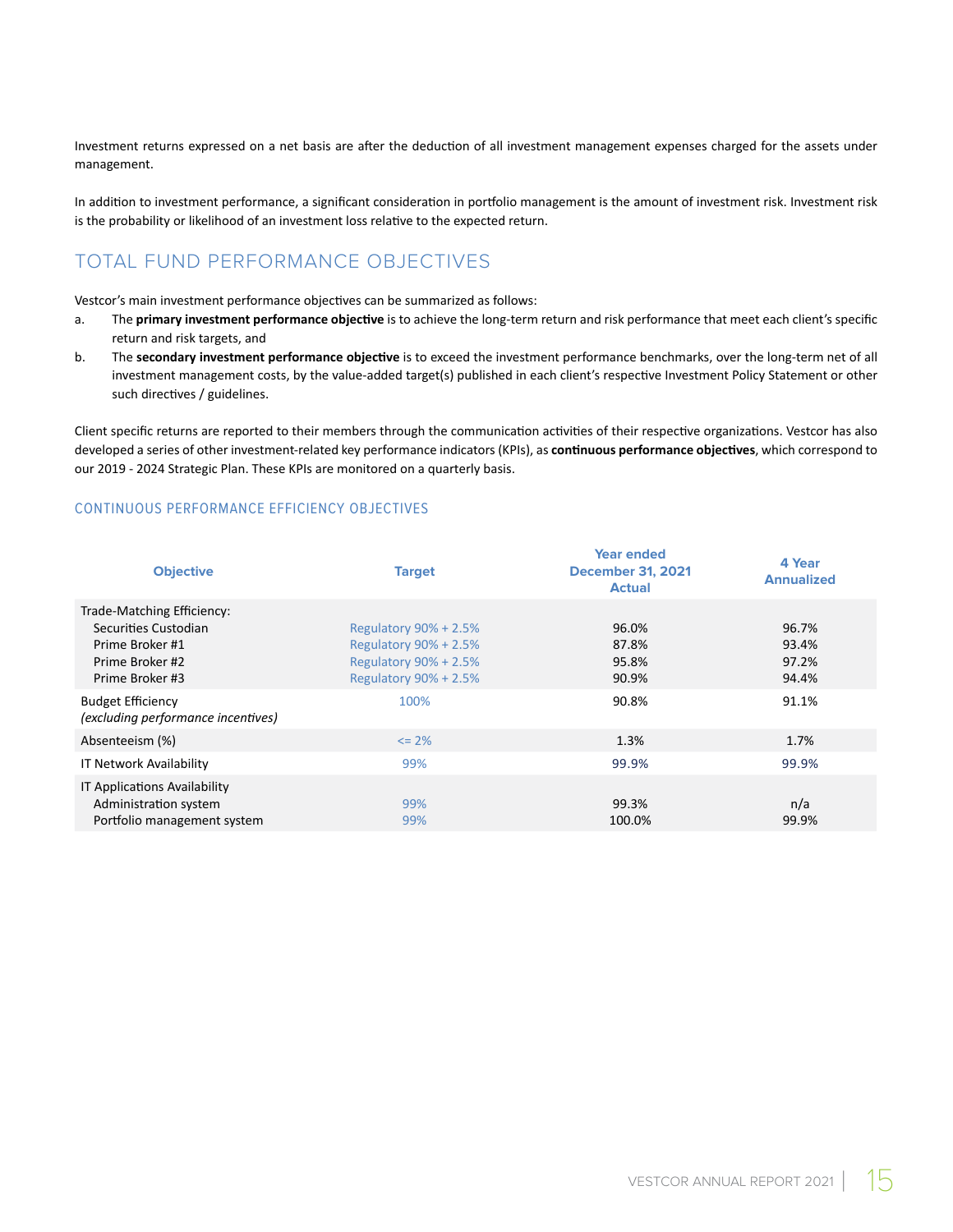Investment returns expressed on a net basis are after the deduction of all investment management expenses charged for the assets under management.

In addition to investment performance, a significant consideration in portfolio management is the amount of investment risk. Investment risk is the probability or likelihood of an investment loss relative to the expected return.

## TOTAL FUND PERFORMANCE OBJECTIVES

Vestcor's main investment performance objectives can be summarized as follows:

a. The **primary investment performance objective** is to achieve the long-term return and risk performance that meet each client's specific return and risk targets, and
b. The **secondary investment performance objective** is to exceed the investment performance benchmarks, over the long-term net of all investment management costs, by the value-added target(s) published in each client's respective Investment Policy Statement or other such directives / guidelines.

Client specific returns are reported to their members through the communication activities of their respective organizations. Vestcor has also developed a series of other investment-related key performance indicators (KPIs), as **continuous performance objectives**, which correspond to our 2019 - 2024 Strategic Plan. These KPIs are monitored on a quarterly basis.

### CONTINUOUS PERFORMANCE EFFICIENCY OBJECTIVES

| Objective | Target | Year ended December 31, 2021 Actual | 4 Year Annualized |
|---|---|---|---|
| Trade-Matching Efficiency: | | | |
| Securities Custodian | Regulatory 90% + 2.5% | 96.0% | 96.7% |
| Prime Broker #1 | Regulatory 90% + 2.5% | 87.8% | 93.4% |
| Prime Broker #2 | Regulatory 90% + 2.5% | 95.8% | 97.2% |
| Prime Broker #3 | Regulatory 90% + 2.5% | 90.9% | 94.4% |
| Budget Efficiency *(excluding performance incentives)* | 100% | 90.8% | 91.1% |
| Absenteeism (%) | <= 2% | 1.3% | 1.7% |
| IT Network Availability | 99% | 99.9% | 99.9% |
| IT Applications Availability | | | |
| Administration system | 99% | 99.3% | n/a |
| Portfolio management system | 99% | 100.0% | 99.9% |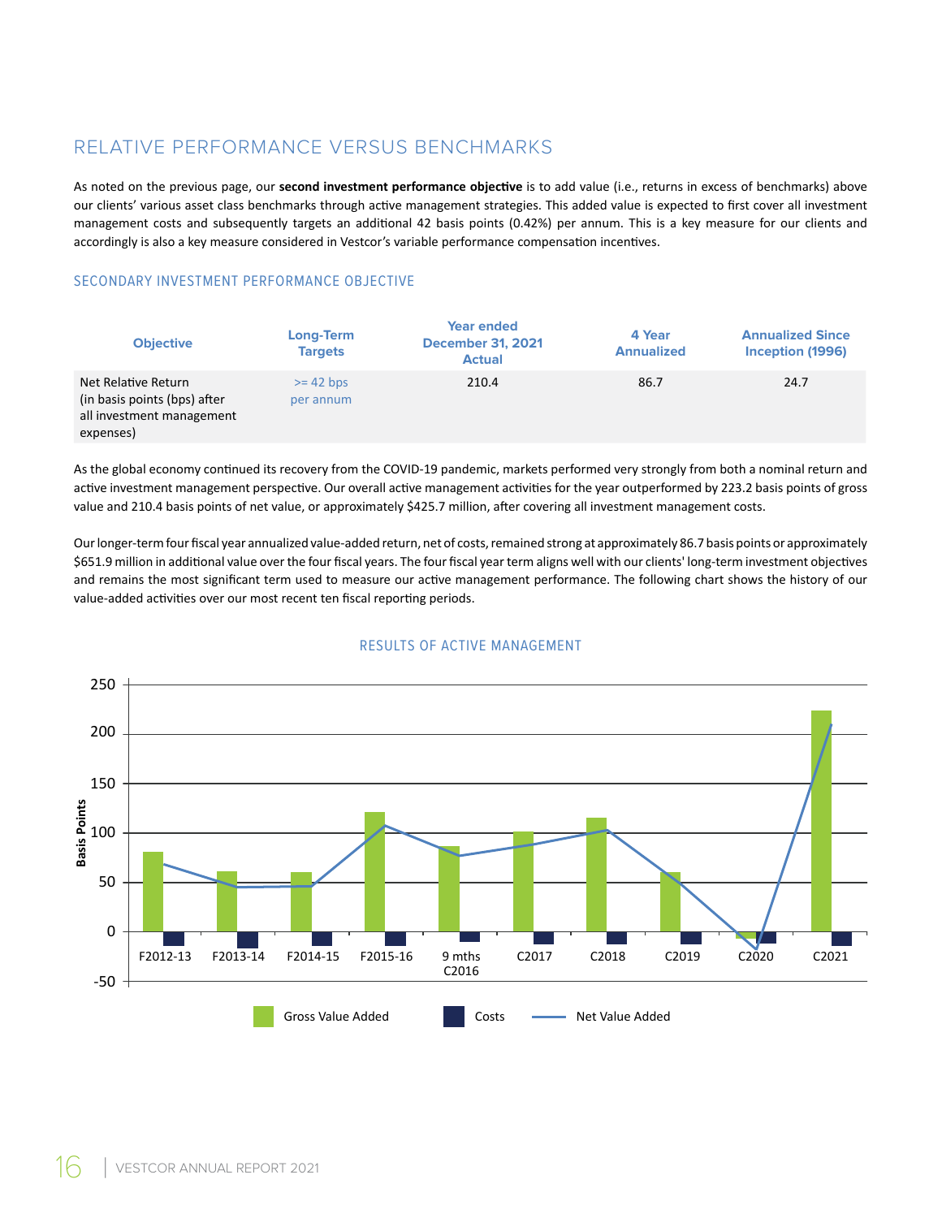## RELATIVE PERFORMANCE VERSUS BENCHMARKS

As noted on the previous page, our **second investment performance objective** is to add value (i.e., returns in excess of benchmarks) above our clients' various asset class benchmarks through active management strategies. This added value is expected to first cover all investment management costs and subsequently targets an additional 42 basis points (0.42%) per annum. This is a key measure for our clients and accordingly is also a key measure considered in Vestcor's variable performance compensation incentives.

### SECONDARY INVESTMENT PERFORMANCE OBJECTIVE

| Objective | Long-Term Targets | Year ended December 31, 2021 Actual | 4 Year Annualized | Annualized Since Inception (1996) |
|---|---|---|---|---|
| Net Relative Return (in basis points (bps) after all investment management expenses) | >= 42 bps per annum | 210.4 | 86.7 | 24.7 |

As the global economy continued its recovery from the COVID-19 pandemic, markets performed very strongly from both a nominal return and active investment management perspective. Our overall active management activities for the year outperformed by 223.2 basis points of gross value and 210.4 basis points of net value, or approximately $425.7 million, after covering all investment management costs.

Our longer-term four fiscal year annualized value-added return, net of costs, remained strong at approximately 86.7 basis points or approximately $651.9 million in additional value over the four fiscal years. The four fiscal year term aligns well with our clients' long-term investment objectives and remains the most significant term used to measure our active management performance. The following chart shows the history of our value-added activities over our most recent ten fiscal reporting periods.

### RESULTS OF ACTIVE MANAGEMENT

Basis Points

250, 200, 150, 100, 50, 0, -50

F2012-13 | F2013-14 | F2014-15 | F2015-16 | 9 mths C2016 | C2017 | C2018 | C2019 | C2020 | C2021

Gross Value Added | Costs | Net Value Added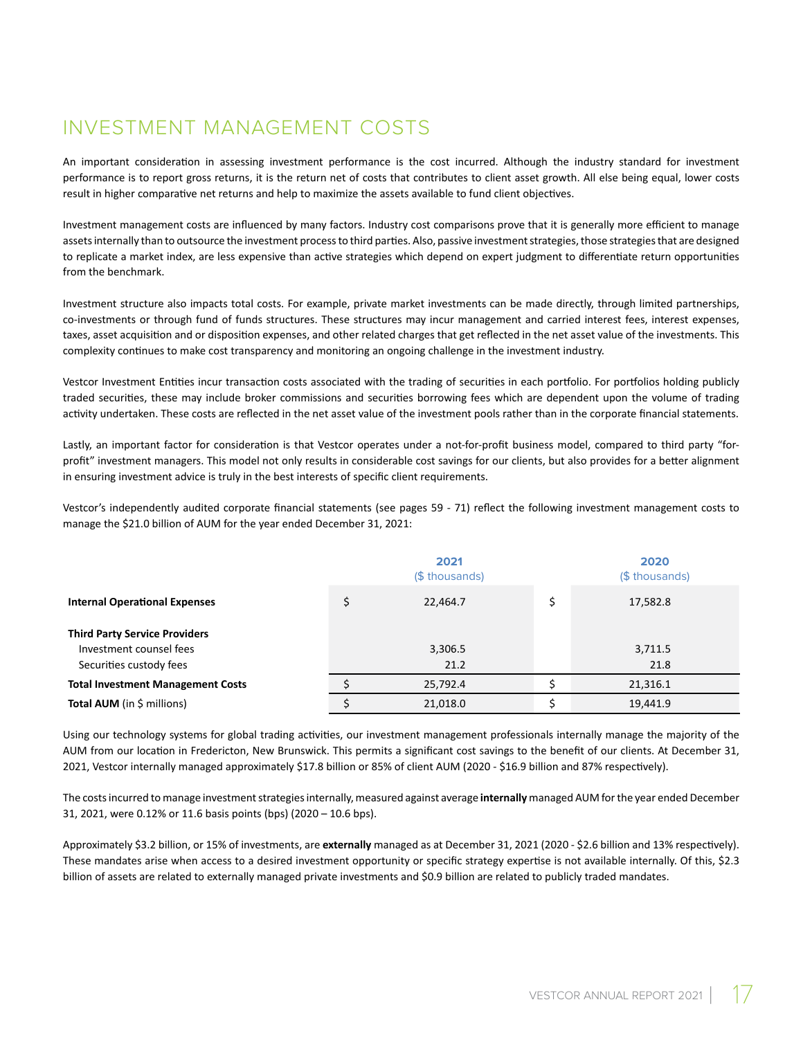# INVESTMENT MANAGEMENT COSTS

An important consideration in assessing investment performance is the cost incurred. Although the industry standard for investment performance is to report gross returns, it is the return net of costs that contributes to client asset growth. All else being equal, lower costs result in higher comparative net returns and help to maximize the assets available to fund client objectives.

Investment management costs are influenced by many factors. Industry cost comparisons prove that it is generally more efficient to manage assets internally than to outsource the investment process to third parties. Also, passive investment strategies, those strategies that are designed to replicate a market index, are less expensive than active strategies which depend on expert judgment to differentiate return opportunities from the benchmark.

Investment structure also impacts total costs. For example, private market investments can be made directly, through limited partnerships, co-investments or through fund of funds structures. These structures may incur management and carried interest fees, interest expenses, taxes, asset acquisition and or disposition expenses, and other related charges that get reflected in the net asset value of the investments. This complexity continues to make cost transparency and monitoring an ongoing challenge in the investment industry.

Vestcor Investment Entities incur transaction costs associated with the trading of securities in each portfolio. For portfolios holding publicly traded securities, these may include broker commissions and securities borrowing fees which are dependent upon the volume of trading activity undertaken. These costs are reflected in the net asset value of the investment pools rather than in the corporate financial statements.

Lastly, an important factor for consideration is that Vestcor operates under a not-for-profit business model, compared to third party "for-profit" investment managers. This model not only results in considerable cost savings for our clients, but also provides for a better alignment in ensuring investment advice is truly in the best interests of specific client requirements.

Vestcor's independently audited corporate financial statements (see pages 59 - 71) reflect the following investment management costs to manage the $21.0 billion of AUM for the year ended December 31, 2021:

| | | 2021 ($ thousands) | | 2020 ($ thousands) |
|---|---|---|---|---|
| **Internal Operational Expenses** | $ | 22,464.7 | $ | 17,582.8 |
| **Third Party Service Providers** | | | | |
| Investment counsel fees | | 3,306.5 | | 3,711.5 |
| Securities custody fees | | 21.2 | | 21.8 |
| **Total Investment Management Costs** | $ | 25,792.4 | $ | 21,316.1 |
| **Total AUM** (in $ millions) | $ | 21,018.0 | $ | 19,441.9 |

Using our technology systems for global trading activities, our investment management professionals internally manage the majority of the AUM from our location in Fredericton, New Brunswick. This permits a significant cost savings to the benefit of our clients. At December 31, 2021, Vestcor internally managed approximately $17.8 billion or 85% of client AUM (2020 - $16.9 billion and 87% respectively).

The costs incurred to manage investment strategies internally, measured against average **internally** managed AUM for the year ended December 31, 2021, were 0.12% or 11.6 basis points (bps) (2020 – 10.6 bps).

Approximately $3.2 billion, or 15% of investments, are **externally** managed as at December 31, 2021 (2020 - $2.6 billion and 13% respectively). These mandates arise when access to a desired investment opportunity or specific strategy expertise is not available internally. Of this, $2.3 billion of assets are related to externally managed private investments and $0.9 billion are related to publicly traded mandates.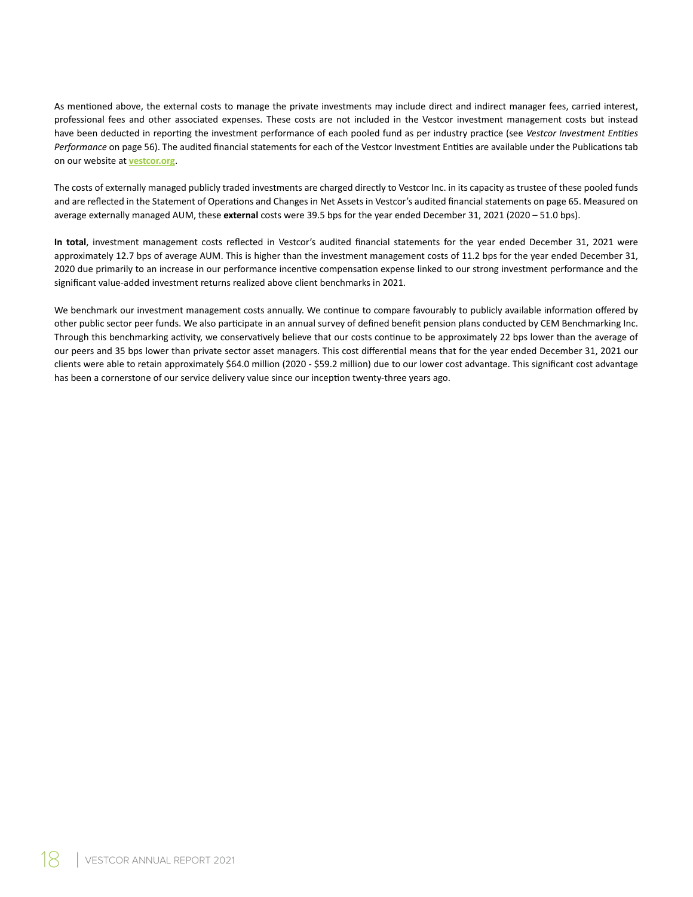As mentioned above, the external costs to manage the private investments may include direct and indirect manager fees, carried interest, professional fees and other associated expenses. These costs are not included in the Vestcor investment management costs but instead have been deducted in reporting the investment performance of each pooled fund as per industry practice (see *Vestcor Investment Entities Performance* on page 56). The audited financial statements for each of the Vestcor Investment Entities are available under the Publications tab on our website at **vestcor.org**.

The costs of externally managed publicly traded investments are charged directly to Vestcor Inc. in its capacity as trustee of these pooled funds and are reflected in the Statement of Operations and Changes in Net Assets in Vestcor's audited financial statements on page 65. Measured on average externally managed AUM, these **external** costs were 39.5 bps for the year ended December 31, 2021 (2020 – 51.0 bps).

**In total**, investment management costs reflected in Vestcor's audited financial statements for the year ended December 31, 2021 were approximately 12.7 bps of average AUM. This is higher than the investment management costs of 11.2 bps for the year ended December 31, 2020 due primarily to an increase in our performance incentive compensation expense linked to our strong investment performance and the significant value-added investment returns realized above client benchmarks in 2021.

We benchmark our investment management costs annually. We continue to compare favourably to publicly available information offered by other public sector peer funds. We also participate in an annual survey of defined benefit pension plans conducted by CEM Benchmarking Inc. Through this benchmarking activity, we conservatively believe that our costs continue to be approximately 22 bps lower than the average of our peers and 35 bps lower than private sector asset managers. This cost differential means that for the year ended December 31, 2021 our clients were able to retain approximately $64.0 million (2020 - $59.2 million) due to our lower cost advantage. This significant cost advantage has been a cornerstone of our service delivery value since our inception twenty-three years ago.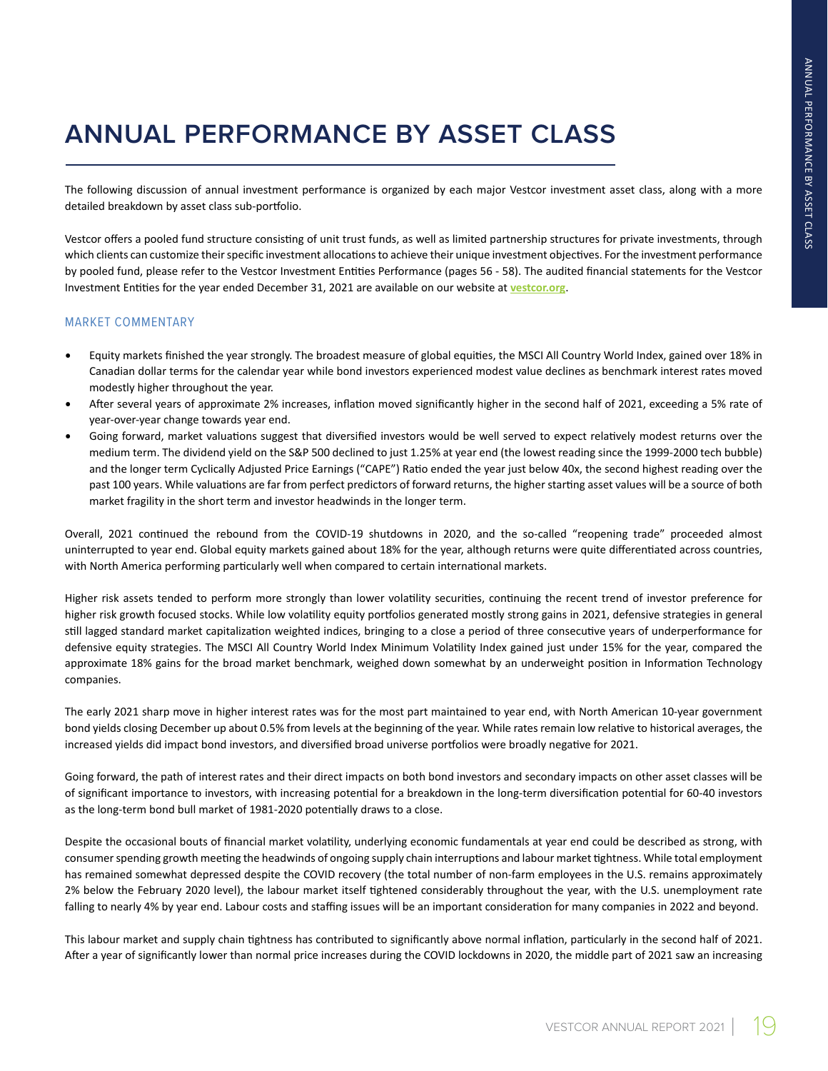# ANNUAL PERFORMANCE BY ASSET CLASS

The following discussion of annual investment performance is organized by each major Vestcor investment asset class, along with a more detailed breakdown by asset class sub-portfolio.

Vestcor offers a pooled fund structure consisting of unit trust funds, as well as limited partnership structures for private investments, through which clients can customize their specific investment allocations to achieve their unique investment objectives. For the investment performance by pooled fund, please refer to the Vestcor Investment Entities Performance (pages 56 - 58). The audited financial statements for the Vestcor Investment Entities for the year ended December 31, 2021 are available on our website at **vestcor.org**.

## MARKET COMMENTARY

- Equity markets finished the year strongly. The broadest measure of global equities, the MSCI All Country World Index, gained over 18% in Canadian dollar terms for the calendar year while bond investors experienced modest value declines as benchmark interest rates moved modestly higher throughout the year.
- After several years of approximate 2% increases, inflation moved significantly higher in the second half of 2021, exceeding a 5% rate of year-over-year change towards year end.
- Going forward, market valuations suggest that diversified investors would be well served to expect relatively modest returns over the medium term. The dividend yield on the S&P 500 declined to just 1.25% at year end (the lowest reading since the 1999-2000 tech bubble) and the longer term Cyclically Adjusted Price Earnings ("CAPE") Ratio ended the year just below 40x, the second highest reading over the past 100 years. While valuations are far from perfect predictors of forward returns, the higher starting asset values will be a source of both market fragility in the short term and investor headwinds in the longer term.

Overall, 2021 continued the rebound from the COVID-19 shutdowns in 2020, and the so-called "reopening trade" proceeded almost uninterrupted to year end. Global equity markets gained about 18% for the year, although returns were quite differentiated across countries, with North America performing particularly well when compared to certain international markets.

Higher risk assets tended to perform more strongly than lower volatility securities, continuing the recent trend of investor preference for higher risk growth focused stocks. While low volatility equity portfolios generated mostly strong gains in 2021, defensive strategies in general still lagged standard market capitalization weighted indices, bringing to a close a period of three consecutive years of underperformance for defensive equity strategies. The MSCI All Country World Index Minimum Volatility Index gained just under 15% for the year, compared the approximate 18% gains for the broad market benchmark, weighed down somewhat by an underweight position in Information Technology companies.

The early 2021 sharp move in higher interest rates was for the most part maintained to year end, with North American 10-year government bond yields closing December up about 0.5% from levels at the beginning of the year. While rates remain low relative to historical averages, the increased yields did impact bond investors, and diversified broad universe portfolios were broadly negative for 2021.

Going forward, the path of interest rates and their direct impacts on both bond investors and secondary impacts on other asset classes will be of significant importance to investors, with increasing potential for a breakdown in the long-term diversification potential for 60-40 investors as the long-term bond bull market of 1981-2020 potentially draws to a close.

Despite the occasional bouts of financial market volatility, underlying economic fundamentals at year end could be described as strong, with consumer spending growth meeting the headwinds of ongoing supply chain interruptions and labour market tightness. While total employment has remained somewhat depressed despite the COVID recovery (the total number of non-farm employees in the U.S. remains approximately 2% below the February 2020 level), the labour market itself tightened considerably throughout the year, with the U.S. unemployment rate falling to nearly 4% by year end. Labour costs and staffing issues will be an important consideration for many companies in 2022 and beyond.

This labour market and supply chain tightness has contributed to significantly above normal inflation, particularly in the second half of 2021. After a year of significantly lower than normal price increases during the COVID lockdowns in 2020, the middle part of 2021 saw an increasing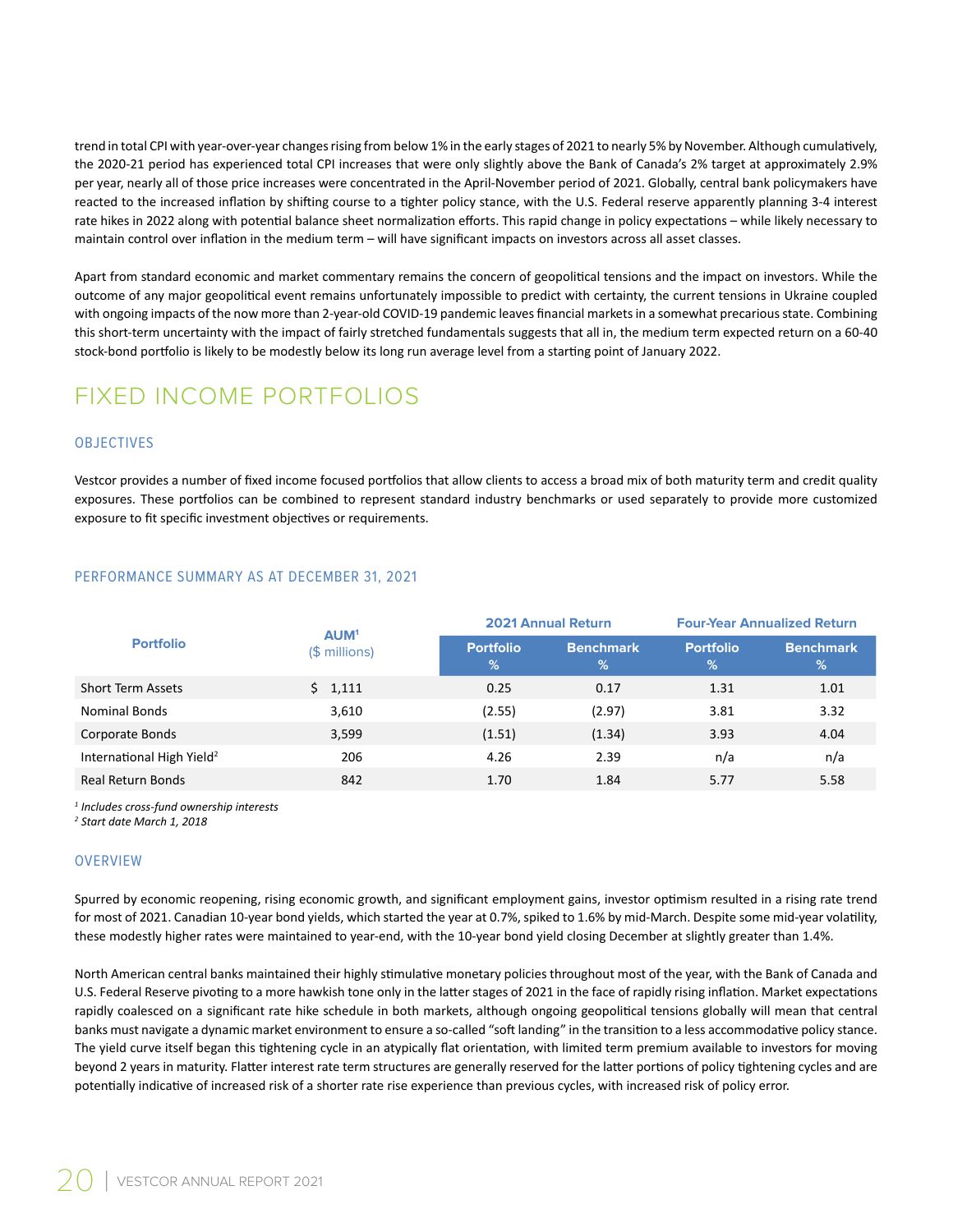trend in total CPI with year-over-year changes rising from below 1% in the early stages of 2021 to nearly 5% by November. Although cumulatively, the 2020-21 period has experienced total CPI increases that were only slightly above the Bank of Canada's 2% target at approximately 2.9% per year, nearly all of those price increases were concentrated in the April-November period of 2021. Globally, central bank policymakers have reacted to the increased inflation by shifting course to a tighter policy stance, with the U.S. Federal reserve apparently planning 3-4 interest rate hikes in 2022 along with potential balance sheet normalization efforts. This rapid change in policy expectations – while likely necessary to maintain control over inflation in the medium term – will have significant impacts on investors across all asset classes.

Apart from standard economic and market commentary remains the concern of geopolitical tensions and the impact on investors. While the outcome of any major geopolitical event remains unfortunately impossible to predict with certainty, the current tensions in Ukraine coupled with ongoing impacts of the now more than 2-year-old COVID-19 pandemic leaves financial markets in a somewhat precarious state. Combining this short-term uncertainty with the impact of fairly stretched fundamentals suggests that all in, the medium term expected return on a 60-40 stock-bond portfolio is likely to be modestly below its long run average level from a starting point of January 2022.

# FIXED INCOME PORTFOLIOS

## OBJECTIVES

Vestcor provides a number of fixed income focused portfolios that allow clients to access a broad mix of both maturity term and credit quality exposures. These portfolios can be combined to represent standard industry benchmarks or used separately to provide more customized exposure to fit specific investment objectives or requirements.

## PERFORMANCE SUMMARY AS AT DECEMBER 31, 2021

| Portfolio | AUM[1] ($ millions) | 2021 Annual Return | | Four-Year Annualized Return | |
|---|---|---|---|---|---|
| | | Portfolio % | Benchmark % | Portfolio % | Benchmark % |
| Short Term Assets | $ 1,111 | 0.25 | 0.17 | 1.31 | 1.01 |
| Nominal Bonds | 3,610 | (2.55) | (2.97) | 3.81 | 3.32 |
| Corporate Bonds | 3,599 | (1.51) | (1.34) | 3.93 | 4.04 |
| International High Yield[2] | 206 | 4.26 | 2.39 | n/a | n/a |
| Real Return Bonds | 842 | 1.70 | 1.84 | 5.77 | 5.58 |

[1] *Includes cross-fund ownership interests*
[2] *Start date March 1, 2018*

## OVERVIEW

Spurred by economic reopening, rising economic growth, and significant employment gains, investor optimism resulted in a rising rate trend for most of 2021. Canadian 10-year bond yields, which started the year at 0.7%, spiked to 1.6% by mid-March. Despite some mid-year volatility, these modestly higher rates were maintained to year-end, with the 10-year bond yield closing December at slightly greater than 1.4%.

North American central banks maintained their highly stimulative monetary policies throughout most of the year, with the Bank of Canada and U.S. Federal Reserve pivoting to a more hawkish tone only in the latter stages of 2021 in the face of rapidly rising inflation. Market expectations rapidly coalesced on a significant rate hike schedule in both markets, although ongoing geopolitical tensions globally will mean that central banks must navigate a dynamic market environment to ensure a so-called "soft landing" in the transition to a less accommodative policy stance. The yield curve itself began this tightening cycle in an atypically flat orientation, with limited term premium available to investors for moving beyond 2 years in maturity. Flatter interest rate term structures are generally reserved for the latter portions of policy tightening cycles and are potentially indicative of increased risk of a shorter rate rise experience than previous cycles, with increased risk of policy error.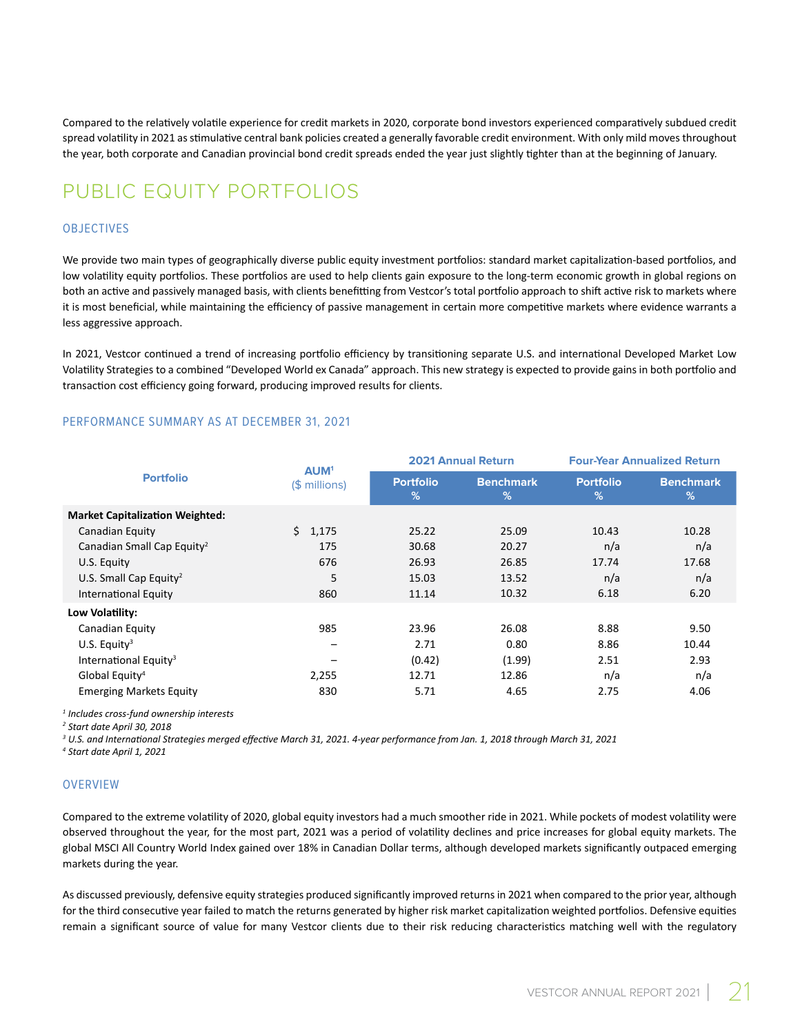Compared to the relatively volatile experience for credit markets in 2020, corporate bond investors experienced comparatively subdued credit spread volatility in 2021 as stimulative central bank policies created a generally favorable credit environment. With only mild moves throughout the year, both corporate and Canadian provincial bond credit spreads ended the year just slightly tighter than at the beginning of January.

# PUBLIC EQUITY PORTFOLIOS

## OBJECTIVES

We provide two main types of geographically diverse public equity investment portfolios: standard market capitalization-based portfolios, and low volatility equity portfolios. These portfolios are used to help clients gain exposure to the long-term economic growth in global regions on both an active and passively managed basis, with clients benefitting from Vestcor's total portfolio approach to shift active risk to markets where it is most beneficial, while maintaining the efficiency of passive management in certain more competitive markets where evidence warrants a less aggressive approach.

In 2021, Vestcor continued a trend of increasing portfolio efficiency by transitioning separate U.S. and international Developed Market Low Volatility Strategies to a combined "Developed World ex Canada" approach. This new strategy is expected to provide gains in both portfolio and transaction cost efficiency going forward, producing improved results for clients.

### PERFORMANCE SUMMARY AS AT DECEMBER 31, 2021

| Portfolio | AUM[1] ($ millions) | 2021 Annual Return | | Four-Year Annualized Return | |
|---|---|---|---|---|---|
| | | Portfolio % | Benchmark % | Portfolio % | Benchmark % |
| **Market Capitalization Weighted:** | | | | | |
| Canadian Equity | $ 1,175 | 25.22 | 25.09 | 10.43 | 10.28 |
| Canadian Small Cap Equity[2] | 175 | 30.68 | 20.27 | n/a | n/a |
| U.S. Equity | 676 | 26.93 | 26.85 | 17.74 | 17.68 |
| U.S. Small Cap Equity[2] | 5 | 15.03 | 13.52 | n/a | n/a |
| International Equity | 860 | 11.14 | 10.32 | 6.18 | 6.20 |
| **Low Volatility:** | | | | | |
| Canadian Equity | 985 | 23.96 | 26.08 | 8.88 | 9.50 |
| U.S. Equity[3] | – | 2.71 | 0.80 | 8.86 | 10.44 |
| International Equity[3] | – | (0.42) | (1.99) | 2.51 | 2.93 |
| Global Equity[4] | 2,255 | 12.71 | 12.86 | n/a | n/a |
| Emerging Markets Equity | 830 | 5.71 | 4.65 | 2.75 | 4.06 |

*[1] Includes cross-fund ownership interests*
*[2] Start date April 30, 2018*
*[3] U.S. and International Strategies merged effective March 31, 2021. 4-year performance from Jan. 1, 2018 through March 31, 2021*
*[4] Start date April 1, 2021*

## OVERVIEW

Compared to the extreme volatility of 2020, global equity investors had a much smoother ride in 2021. While pockets of modest volatility were observed throughout the year, for the most part, 2021 was a period of volatility declines and price increases for global equity markets. The global MSCI All Country World Index gained over 18% in Canadian Dollar terms, although developed markets significantly outpaced emerging markets during the year.

As discussed previously, defensive equity strategies produced significantly improved returns in 2021 when compared to the prior year, although for the third consecutive year failed to match the returns generated by higher risk market capitalization weighted portfolios. Defensive equities remain a significant source of value for many Vestcor clients due to their risk reducing characteristics matching well with the regulatory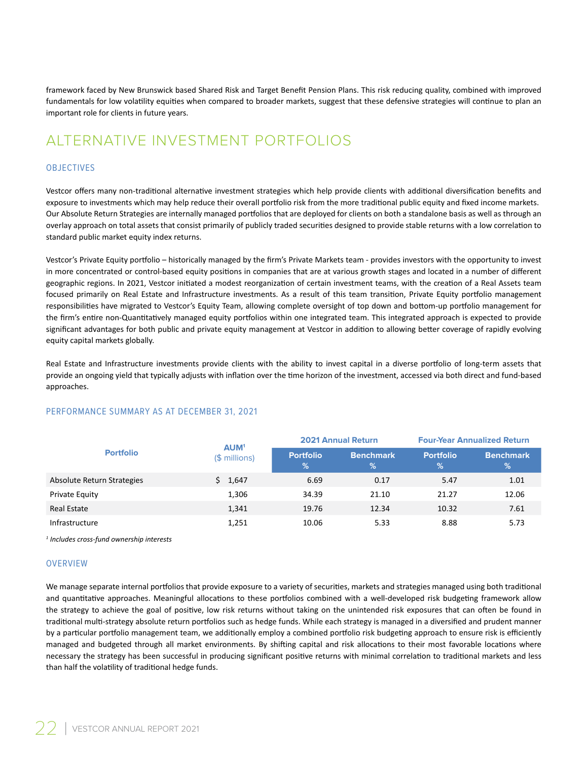framework faced by New Brunswick based Shared Risk and Target Benefit Pension Plans. This risk reducing quality, combined with improved fundamentals for low volatility equities when compared to broader markets, suggest that these defensive strategies will continue to plan an important role for clients in future years.

# ALTERNATIVE INVESTMENT PORTFOLIOS

## OBJECTIVES

Vestcor offers many non-traditional alternative investment strategies which help provide clients with additional diversification benefits and exposure to investments which may help reduce their overall portfolio risk from the more traditional public equity and fixed income markets. Our Absolute Return Strategies are internally managed portfolios that are deployed for clients on both a standalone basis as well as through an overlay approach on total assets that consist primarily of publicly traded securities designed to provide stable returns with a low correlation to standard public market equity index returns.

Vestcor's Private Equity portfolio – historically managed by the firm's Private Markets team - provides investors with the opportunity to invest in more concentrated or control-based equity positions in companies that are at various growth stages and located in a number of different geographic regions. In 2021, Vestcor initiated a modest reorganization of certain investment teams, with the creation of a Real Assets team focused primarily on Real Estate and Infrastructure investments. As a result of this team transition, Private Equity portfolio management responsibilities have migrated to Vestcor's Equity Team, allowing complete oversight of top down and bottom-up portfolio management for the firm's entire non-Quantitatively managed equity portfolios within one integrated team. This integrated approach is expected to provide significant advantages for both public and private equity management at Vestcor in addition to allowing better coverage of rapidly evolving equity capital markets globally.

Real Estate and Infrastructure investments provide clients with the ability to invest capital in a diverse portfolio of long-term assets that provide an ongoing yield that typically adjusts with inflation over the time horizon of the investment, accessed via both direct and fund-based approaches.

## PERFORMANCE SUMMARY AS AT DECEMBER 31, 2021

| Portfolio | AUM[1] ($ millions) | 2021 Annual Return | | Four-Year Annualized Return | |
|---|---|---|---|---|---|
| | | Portfolio % | Benchmark % | Portfolio % | Benchmark % |
| Absolute Return Strategies | $ 1,647 | 6.69 | 0.17 | 5.47 | 1.01 |
| Private Equity | 1,306 | 34.39 | 21.10 | 21.27 | 12.06 |
| Real Estate | 1,341 | 19.76 | 12.34 | 10.32 | 7.61 |
| Infrastructure | 1,251 | 10.06 | 5.33 | 8.88 | 5.73 |

[1] *Includes cross-fund ownership interests*

## OVERVIEW

We manage separate internal portfolios that provide exposure to a variety of securities, markets and strategies managed using both traditional and quantitative approaches. Meaningful allocations to these portfolios combined with a well-developed risk budgeting framework allow the strategy to achieve the goal of positive, low risk returns without taking on the unintended risk exposures that can often be found in traditional multi-strategy absolute return portfolios such as hedge funds. While each strategy is managed in a diversified and prudent manner by a particular portfolio management team, we additionally employ a combined portfolio risk budgeting approach to ensure risk is efficiently managed and budgeted through all market environments. By shifting capital and risk allocations to their most favorable locations where necessary the strategy has been successful in producing significant positive returns with minimal correlation to traditional markets and less than half the volatility of traditional hedge funds.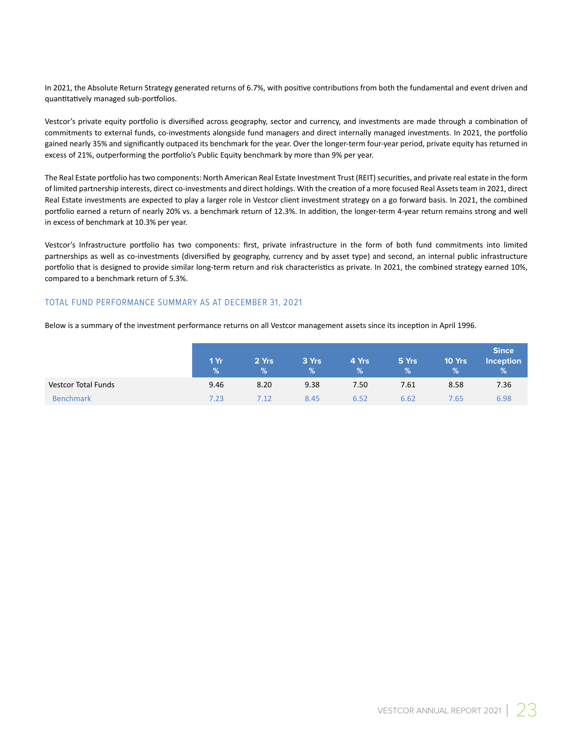In 2021, the Absolute Return Strategy generated returns of 6.7%, with positive contributions from both the fundamental and event driven and quantitatively managed sub-portfolios.

Vestcor's private equity portfolio is diversified across geography, sector and currency, and investments are made through a combination of commitments to external funds, co-investments alongside fund managers and direct internally managed investments. In 2021, the portfolio gained nearly 35% and significantly outpaced its benchmark for the year. Over the longer-term four-year period, private equity has returned in excess of 21%, outperforming the portfolio's Public Equity benchmark by more than 9% per year.

The Real Estate portfolio has two components: North American Real Estate Investment Trust (REIT) securities, and private real estate in the form of limited partnership interests, direct co-investments and direct holdings. With the creation of a more focused Real Assets team in 2021, direct Real Estate investments are expected to play a larger role in Vestcor client investment strategy on a go forward basis. In 2021, the combined portfolio earned a return of nearly 20% vs. a benchmark return of 12.3%. In addition, the longer-term 4-year return remains strong and well in excess of benchmark at 10.3% per year.

Vestcor's Infrastructure portfolio has two components: first, private infrastructure in the form of both fund commitments into limited partnerships as well as co-investments (diversified by geography, currency and by asset type) and second, an internal public infrastructure portfolio that is designed to provide similar long-term return and risk characteristics as private. In 2021, the combined strategy earned 10%, compared to a benchmark return of 5.3%.

## TOTAL FUND PERFORMANCE SUMMARY AS AT DECEMBER 31, 2021

Below is a summary of the investment performance returns on all Vestcor management assets since its inception in April 1996.

| | 1 Yr % | 2 Yrs % | 3 Yrs % | 4 Yrs % | 5 Yrs % | 10 Yrs % | Since Inception % |
|---|---|---|---|---|---|---|---|
| Vestcor Total Funds | 9.46 | 8.20 | 9.38 | 7.50 | 7.61 | 8.58 | 7.36 |
| Benchmark | 7.23 | 7.12 | 8.45 | 6.52 | 6.62 | 7.65 | 6.98 |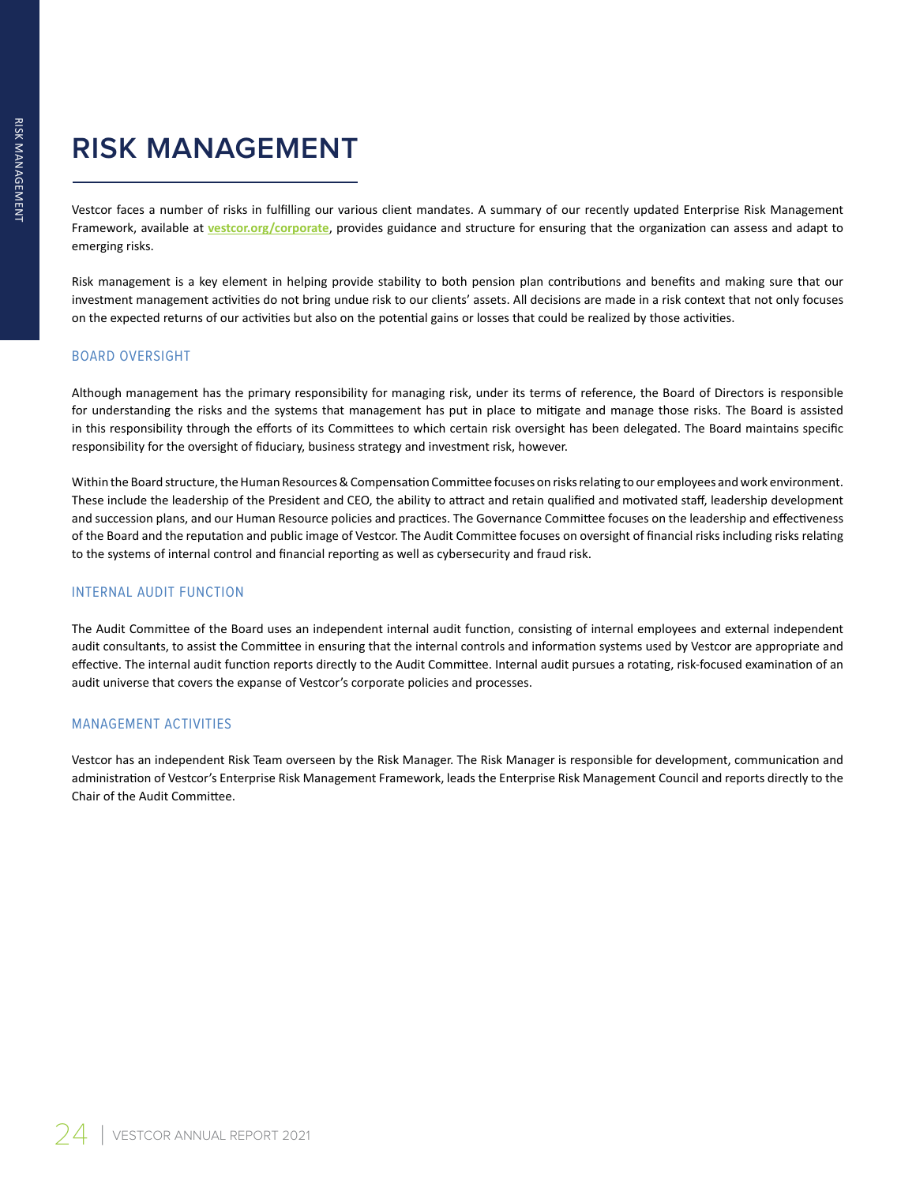# RISK MANAGEMENT

Vestcor faces a number of risks in fulfilling our various client mandates. A summary of our recently updated Enterprise Risk Management Framework, available at **vestcor.org/corporate**, provides guidance and structure for ensuring that the organization can assess and adapt to emerging risks.

Risk management is a key element in helping provide stability to both pension plan contributions and benefits and making sure that our investment management activities do not bring undue risk to our clients' assets. All decisions are made in a risk context that not only focuses on the expected returns of our activities but also on the potential gains or losses that could be realized by those activities.

## BOARD OVERSIGHT

Although management has the primary responsibility for managing risk, under its terms of reference, the Board of Directors is responsible for understanding the risks and the systems that management has put in place to mitigate and manage those risks. The Board is assisted in this responsibility through the efforts of its Committees to which certain risk oversight has been delegated. The Board maintains specific responsibility for the oversight of fiduciary, business strategy and investment risk, however.

Within the Board structure, the Human Resources & Compensation Committee focuses on risks relating to our employees and work environment. These include the leadership of the President and CEO, the ability to attract and retain qualified and motivated staff, leadership development and succession plans, and our Human Resource policies and practices. The Governance Committee focuses on the leadership and effectiveness of the Board and the reputation and public image of Vestcor. The Audit Committee focuses on oversight of financial risks including risks relating to the systems of internal control and financial reporting as well as cybersecurity and fraud risk.

## INTERNAL AUDIT FUNCTION

The Audit Committee of the Board uses an independent internal audit function, consisting of internal employees and external independent audit consultants, to assist the Committee in ensuring that the internal controls and information systems used by Vestcor are appropriate and effective. The internal audit function reports directly to the Audit Committee. Internal audit pursues a rotating, risk-focused examination of an audit universe that covers the expanse of Vestcor's corporate policies and processes.

## MANAGEMENT ACTIVITIES

Vestcor has an independent Risk Team overseen by the Risk Manager. The Risk Manager is responsible for development, communication and administration of Vestcor's Enterprise Risk Management Framework, leads the Enterprise Risk Management Council and reports directly to the Chair of the Audit Committee.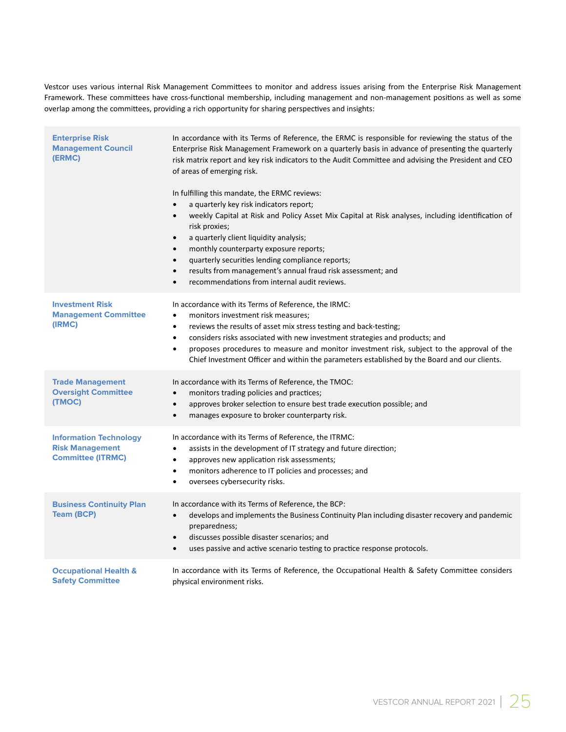Vestcor uses various internal Risk Management Committees to monitor and address issues arising from the Enterprise Risk Management Framework. These committees have cross-functional membership, including management and non-management positions as well as some overlap among the committees, providing a rich opportunity for sharing perspectives and insights:

**Enterprise Risk Management Council (ERMC)**

In accordance with its Terms of Reference, the ERMC is responsible for reviewing the status of the Enterprise Risk Management Framework on a quarterly basis in advance of presenting the quarterly risk matrix report and key risk indicators to the Audit Committee and advising the President and CEO of areas of emerging risk.

In fulfilling this mandate, the ERMC reviews:

- a quarterly key risk indicators report;
- weekly Capital at Risk and Policy Asset Mix Capital at Risk analyses, including identification of risk proxies;
- a quarterly client liquidity analysis;
- monthly counterparty exposure reports;
- quarterly securities lending compliance reports;
- results from management's annual fraud risk assessment; and
- recommendations from internal audit reviews.

**Investment Risk Management Committee (IRMC)**

In accordance with its Terms of Reference, the IRMC:

- monitors investment risk measures;
- reviews the results of asset mix stress testing and back-testing;
- considers risks associated with new investment strategies and products; and
- proposes procedures to measure and monitor investment risk, subject to the approval of the Chief Investment Officer and within the parameters established by the Board and our clients.

**Trade Management Oversight Committee (TMOC)**

In accordance with its Terms of Reference, the TMOC:

- monitors trading policies and practices;
- approves broker selection to ensure best trade execution possible; and
- manages exposure to broker counterparty risk.

**Information Technology Risk Management Committee (ITRMC)**

In accordance with its Terms of Reference, the ITRMC:

- assists in the development of IT strategy and future direction;
- approves new application risk assessments;
- monitors adherence to IT policies and processes; and
- oversees cybersecurity risks.

**Business Continuity Plan Team (BCP)**

In accordance with its Terms of Reference, the BCP:

- develops and implements the Business Continuity Plan including disaster recovery and pandemic preparedness;
- discusses possible disaster scenarios; and
- uses passive and active scenario testing to practice response protocols.

**Occupational Health & Safety Committee**

In accordance with its Terms of Reference, the Occupational Health & Safety Committee considers physical environment risks.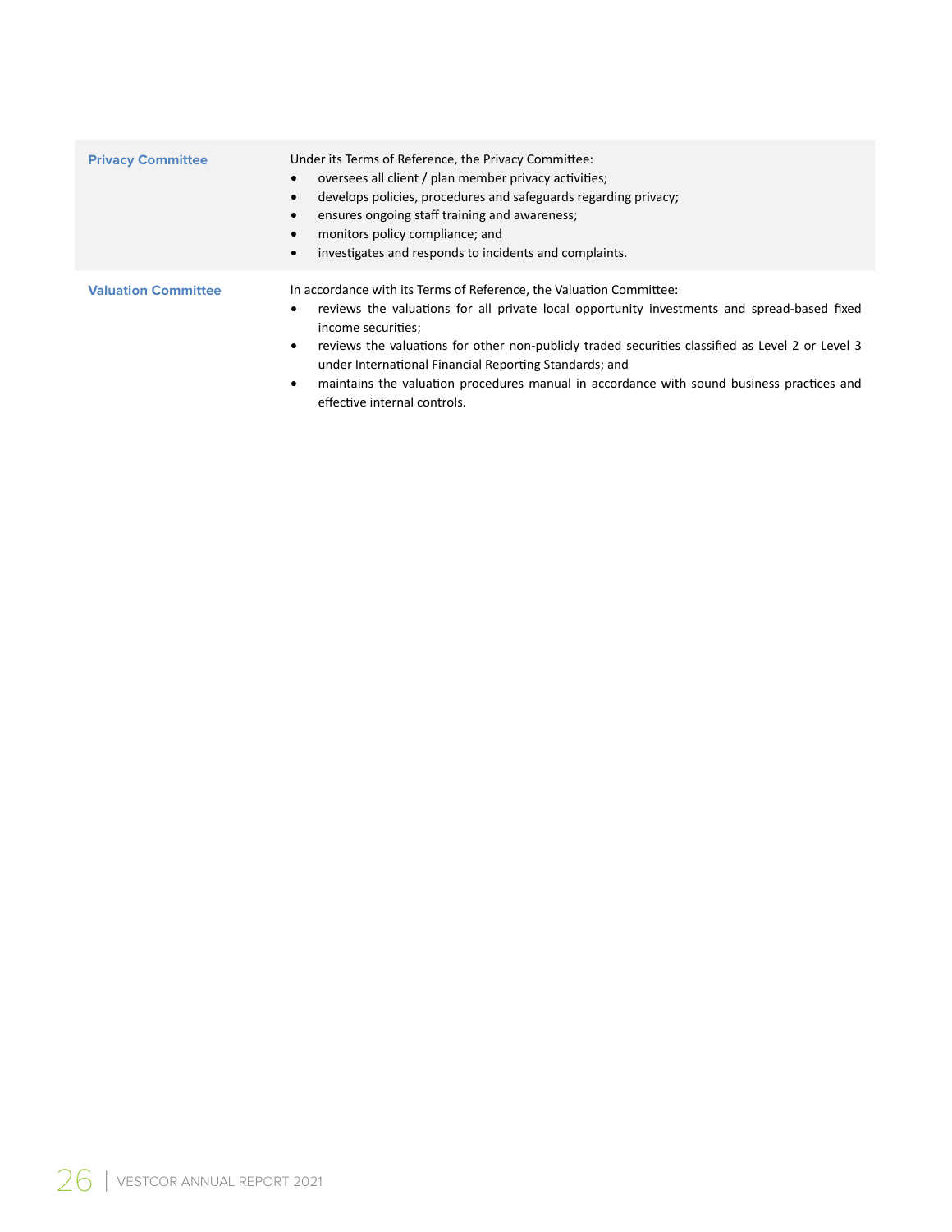| | |
|---|---|
| **Privacy Committee** | Under its Terms of Reference, the Privacy Committee:<br>• oversees all client / plan member privacy activities;<br>• develops policies, procedures and safeguards regarding privacy;<br>• ensures ongoing staff training and awareness;<br>• monitors policy compliance; and<br>• investigates and responds to incidents and complaints. |
| **Valuation Committee** | In accordance with its Terms of Reference, the Valuation Committee:<br>• reviews the valuations for all private local opportunity investments and spread-based fixed income securities;<br>• reviews the valuations for other non-publicly traded securities classified as Level 2 or Level 3 under International Financial Reporting Standards; and<br>• maintains the valuation procedures manual in accordance with sound business practices and effective internal controls. |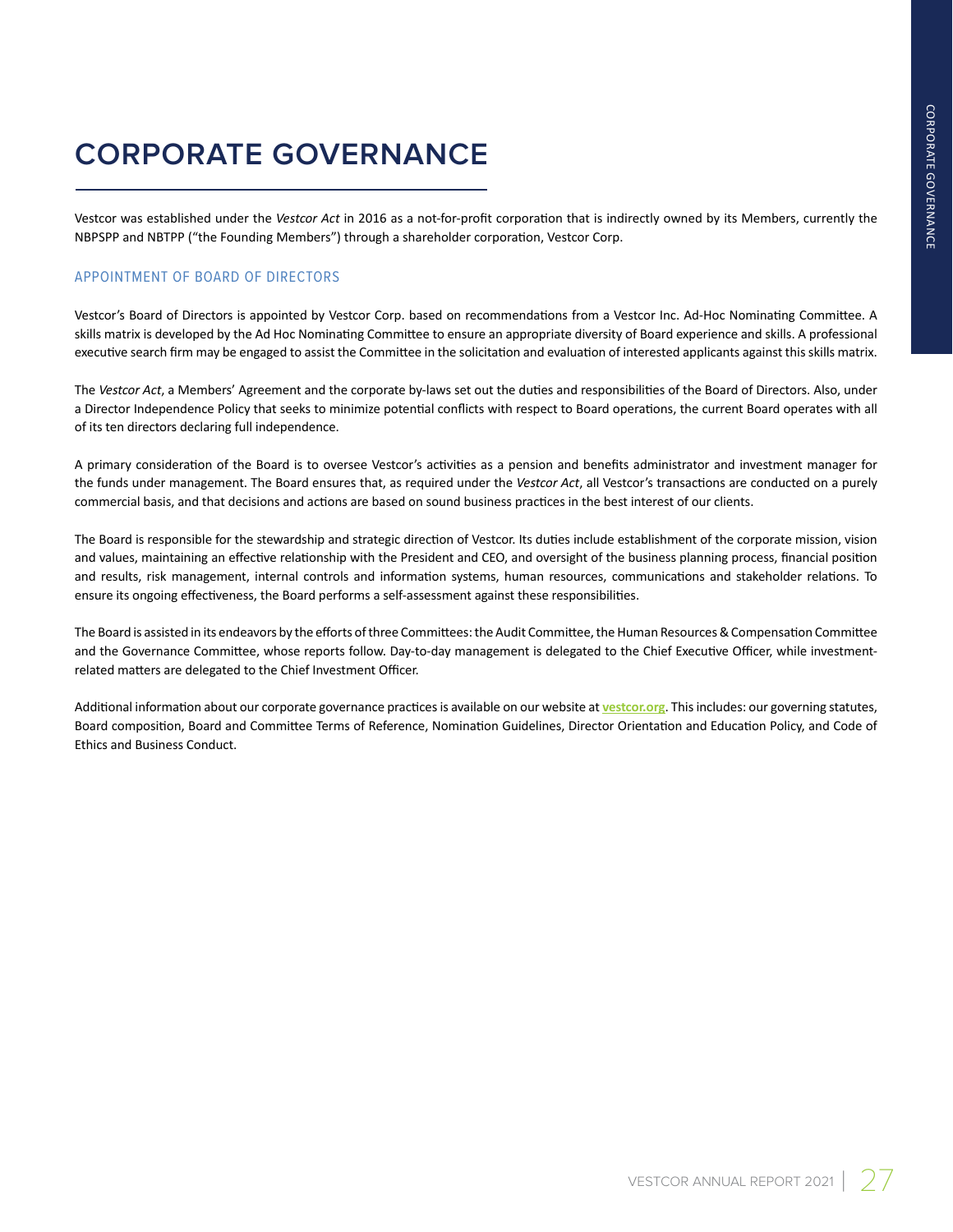# CORPORATE GOVERNANCE

Vestcor was established under the *Vestcor Act* in 2016 as a not-for-profit corporation that is indirectly owned by its Members, currently the NBPSPP and NBTPP ("the Founding Members") through a shareholder corporation, Vestcor Corp.

## APPOINTMENT OF BOARD OF DIRECTORS

Vestcor's Board of Directors is appointed by Vestcor Corp. based on recommendations from a Vestcor Inc. Ad-Hoc Nominating Committee. A skills matrix is developed by the Ad Hoc Nominating Committee to ensure an appropriate diversity of Board experience and skills. A professional executive search firm may be engaged to assist the Committee in the solicitation and evaluation of interested applicants against this skills matrix.

The *Vestcor Act*, a Members' Agreement and the corporate by-laws set out the duties and responsibilities of the Board of Directors. Also, under a Director Independence Policy that seeks to minimize potential conflicts with respect to Board operations, the current Board operates with all of its ten directors declaring full independence.

A primary consideration of the Board is to oversee Vestcor's activities as a pension and benefits administrator and investment manager for the funds under management. The Board ensures that, as required under the *Vestcor Act*, all Vestcor's transactions are conducted on a purely commercial basis, and that decisions and actions are based on sound business practices in the best interest of our clients.

The Board is responsible for the stewardship and strategic direction of Vestcor. Its duties include establishment of the corporate mission, vision and values, maintaining an effective relationship with the President and CEO, and oversight of the business planning process, financial position and results, risk management, internal controls and information systems, human resources, communications and stakeholder relations. To ensure its ongoing effectiveness, the Board performs a self-assessment against these responsibilities.

The Board is assisted in its endeavors by the efforts of three Committees: the Audit Committee, the Human Resources & Compensation Committee and the Governance Committee, whose reports follow. Day-to-day management is delegated to the Chief Executive Officer, while investment-related matters are delegated to the Chief Investment Officer.

Additional information about our corporate governance practices is available on our website at **vestcor.org**. This includes: our governing statutes, Board composition, Board and Committee Terms of Reference, Nomination Guidelines, Director Orientation and Education Policy, and Code of Ethics and Business Conduct.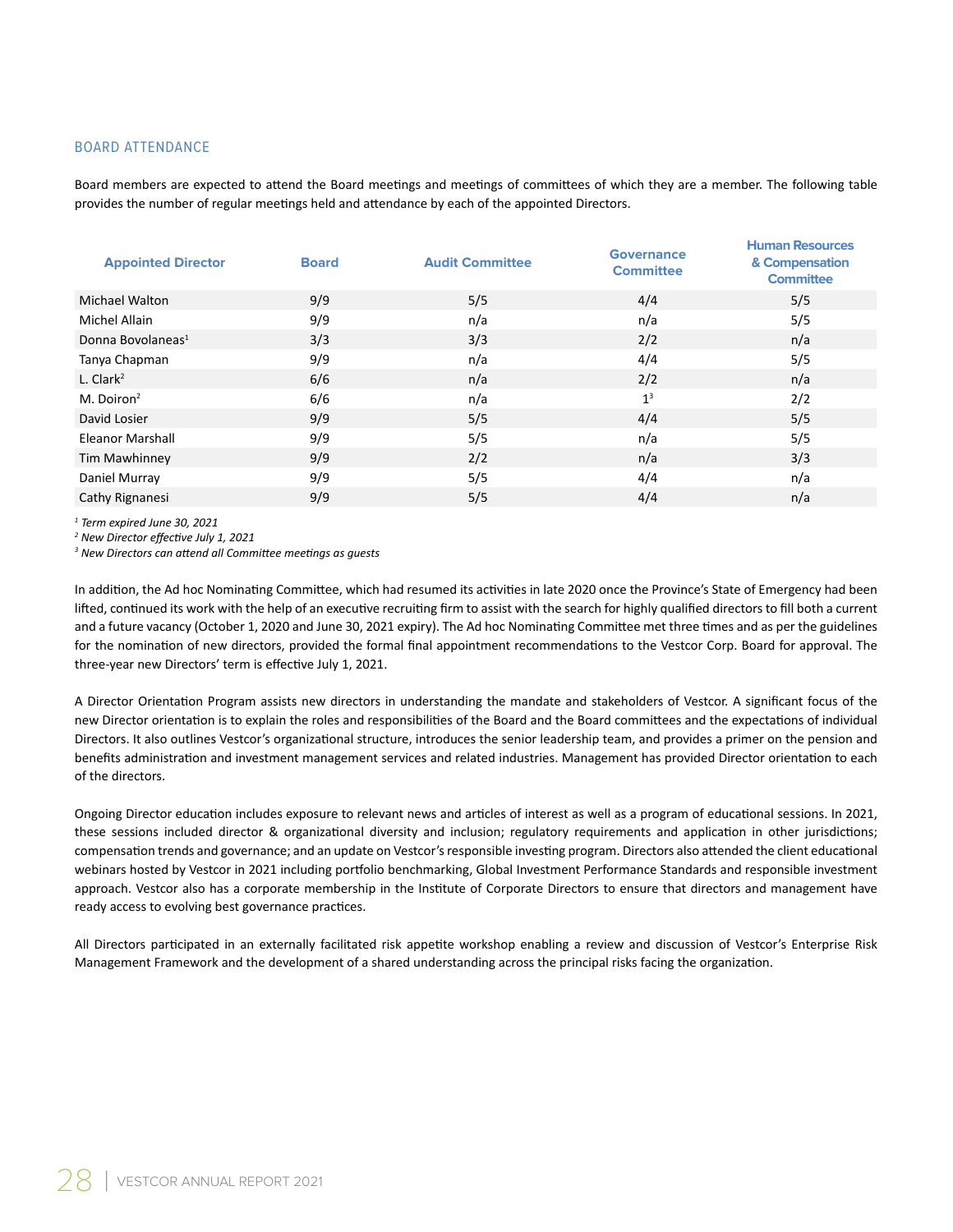## BOARD ATTENDANCE

Board members are expected to attend the Board meetings and meetings of committees of which they are a member. The following table provides the number of regular meetings held and attendance by each of the appointed Directors.

| Appointed Director | Board | Audit Committee | Governance Committee | Human Resources & Compensation Committee |
|---|---|---|---|---|
| Michael Walton | 9/9 | 5/5 | 4/4 | 5/5 |
| Michel Allain | 9/9 | n/a | n/a | 5/5 |
| Donna Bovolaneas[1] | 3/3 | 3/3 | 2/2 | n/a |
| Tanya Chapman | 9/9 | n/a | 4/4 | 5/5 |
| L. Clark[2] | 6/6 | n/a | 2/2 | n/a |
| M. Doiron[2] | 6/6 | n/a | 1[3] | 2/2 |
| David Losier | 9/9 | 5/5 | 4/4 | 5/5 |
| Eleanor Marshall | 9/9 | 5/5 | n/a | 5/5 |
| Tim Mawhinney | 9/9 | 2/2 | n/a | 3/3 |
| Daniel Murray | 9/9 | 5/5 | 4/4 | n/a |
| Cathy Rignanesi | 9/9 | 5/5 | 4/4 | n/a |

*[1] Term expired June 30, 2021*
*[2] New Director effective July 1, 2021*
*[3] New Directors can attend all Committee meetings as guests*

In addition, the Ad hoc Nominating Committee, which had resumed its activities in late 2020 once the Province's State of Emergency had been lifted, continued its work with the help of an executive recruiting firm to assist with the search for highly qualified directors to fill both a current and a future vacancy (October 1, 2020 and June 30, 2021 expiry). The Ad hoc Nominating Committee met three times and as per the guidelines for the nomination of new directors, provided the formal final appointment recommendations to the Vestcor Corp. Board for approval. The three-year new Directors' term is effective July 1, 2021.

A Director Orientation Program assists new directors in understanding the mandate and stakeholders of Vestcor. A significant focus of the new Director orientation is to explain the roles and responsibilities of the Board and the Board committees and the expectations of individual Directors. It also outlines Vestcor's organizational structure, introduces the senior leadership team, and provides a primer on the pension and benefits administration and investment management services and related industries. Management has provided Director orientation to each of the directors.

Ongoing Director education includes exposure to relevant news and articles of interest as well as a program of educational sessions. In 2021, these sessions included director & organizational diversity and inclusion; regulatory requirements and application in other jurisdictions; compensation trends and governance; and an update on Vestcor's responsible investing program. Directors also attended the client educational webinars hosted by Vestcor in 2021 including portfolio benchmarking, Global Investment Performance Standards and responsible investment approach. Vestcor also has a corporate membership in the Institute of Corporate Directors to ensure that directors and management have ready access to evolving best governance practices.

All Directors participated in an externally facilitated risk appetite workshop enabling a review and discussion of Vestcor's Enterprise Risk Management Framework and the development of a shared understanding across the principal risks facing the organization.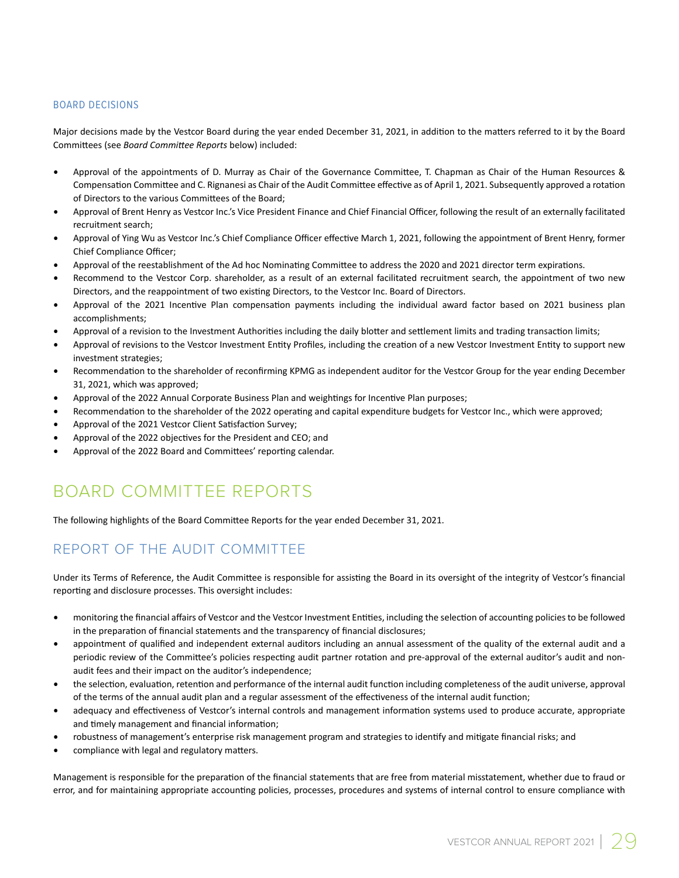### BOARD DECISIONS

Major decisions made by the Vestcor Board during the year ended December 31, 2021, in addition to the matters referred to it by the Board Committees (see *Board Committee Reports* below) included:

- Approval of the appointments of D. Murray as Chair of the Governance Committee, T. Chapman as Chair of the Human Resources & Compensation Committee and C. Rignanesi as Chair of the Audit Committee effective as of April 1, 2021. Subsequently approved a rotation of Directors to the various Committees of the Board;
- Approval of Brent Henry as Vestcor Inc.'s Vice President Finance and Chief Financial Officer, following the result of an externally facilitated recruitment search;
- Approval of Ying Wu as Vestcor Inc.'s Chief Compliance Officer effective March 1, 2021, following the appointment of Brent Henry, former Chief Compliance Officer;
- Approval of the reestablishment of the Ad hoc Nominating Committee to address the 2020 and 2021 director term expirations.
- Recommend to the Vestcor Corp. shareholder, as a result of an external facilitated recruitment search, the appointment of two new Directors, and the reappointment of two existing Directors, to the Vestcor Inc. Board of Directors.
- Approval of the 2021 Incentive Plan compensation payments including the individual award factor based on 2021 business plan accomplishments;
- Approval of a revision to the Investment Authorities including the daily blotter and settlement limits and trading transaction limits;
- Approval of revisions to the Vestcor Investment Entity Profiles, including the creation of a new Vestcor Investment Entity to support new investment strategies;
- Recommendation to the shareholder of reconfirming KPMG as independent auditor for the Vestcor Group for the year ending December 31, 2021, which was approved;
- Approval of the 2022 Annual Corporate Business Plan and weightings for Incentive Plan purposes;
- Recommendation to the shareholder of the 2022 operating and capital expenditure budgets for Vestcor Inc., which were approved;
- Approval of the 2021 Vestcor Client Satisfaction Survey;
- Approval of the 2022 objectives for the President and CEO; and
- Approval of the 2022 Board and Committees' reporting calendar.

# BOARD COMMITTEE REPORTS

The following highlights of the Board Committee Reports for the year ended December 31, 2021.

## REPORT OF THE AUDIT COMMITTEE

Under its Terms of Reference, the Audit Committee is responsible for assisting the Board in its oversight of the integrity of Vestcor's financial reporting and disclosure processes. This oversight includes:

- monitoring the financial affairs of Vestcor and the Vestcor Investment Entities, including the selection of accounting policies to be followed in the preparation of financial statements and the transparency of financial disclosures;
- appointment of qualified and independent external auditors including an annual assessment of the quality of the external audit and a periodic review of the Committee's policies respecting audit partner rotation and pre-approval of the external auditor's audit and non-audit fees and their impact on the auditor's independence;
- the selection, evaluation, retention and performance of the internal audit function including completeness of the audit universe, approval of the terms of the annual audit plan and a regular assessment of the effectiveness of the internal audit function;
- adequacy and effectiveness of Vestcor's internal controls and management information systems used to produce accurate, appropriate and timely management and financial information;
- robustness of management's enterprise risk management program and strategies to identify and mitigate financial risks; and
- compliance with legal and regulatory matters.

Management is responsible for the preparation of the financial statements that are free from material misstatement, whether due to fraud or error, and for maintaining appropriate accounting policies, processes, procedures and systems of internal control to ensure compliance with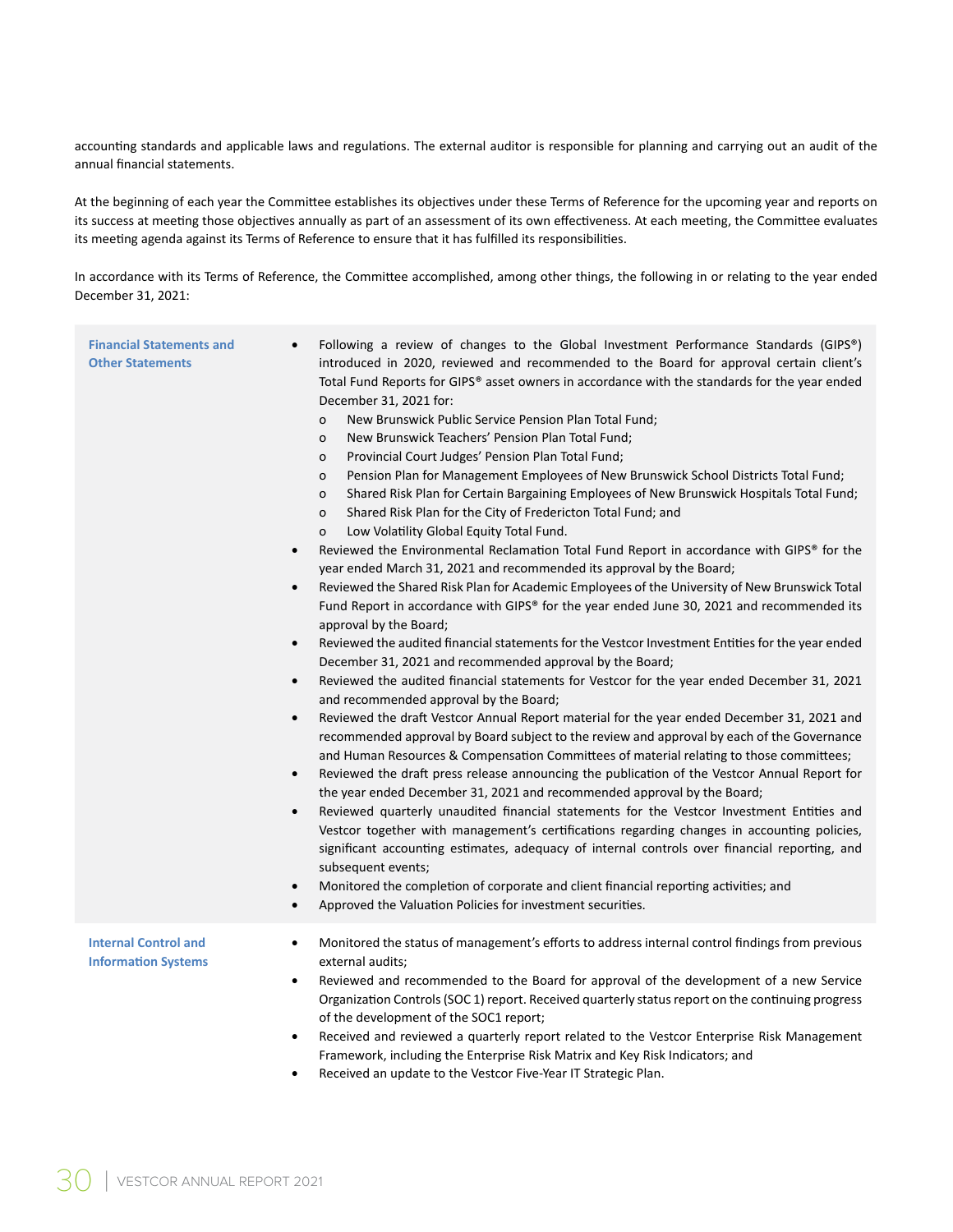accounting standards and applicable laws and regulations. The external auditor is responsible for planning and carrying out an audit of the annual financial statements.

At the beginning of each year the Committee establishes its objectives under these Terms of Reference for the upcoming year and reports on its success at meeting those objectives annually as part of an assessment of its own effectiveness. At each meeting, the Committee evaluates its meeting agenda against its Terms of Reference to ensure that it has fulfilled its responsibilities.

In accordance with its Terms of Reference, the Committee accomplished, among other things, the following in or relating to the year ended December 31, 2021:

**Financial Statements and Other Statements**

- Following a review of changes to the Global Investment Performance Standards (GIPS®) introduced in 2020, reviewed and recommended to the Board for approval certain client's Total Fund Reports for GIPS® asset owners in accordance with the standards for the year ended December 31, 2021 for:
  - New Brunswick Public Service Pension Plan Total Fund;
  - New Brunswick Teachers' Pension Plan Total Fund;
  - Provincial Court Judges' Pension Plan Total Fund;
  - Pension Plan for Management Employees of New Brunswick School Districts Total Fund;
  - Shared Risk Plan for Certain Bargaining Employees of New Brunswick Hospitals Total Fund;
  - Shared Risk Plan for the City of Fredericton Total Fund; and
  - Low Volatility Global Equity Total Fund.
- Reviewed the Environmental Reclamation Total Fund Report in accordance with GIPS® for the year ended March 31, 2021 and recommended its approval by the Board;
- Reviewed the Shared Risk Plan for Academic Employees of the University of New Brunswick Total Fund Report in accordance with GIPS® for the year ended June 30, 2021 and recommended its approval by the Board;
- Reviewed the audited financial statements for the Vestcor Investment Entities for the year ended December 31, 2021 and recommended approval by the Board;
- Reviewed the audited financial statements for Vestcor for the year ended December 31, 2021 and recommended approval by the Board;
- Reviewed the draft Vestcor Annual Report material for the year ended December 31, 2021 and recommended approval by Board subject to the review and approval by each of the Governance and Human Resources & Compensation Committees of material relating to those committees;
- Reviewed the draft press release announcing the publication of the Vestcor Annual Report for the year ended December 31, 2021 and recommended approval by the Board;
- Reviewed quarterly unaudited financial statements for the Vestcor Investment Entities and Vestcor together with management's certifications regarding changes in accounting policies, significant accounting estimates, adequacy of internal controls over financial reporting, and subsequent events;
- Monitored the completion of corporate and client financial reporting activities; and
- Approved the Valuation Policies for investment securities.

**Internal Control and Information Systems**

- Monitored the status of management's efforts to address internal control findings from previous external audits;
- Reviewed and recommended to the Board for approval of the development of a new Service Organization Controls (SOC 1) report. Received quarterly status report on the continuing progress of the development of the SOC1 report;
- Received and reviewed a quarterly report related to the Vestcor Enterprise Risk Management Framework, including the Enterprise Risk Matrix and Key Risk Indicators; and
- Received an update to the Vestcor Five-Year IT Strategic Plan.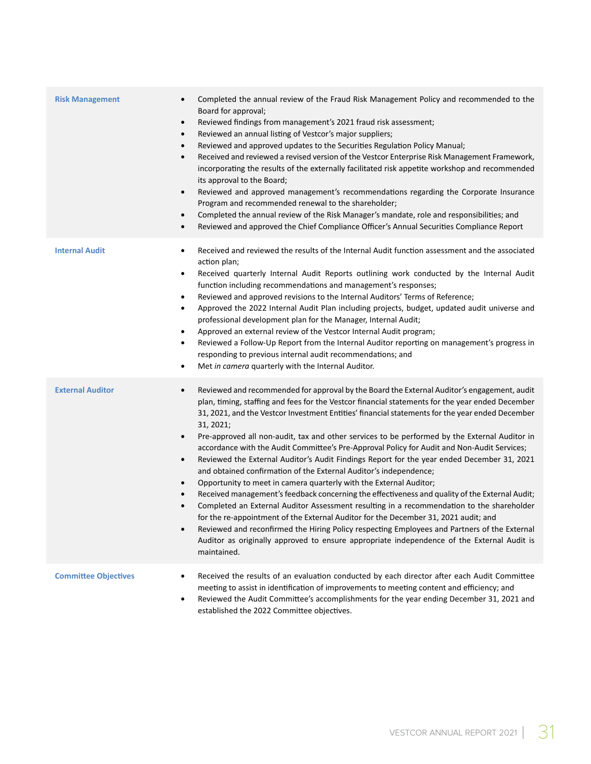| | |
|---|---|
| **Risk Management** | • Completed the annual review of the Fraud Risk Management Policy and recommended to the Board for approval;<br>• Reviewed findings from management's 2021 fraud risk assessment;<br>• Reviewed an annual listing of Vestcor's major suppliers;<br>• Reviewed and approved updates to the Securities Regulation Policy Manual;<br>• Received and reviewed a revised version of the Vestcor Enterprise Risk Management Framework, incorporating the results of the externally facilitated risk appetite workshop and recommended its approval to the Board;<br>• Reviewed and approved management's recommendations regarding the Corporate Insurance Program and recommended renewal to the shareholder;<br>• Completed the annual review of the Risk Manager's mandate, role and responsibilities; and<br>• Reviewed and approved the Chief Compliance Officer's Annual Securities Compliance Report |
| **Internal Audit** | • Received and reviewed the results of the Internal Audit function assessment and the associated action plan;<br>• Received quarterly Internal Audit Reports outlining work conducted by the Internal Audit function including recommendations and management's responses;<br>• Reviewed and approved revisions to the Internal Auditors' Terms of Reference;<br>• Approved the 2022 Internal Audit Plan including projects, budget, updated audit universe and professional development plan for the Manager, Internal Audit;<br>• Approved an external review of the Vestcor Internal Audit program;<br>• Reviewed a Follow-Up Report from the Internal Auditor reporting on management's progress in responding to previous internal audit recommendations; and<br>• Met *in camera* quarterly with the Internal Auditor. |
| **External Auditor** | • Reviewed and recommended for approval by the Board the External Auditor's engagement, audit plan, timing, staffing and fees for the Vestcor financial statements for the year ended December 31, 2021, and the Vestcor Investment Entities' financial statements for the year ended December 31, 2021;<br>• Pre-approved all non-audit, tax and other services to be performed by the External Auditor in accordance with the Audit Committee's Pre-Approval Policy for Audit and Non-Audit Services;<br>• Reviewed the External Auditor's Audit Findings Report for the year ended December 31, 2021 and obtained confirmation of the External Auditor's independence;<br>• Opportunity to meet in camera quarterly with the External Auditor;<br>• Received management's feedback concerning the effectiveness and quality of the External Audit;<br>• Completed an External Auditor Assessment resulting in a recommendation to the shareholder for the re-appointment of the External Auditor for the December 31, 2021 audit; and<br>• Reviewed and reconfirmed the Hiring Policy respecting Employees and Partners of the External Auditor as originally approved to ensure appropriate independence of the External Audit is maintained. |
| **Committee Objectives** | • Received the results of an evaluation conducted by each director after each Audit Committee meeting to assist in identification of improvements to meeting content and efficiency; and<br>• Reviewed the Audit Committee's accomplishments for the year ending December 31, 2021 and established the 2022 Committee objectives. |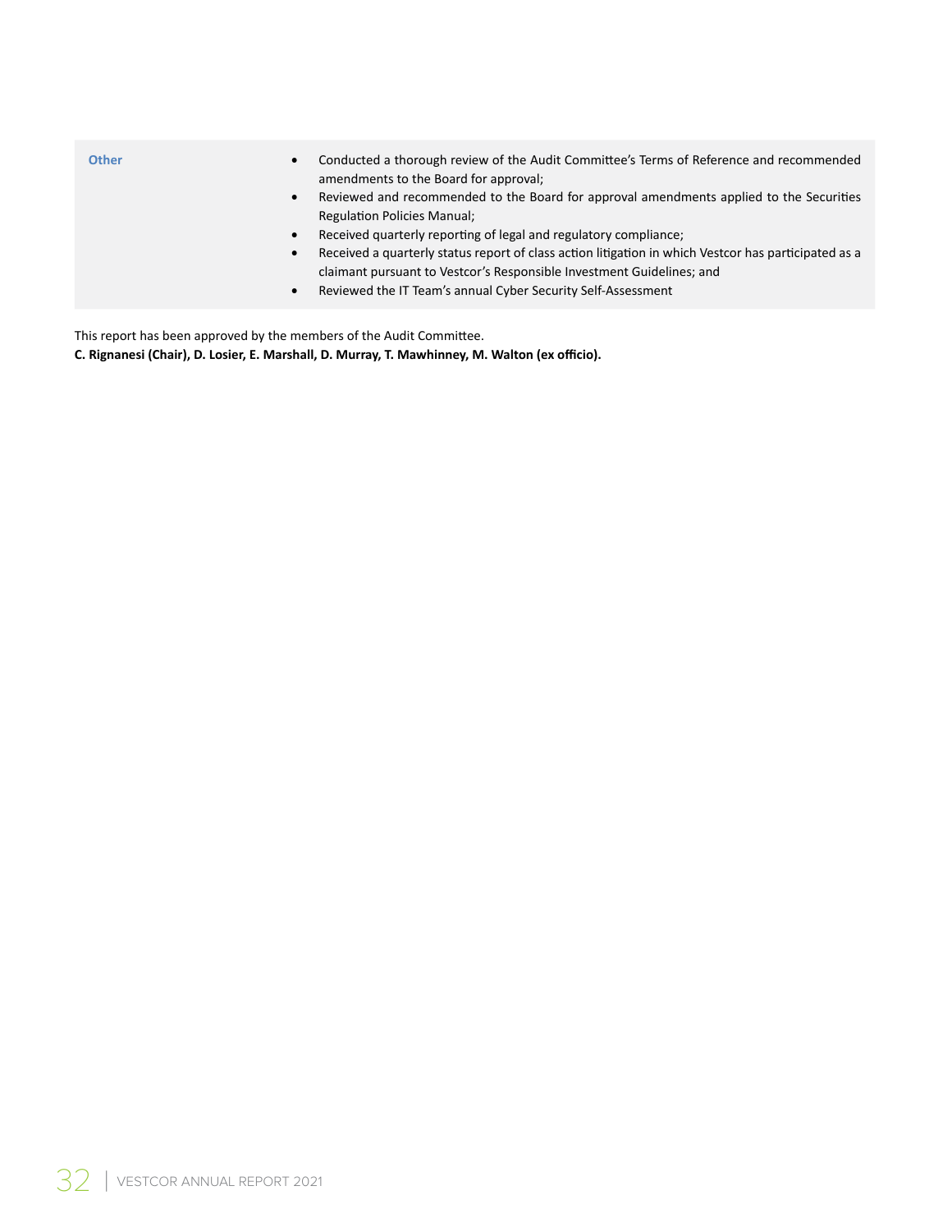| | |
|---|---|
| **Other** | • Conducted a thorough review of the Audit Committee's Terms of Reference and recommended amendments to the Board for approval;<br>• Reviewed and recommended to the Board for approval amendments applied to the Securities Regulation Policies Manual;<br>• Received quarterly reporting of legal and regulatory compliance;<br>• Received a quarterly status report of class action litigation in which Vestcor has participated as a claimant pursuant to Vestcor's Responsible Investment Guidelines; and<br>• Reviewed the IT Team's annual Cyber Security Self-Assessment |

This report has been approved by the members of the Audit Committee.

**C. Rignanesi (Chair), D. Losier, E. Marshall, D. Murray, T. Mawhinney, M. Walton (ex officio).**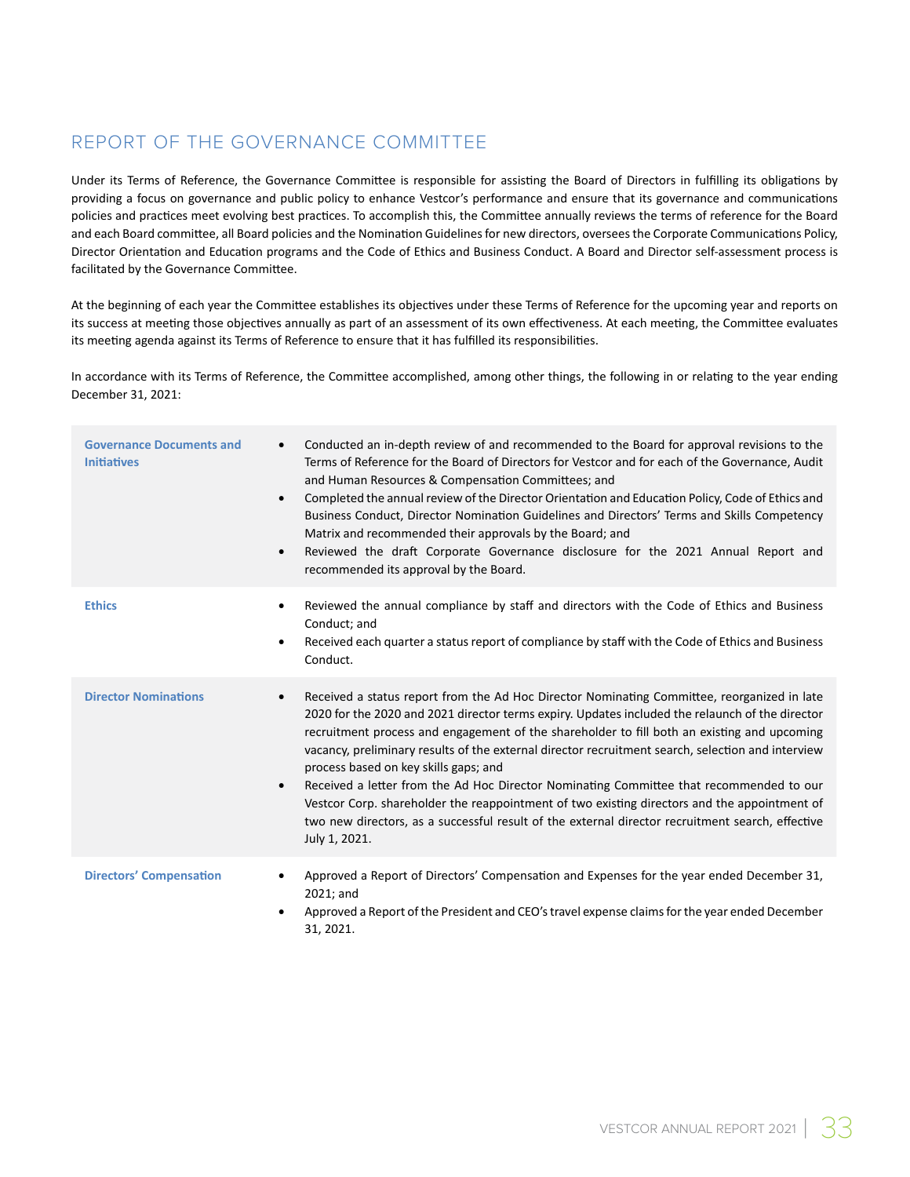## REPORT OF THE GOVERNANCE COMMITTEE

Under its Terms of Reference, the Governance Committee is responsible for assisting the Board of Directors in fulfilling its obligations by providing a focus on governance and public policy to enhance Vestcor's performance and ensure that its governance and communications policies and practices meet evolving best practices. To accomplish this, the Committee annually reviews the terms of reference for the Board and each Board committee, all Board policies and the Nomination Guidelines for new directors, oversees the Corporate Communications Policy, Director Orientation and Education programs and the Code of Ethics and Business Conduct. A Board and Director self-assessment process is facilitated by the Governance Committee.

At the beginning of each year the Committee establishes its objectives under these Terms of Reference for the upcoming year and reports on its success at meeting those objectives annually as part of an assessment of its own effectiveness. At each meeting, the Committee evaluates its meeting agenda against its Terms of Reference to ensure that it has fulfilled its responsibilities.

In accordance with its Terms of Reference, the Committee accomplished, among other things, the following in or relating to the year ending December 31, 2021:

| | |
|---|---|
| **Governance Documents and Initiatives** | • Conducted an in-depth review of and recommended to the Board for approval revisions to the Terms of Reference for the Board of Directors for Vestcor and for each of the Governance, Audit and Human Resources & Compensation Committees; and<br>• Completed the annual review of the Director Orientation and Education Policy, Code of Ethics and Business Conduct, Director Nomination Guidelines and Directors' Terms and Skills Competency Matrix and recommended their approvals by the Board; and<br>• Reviewed the draft Corporate Governance disclosure for the 2021 Annual Report and recommended its approval by the Board. |
| **Ethics** | • Reviewed the annual compliance by staff and directors with the Code of Ethics and Business Conduct; and<br>• Received each quarter a status report of compliance by staff with the Code of Ethics and Business Conduct. |
| **Director Nominations** | • Received a status report from the Ad Hoc Director Nominating Committee, reorganized in late 2020 for the 2020 and 2021 director terms expiry. Updates included the relaunch of the director recruitment process and engagement of the shareholder to fill both an existing and upcoming vacancy, preliminary results of the external director recruitment search, selection and interview process based on key skills gaps; and<br>• Received a letter from the Ad Hoc Director Nominating Committee that recommended to our Vestcor Corp. shareholder the reappointment of two existing directors and the appointment of two new directors, as a successful result of the external director recruitment search, effective July 1, 2021. |
| **Directors' Compensation** | • Approved a Report of Directors' Compensation and Expenses for the year ended December 31, 2021; and<br>• Approved a Report of the President and CEO's travel expense claims for the year ended December 31, 2021. |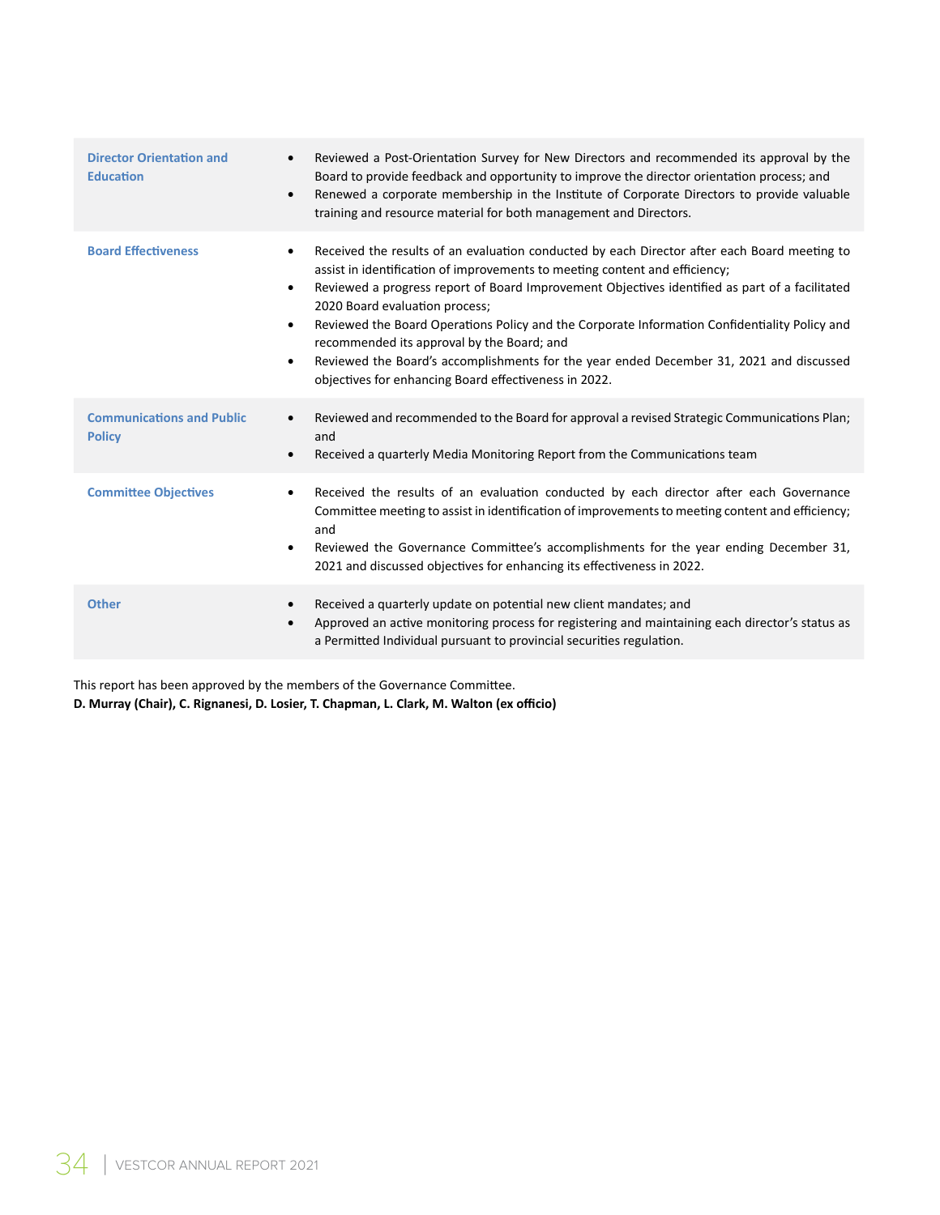| | |
|---|---|
| **Director Orientation and Education** | • Reviewed a Post-Orientation Survey for New Directors and recommended its approval by the Board to provide feedback and opportunity to improve the director orientation process; and<br>• Renewed a corporate membership in the Institute of Corporate Directors to provide valuable training and resource material for both management and Directors. |
| **Board Effectiveness** | • Received the results of an evaluation conducted by each Director after each Board meeting to assist in identification of improvements to meeting content and efficiency;<br>• Reviewed a progress report of Board Improvement Objectives identified as part of a facilitated 2020 Board evaluation process;<br>• Reviewed the Board Operations Policy and the Corporate Information Confidentiality Policy and recommended its approval by the Board; and<br>• Reviewed the Board's accomplishments for the year ended December 31, 2021 and discussed objectives for enhancing Board effectiveness in 2022. |
| **Communications and Public Policy** | • Reviewed and recommended to the Board for approval a revised Strategic Communications Plan; and<br>• Received a quarterly Media Monitoring Report from the Communications team |
| **Committee Objectives** | • Received the results of an evaluation conducted by each director after each Governance Committee meeting to assist in identification of improvements to meeting content and efficiency; and<br>• Reviewed the Governance Committee's accomplishments for the year ending December 31, 2021 and discussed objectives for enhancing its effectiveness in 2022. |
| **Other** | • Received a quarterly update on potential new client mandates; and<br>• Approved an active monitoring process for registering and maintaining each director's status as a Permitted Individual pursuant to provincial securities regulation. |

This report has been approved by the members of the Governance Committee.

**D. Murray (Chair), C. Rignanesi, D. Losier, T. Chapman, L. Clark, M. Walton (ex officio)**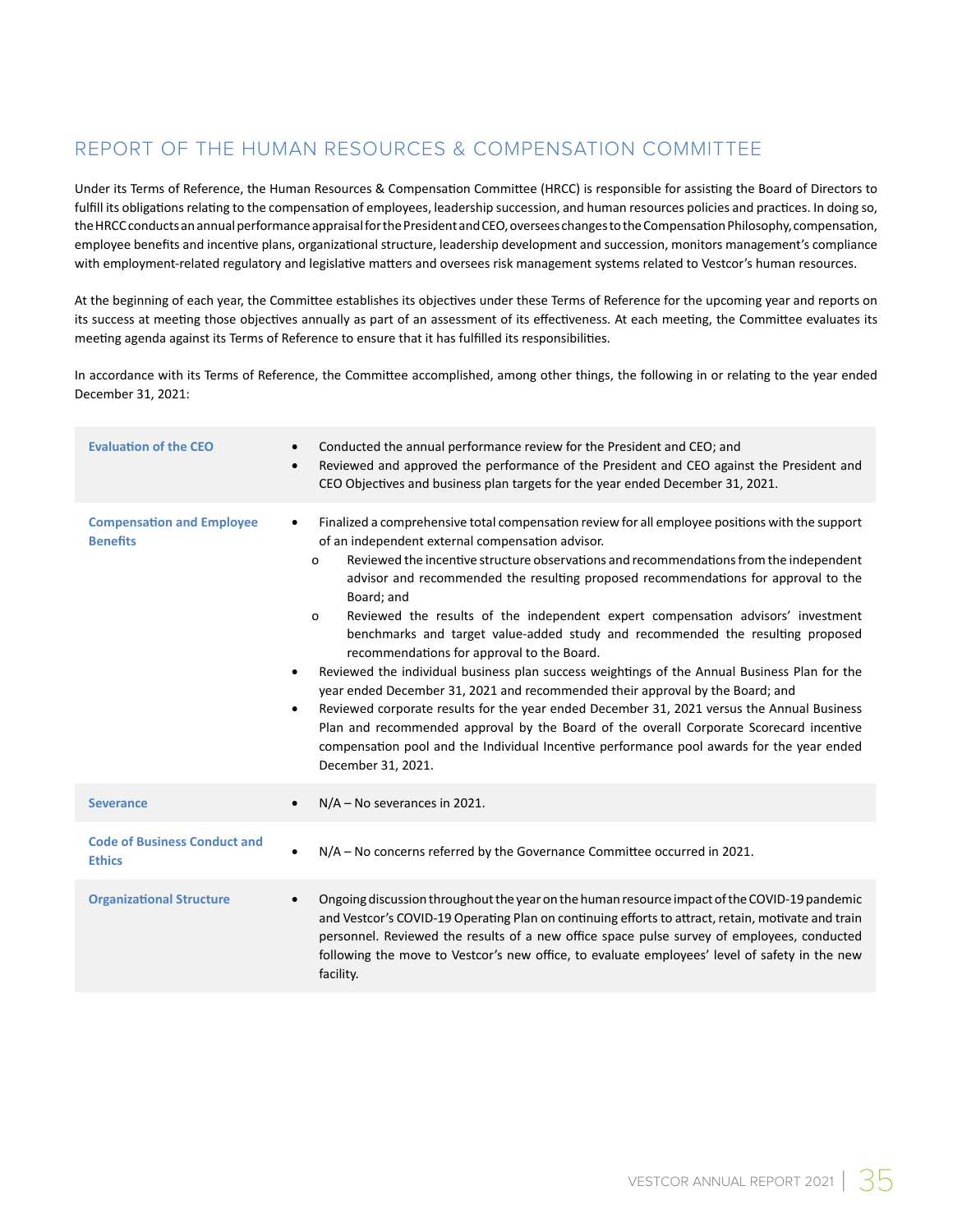## REPORT OF THE HUMAN RESOURCES & COMPENSATION COMMITTEE

Under its Terms of Reference, the Human Resources & Compensation Committee (HRCC) is responsible for assisting the Board of Directors to fulfill its obligations relating to the compensation of employees, leadership succession, and human resources policies and practices. In doing so, the HRCC conducts an annual performance appraisal for the President and CEO, oversees changes to the Compensation Philosophy, compensation, employee benefits and incentive plans, organizational structure, leadership development and succession, monitors management's compliance with employment-related regulatory and legislative matters and oversees risk management systems related to Vestcor's human resources.

At the beginning of each year, the Committee establishes its objectives under these Terms of Reference for the upcoming year and reports on its success at meeting those objectives annually as part of an assessment of its effectiveness. At each meeting, the Committee evaluates its meeting agenda against its Terms of Reference to ensure that it has fulfilled its responsibilities.

In accordance with its Terms of Reference, the Committee accomplished, among other things, the following in or relating to the year ended December 31, 2021:

| | |
|---|---|
| **Evaluation of the CEO** | • Conducted the annual performance review for the President and CEO; and<br>• Reviewed and approved the performance of the President and CEO against the President and CEO Objectives and business plan targets for the year ended December 31, 2021. |
| **Compensation and Employee Benefits** | • Finalized a comprehensive total compensation review for all employee positions with the support of an independent external compensation advisor.<br>  o Reviewed the incentive structure observations and recommendations from the independent advisor and recommended the resulting proposed recommendations for approval to the Board; and<br>  o Reviewed the results of the independent expert compensation advisors' investment benchmarks and target value-added study and recommended the resulting proposed recommendations for approval to the Board.<br>• Reviewed the individual business plan success weightings of the Annual Business Plan for the year ended December 31, 2021 and recommended their approval by the Board; and<br>• Reviewed corporate results for the year ended December 31, 2021 versus the Annual Business Plan and recommended approval by the Board of the overall Corporate Scorecard incentive compensation pool and the Individual Incentive performance pool awards for the year ended December 31, 2021. |
| **Severance** | • N/A – No severances in 2021. |
| **Code of Business Conduct and Ethics** | • N/A – No concerns referred by the Governance Committee occurred in 2021. |
| **Organizational Structure** | • Ongoing discussion throughout the year on the human resource impact of the COVID-19 pandemic and Vestcor's COVID-19 Operating Plan on continuing efforts to attract, retain, motivate and train personnel. Reviewed the results of a new office space pulse survey of employees, conducted following the move to Vestcor's new office, to evaluate employees' level of safety in the new facility. |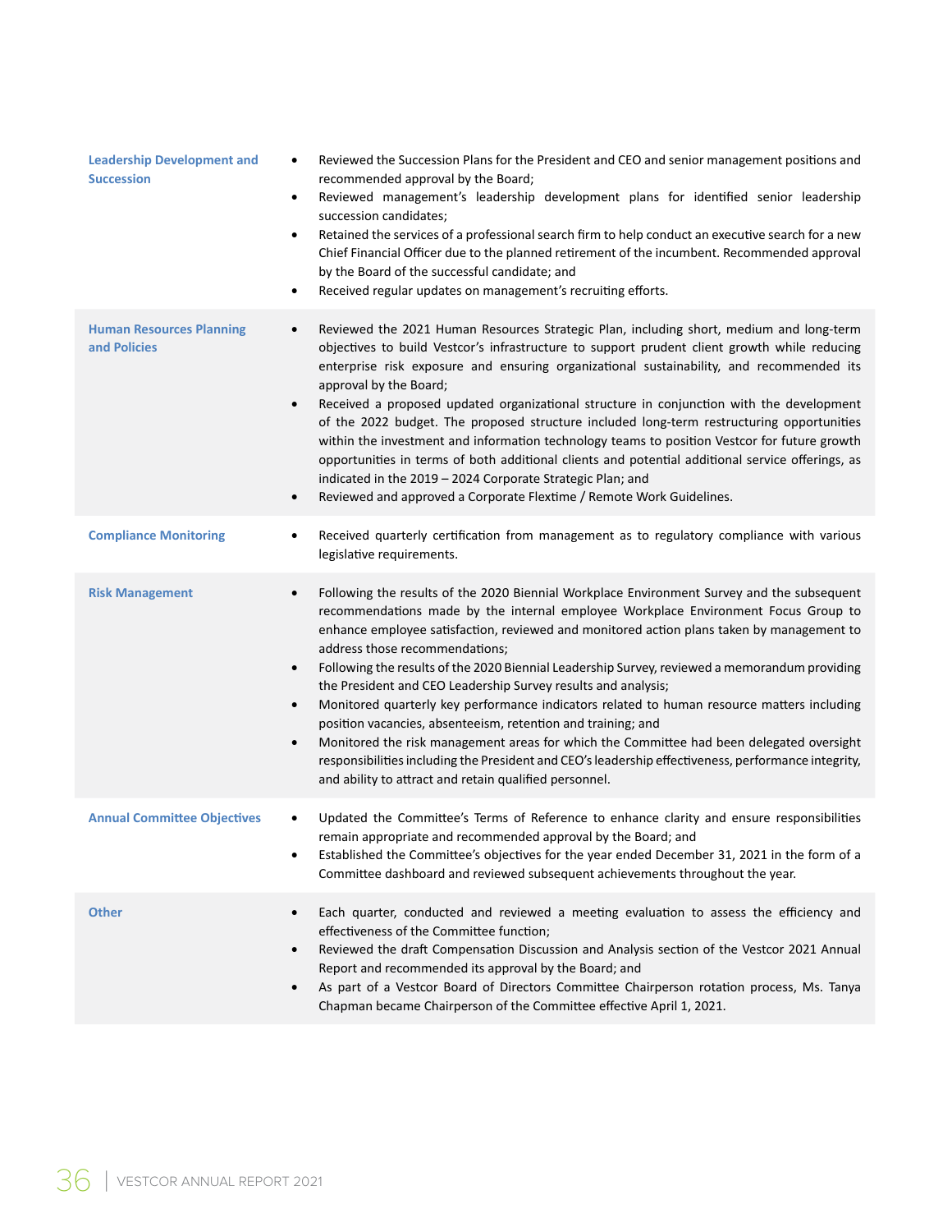| | |
|---|---|
| **Leadership Development and Succession** | • Reviewed the Succession Plans for the President and CEO and senior management positions and recommended approval by the Board;<br>• Reviewed management's leadership development plans for identified senior leadership succession candidates;<br>• Retained the services of a professional search firm to help conduct an executive search for a new Chief Financial Officer due to the planned retirement of the incumbent. Recommended approval by the Board of the successful candidate; and<br>• Received regular updates on management's recruiting efforts. |
| **Human Resources Planning and Policies** | • Reviewed the 2021 Human Resources Strategic Plan, including short, medium and long-term objectives to build Vestcor's infrastructure to support prudent client growth while reducing enterprise risk exposure and ensuring organizational sustainability, and recommended its approval by the Board;<br>• Received a proposed updated organizational structure in conjunction with the development of the 2022 budget. The proposed structure included long-term restructuring opportunities within the investment and information technology teams to position Vestcor for future growth opportunities in terms of both additional clients and potential additional service offerings, as indicated in the 2019 – 2024 Corporate Strategic Plan; and<br>• Reviewed and approved a Corporate Flextime / Remote Work Guidelines. |
| **Compliance Monitoring** | • Received quarterly certification from management as to regulatory compliance with various legislative requirements. |
| **Risk Management** | • Following the results of the 2020 Biennial Workplace Environment Survey and the subsequent recommendations made by the internal employee Workplace Environment Focus Group to enhance employee satisfaction, reviewed and monitored action plans taken by management to address those recommendations;<br>• Following the results of the 2020 Biennial Leadership Survey, reviewed a memorandum providing the President and CEO Leadership Survey results and analysis;<br>• Monitored quarterly key performance indicators related to human resource matters including position vacancies, absenteeism, retention and training; and<br>• Monitored the risk management areas for which the Committee had been delegated oversight responsibilities including the President and CEO's leadership effectiveness, performance integrity, and ability to attract and retain qualified personnel. |
| **Annual Committee Objectives** | • Updated the Committee's Terms of Reference to enhance clarity and ensure responsibilities remain appropriate and recommended approval by the Board; and<br>• Established the Committee's objectives for the year ended December 31, 2021 in the form of a Committee dashboard and reviewed subsequent achievements throughout the year. |
| **Other** | • Each quarter, conducted and reviewed a meeting evaluation to assess the efficiency and effectiveness of the Committee function;<br>• Reviewed the draft Compensation Discussion and Analysis section of the Vestcor 2021 Annual Report and recommended its approval by the Board; and<br>• As part of a Vestcor Board of Directors Committee Chairperson rotation process, Ms. Tanya Chapman became Chairperson of the Committee effective April 1, 2021. |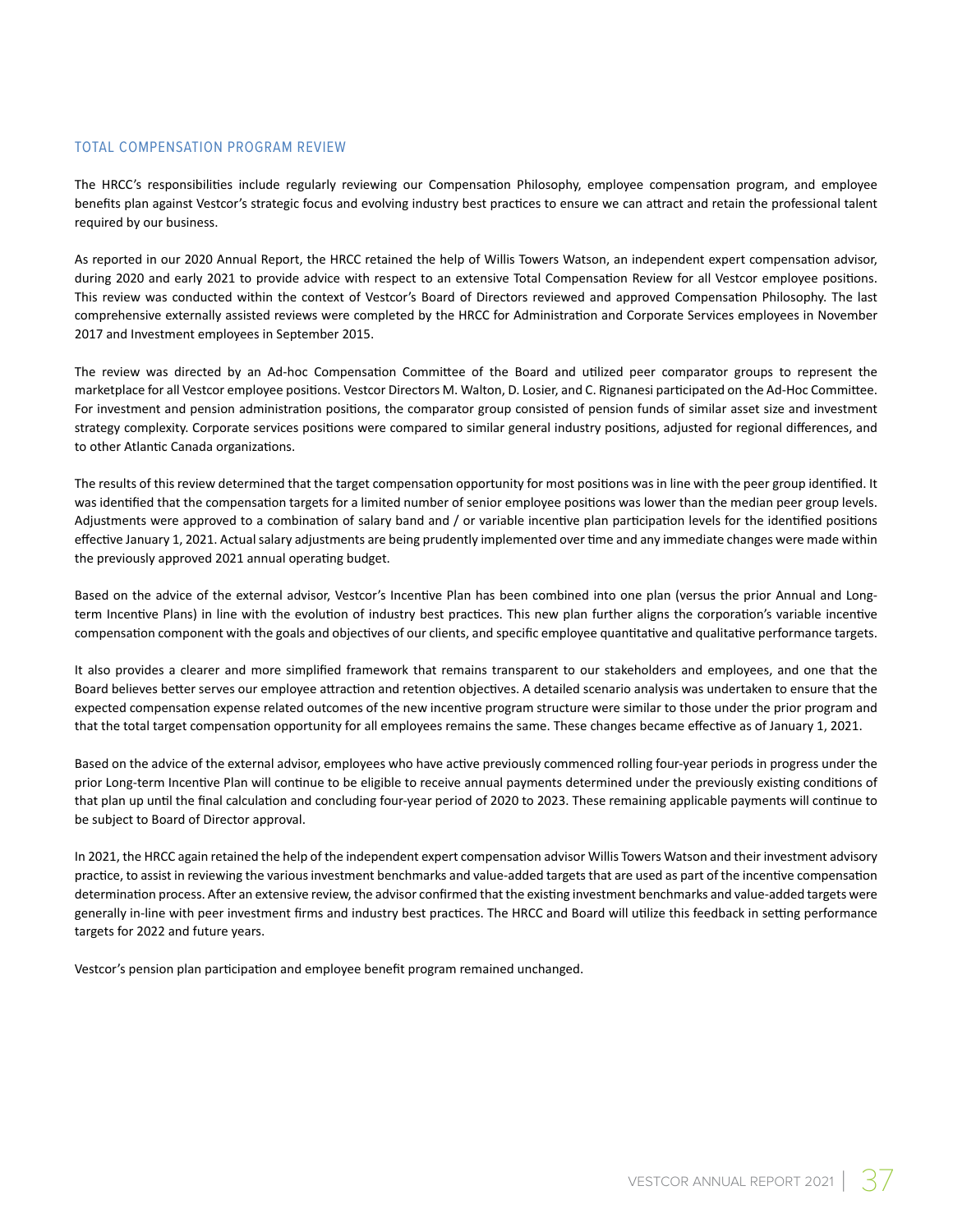## TOTAL COMPENSATION PROGRAM REVIEW

The HRCC's responsibilities include regularly reviewing our Compensation Philosophy, employee compensation program, and employee benefits plan against Vestcor's strategic focus and evolving industry best practices to ensure we can attract and retain the professional talent required by our business.

As reported in our 2020 Annual Report, the HRCC retained the help of Willis Towers Watson, an independent expert compensation advisor, during 2020 and early 2021 to provide advice with respect to an extensive Total Compensation Review for all Vestcor employee positions. This review was conducted within the context of Vestcor's Board of Directors reviewed and approved Compensation Philosophy. The last comprehensive externally assisted reviews were completed by the HRCC for Administration and Corporate Services employees in November 2017 and Investment employees in September 2015.

The review was directed by an Ad-hoc Compensation Committee of the Board and utilized peer comparator groups to represent the marketplace for all Vestcor employee positions. Vestcor Directors M. Walton, D. Losier, and C. Rignanesi participated on the Ad-Hoc Committee. For investment and pension administration positions, the comparator group consisted of pension funds of similar asset size and investment strategy complexity. Corporate services positions were compared to similar general industry positions, adjusted for regional differences, and to other Atlantic Canada organizations.

The results of this review determined that the target compensation opportunity for most positions was in line with the peer group identified. It was identified that the compensation targets for a limited number of senior employee positions was lower than the median peer group levels. Adjustments were approved to a combination of salary band and / or variable incentive plan participation levels for the identified positions effective January 1, 2021. Actual salary adjustments are being prudently implemented over time and any immediate changes were made within the previously approved 2021 annual operating budget.

Based on the advice of the external advisor, Vestcor's Incentive Plan has been combined into one plan (versus the prior Annual and Long-term Incentive Plans) in line with the evolution of industry best practices. This new plan further aligns the corporation's variable incentive compensation component with the goals and objectives of our clients, and specific employee quantitative and qualitative performance targets.

It also provides a clearer and more simplified framework that remains transparent to our stakeholders and employees, and one that the Board believes better serves our employee attraction and retention objectives. A detailed scenario analysis was undertaken to ensure that the expected compensation expense related outcomes of the new incentive program structure were similar to those under the prior program and that the total target compensation opportunity for all employees remains the same. These changes became effective as of January 1, 2021.

Based on the advice of the external advisor, employees who have active previously commenced rolling four-year periods in progress under the prior Long-term Incentive Plan will continue to be eligible to receive annual payments determined under the previously existing conditions of that plan up until the final calculation and concluding four-year period of 2020 to 2023. These remaining applicable payments will continue to be subject to Board of Director approval.

In 2021, the HRCC again retained the help of the independent expert compensation advisor Willis Towers Watson and their investment advisory practice, to assist in reviewing the various investment benchmarks and value-added targets that are used as part of the incentive compensation determination process. After an extensive review, the advisor confirmed that the existing investment benchmarks and value-added targets were generally in-line with peer investment firms and industry best practices. The HRCC and Board will utilize this feedback in setting performance targets for 2022 and future years.

Vestcor's pension plan participation and employee benefit program remained unchanged.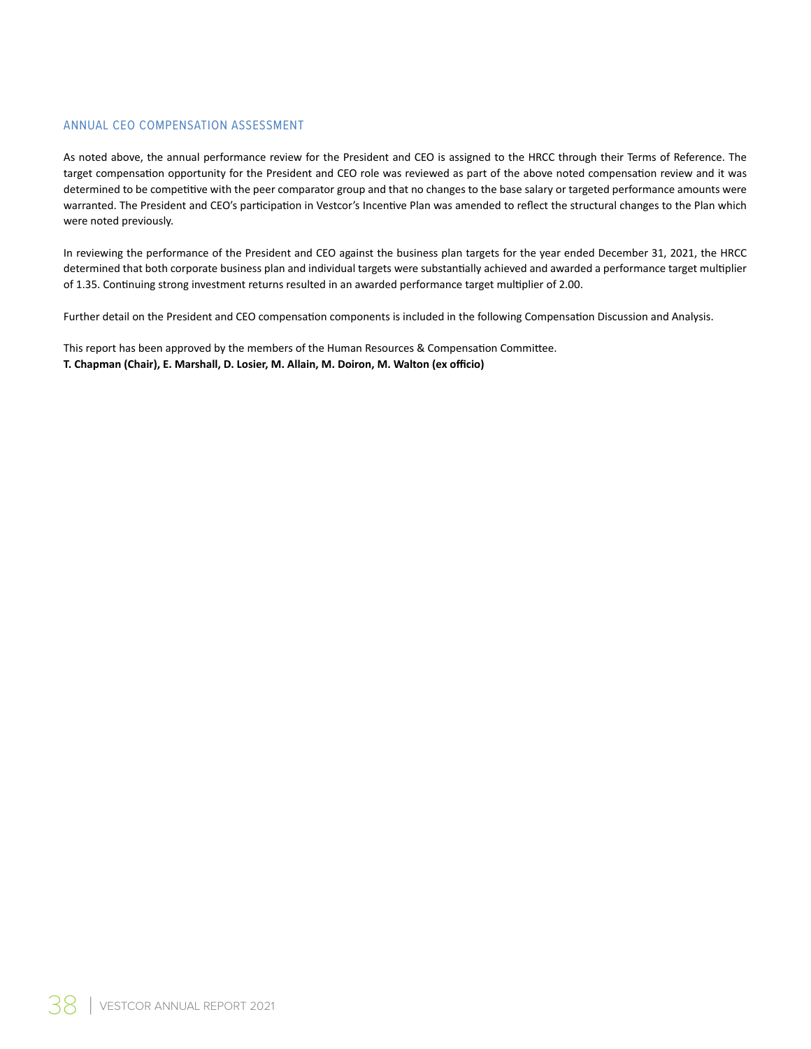## ANNUAL CEO COMPENSATION ASSESSMENT

As noted above, the annual performance review for the President and CEO is assigned to the HRCC through their Terms of Reference. The target compensation opportunity for the President and CEO role was reviewed as part of the above noted compensation review and it was determined to be competitive with the peer comparator group and that no changes to the base salary or targeted performance amounts were warranted. The President and CEO's participation in Vestcor's Incentive Plan was amended to reflect the structural changes to the Plan which were noted previously.

In reviewing the performance of the President and CEO against the business plan targets for the year ended December 31, 2021, the HRCC determined that both corporate business plan and individual targets were substantially achieved and awarded a performance target multiplier of 1.35. Continuing strong investment returns resulted in an awarded performance target multiplier of 2.00.

Further detail on the President and CEO compensation components is included in the following Compensation Discussion and Analysis.

This report has been approved by the members of the Human Resources & Compensation Committee.
**T. Chapman (Chair), E. Marshall, D. Losier, M. Allain, M. Doiron, M. Walton (ex officio)**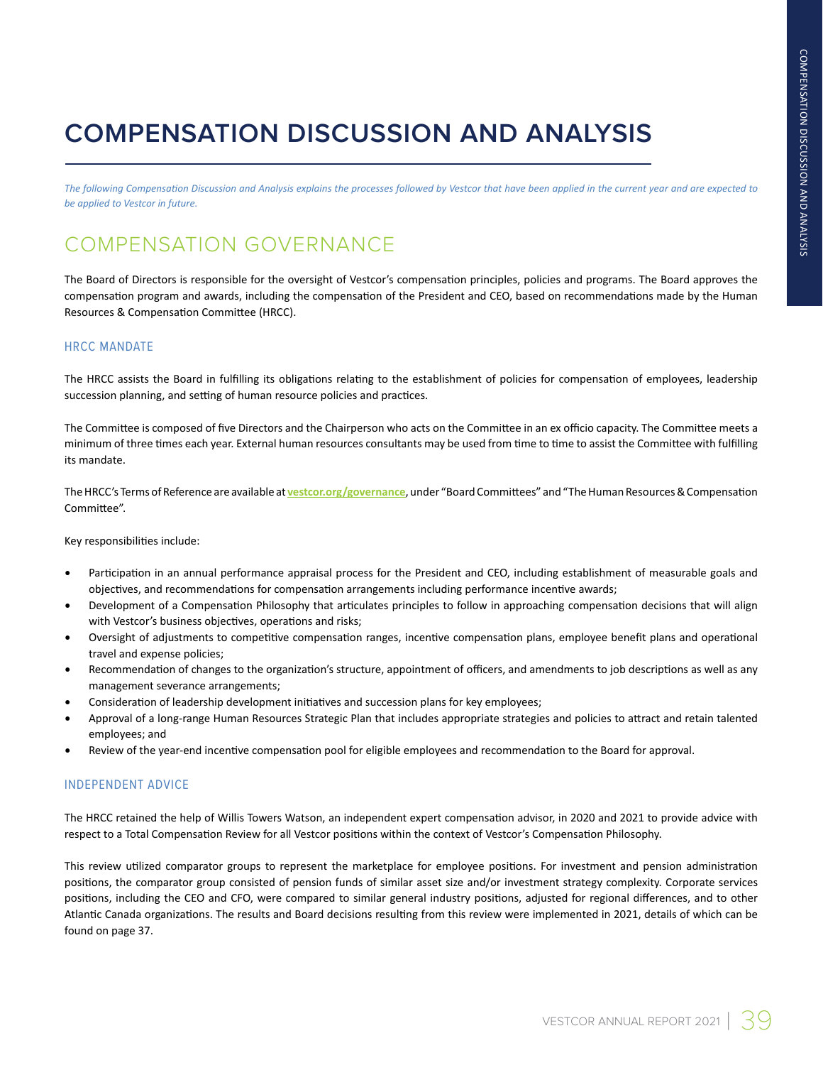# COMPENSATION DISCUSSION AND ANALYSIS

*The following Compensation Discussion and Analysis explains the processes followed by Vestcor that have been applied in the current year and are expected to be applied to Vestcor in future.*

## COMPENSATION GOVERNANCE

The Board of Directors is responsible for the oversight of Vestcor's compensation principles, policies and programs. The Board approves the compensation program and awards, including the compensation of the President and CEO, based on recommendations made by the Human Resources & Compensation Committee (HRCC).

### HRCC MANDATE

The HRCC assists the Board in fulfilling its obligations relating to the establishment of policies for compensation of employees, leadership succession planning, and setting of human resource policies and practices.

The Committee is composed of five Directors and the Chairperson who acts on the Committee in an ex officio capacity. The Committee meets a minimum of three times each year. External human resources consultants may be used from time to time to assist the Committee with fulfilling its mandate.

The HRCC's Terms of Reference are available at **vestcor.org/governance**, under "Board Committees" and "The Human Resources & Compensation Committee".

Key responsibilities include:

- Participation in an annual performance appraisal process for the President and CEO, including establishment of measurable goals and objectives, and recommendations for compensation arrangements including performance incentive awards;
- Development of a Compensation Philosophy that articulates principles to follow in approaching compensation decisions that will align with Vestcor's business objectives, operations and risks;
- Oversight of adjustments to competitive compensation ranges, incentive compensation plans, employee benefit plans and operational travel and expense policies;
- Recommendation of changes to the organization's structure, appointment of officers, and amendments to job descriptions as well as any management severance arrangements;
- Consideration of leadership development initiatives and succession plans for key employees;
- Approval of a long-range Human Resources Strategic Plan that includes appropriate strategies and policies to attract and retain talented employees; and
- Review of the year-end incentive compensation pool for eligible employees and recommendation to the Board for approval.

### INDEPENDENT ADVICE

The HRCC retained the help of Willis Towers Watson, an independent expert compensation advisor, in 2020 and 2021 to provide advice with respect to a Total Compensation Review for all Vestcor positions within the context of Vestcor's Compensation Philosophy.

This review utilized comparator groups to represent the marketplace for employee positions. For investment and pension administration positions, the comparator group consisted of pension funds of similar asset size and/or investment strategy complexity. Corporate services positions, including the CEO and CFO, were compared to similar general industry positions, adjusted for regional differences, and to other Atlantic Canada organizations. The results and Board decisions resulting from this review were implemented in 2021, details of which can be found on page 37.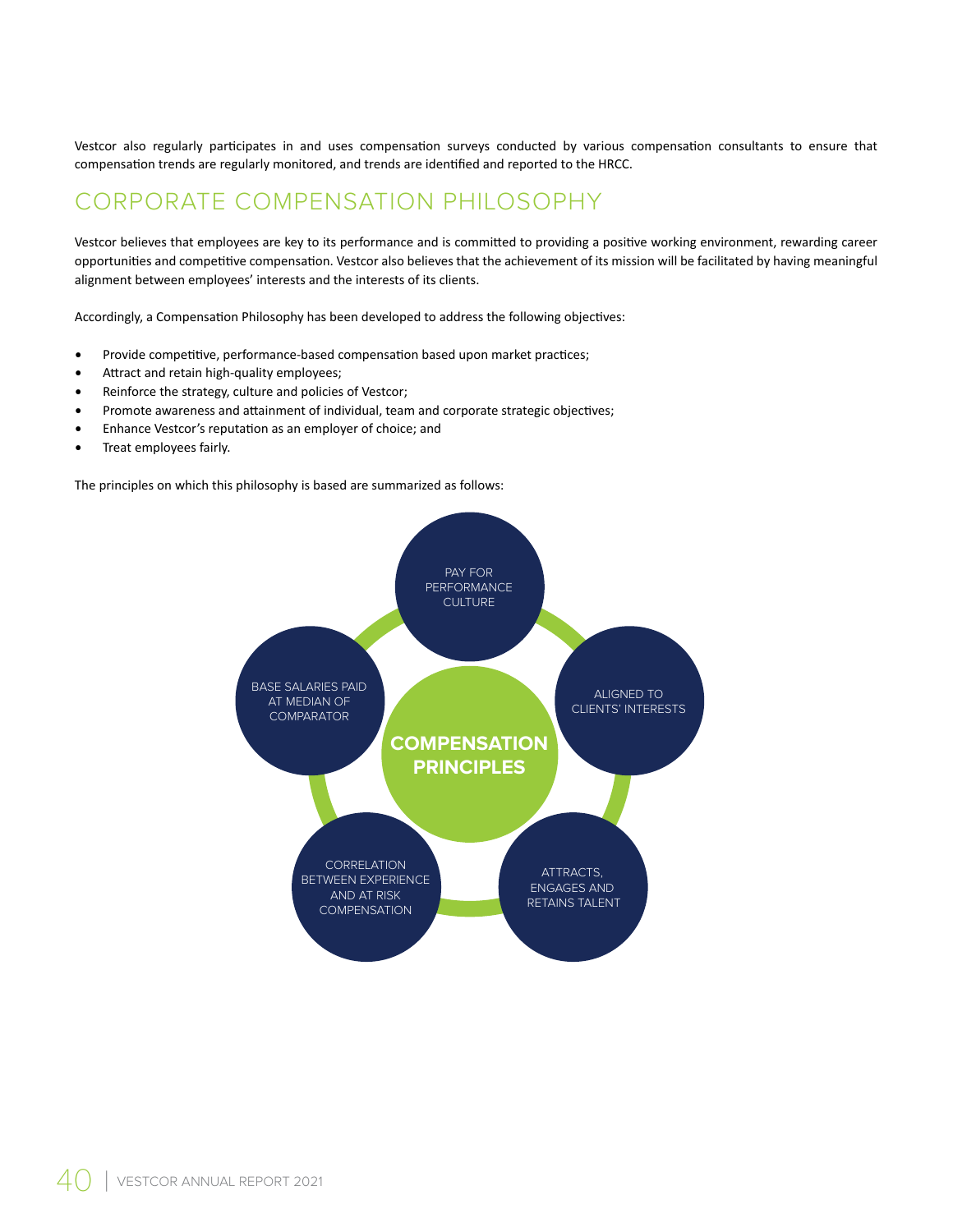Vestcor also regularly participates in and uses compensation surveys conducted by various compensation consultants to ensure that compensation trends are regularly monitored, and trends are identified and reported to the HRCC.

## CORPORATE COMPENSATION PHILOSOPHY

Vestcor believes that employees are key to its performance and is committed to providing a positive working environment, rewarding career opportunities and competitive compensation. Vestcor also believes that the achievement of its mission will be facilitated by having meaningful alignment between employees' interests and the interests of its clients.

Accordingly, a Compensation Philosophy has been developed to address the following objectives:

- Provide competitive, performance-based compensation based upon market practices;
- Attract and retain high-quality employees;
- Reinforce the strategy, culture and policies of Vestcor;
- Promote awareness and attainment of individual, team and corporate strategic objectives;
- Enhance Vestcor's reputation as an employer of choice; and
- Treat employees fairly.

The principles on which this philosophy is based are summarized as follows:

**COMPENSATION PRINCIPLES**

- PAY FOR PERFORMANCE CULTURE
- ALIGNED TO CLIENTS' INTERESTS
- ATTRACTS, ENGAGES AND RETAINS TALENT
- CORRELATION BETWEEN EXPERIENCE AND AT RISK COMPENSATION
- BASE SALARIES PAID AT MEDIAN OF COMPARATOR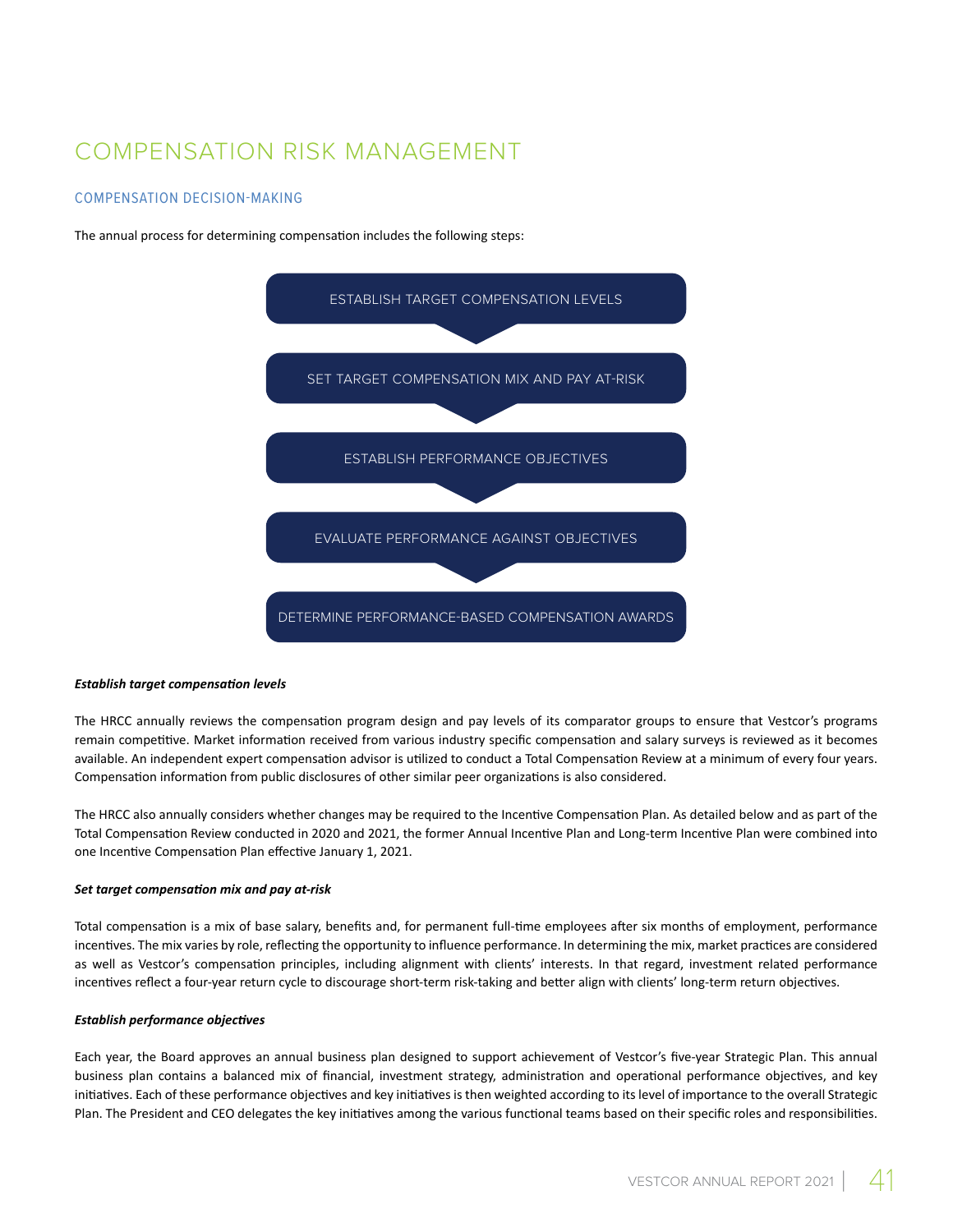# COMPENSATION RISK MANAGEMENT

## COMPENSATION DECISION-MAKING

The annual process for determining compensation includes the following steps:

1. ESTABLISH TARGET COMPENSATION LEVELS
2. SET TARGET COMPENSATION MIX AND PAY AT-RISK
3. ESTABLISH PERFORMANCE OBJECTIVES
4. EVALUATE PERFORMANCE AGAINST OBJECTIVES
5. DETERMINE PERFORMANCE-BASED COMPENSATION AWARDS

***Establish target compensation levels***

The HRCC annually reviews the compensation program design and pay levels of its comparator groups to ensure that Vestcor's programs remain competitive. Market information received from various industry specific compensation and salary surveys is reviewed as it becomes available. An independent expert compensation advisor is utilized to conduct a Total Compensation Review at a minimum of every four years. Compensation information from public disclosures of other similar peer organizations is also considered.

The HRCC also annually considers whether changes may be required to the Incentive Compensation Plan. As detailed below and as part of the Total Compensation Review conducted in 2020 and 2021, the former Annual Incentive Plan and Long-term Incentive Plan were combined into one Incentive Compensation Plan effective January 1, 2021.

***Set target compensation mix and pay at-risk***

Total compensation is a mix of base salary, benefits and, for permanent full-time employees after six months of employment, performance incentives. The mix varies by role, reflecting the opportunity to influence performance. In determining the mix, market practices are considered as well as Vestcor's compensation principles, including alignment with clients' interests. In that regard, investment related performance incentives reflect a four-year return cycle to discourage short-term risk-taking and better align with clients' long-term return objectives.

***Establish performance objectives***

Each year, the Board approves an annual business plan designed to support achievement of Vestcor's five-year Strategic Plan. This annual business plan contains a balanced mix of financial, investment strategy, administration and operational performance objectives, and key initiatives. Each of these performance objectives and key initiatives is then weighted according to its level of importance to the overall Strategic Plan. The President and CEO delegates the key initiatives among the various functional teams based on their specific roles and responsibilities.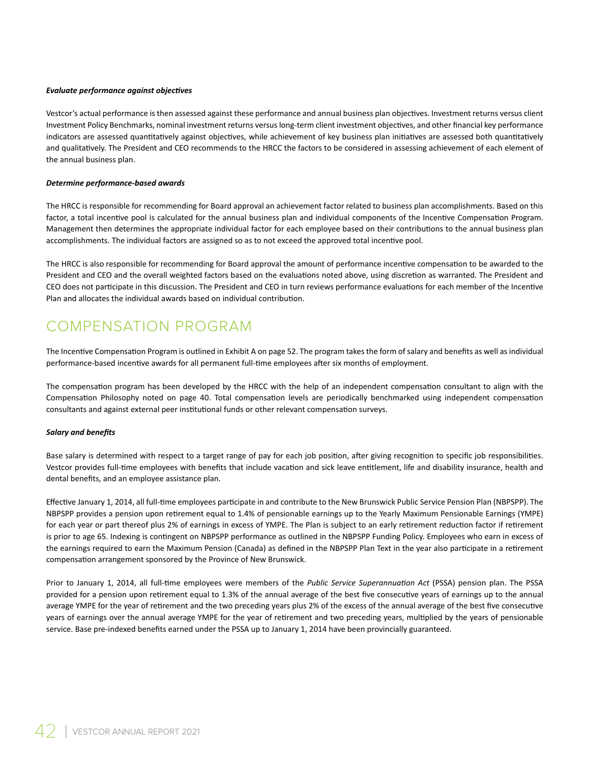***Evaluate performance against objectives***

Vestcor's actual performance is then assessed against these performance and annual business plan objectives. Investment returns versus client Investment Policy Benchmarks, nominal investment returns versus long-term client investment objectives, and other financial key performance indicators are assessed quantitatively against objectives, while achievement of key business plan initiatives are assessed both quantitatively and qualitatively. The President and CEO recommends to the HRCC the factors to be considered in assessing achievement of each element of the annual business plan.

***Determine performance-based awards***

The HRCC is responsible for recommending for Board approval an achievement factor related to business plan accomplishments. Based on this factor, a total incentive pool is calculated for the annual business plan and individual components of the Incentive Compensation Program. Management then determines the appropriate individual factor for each employee based on their contributions to the annual business plan accomplishments. The individual factors are assigned so as to not exceed the approved total incentive pool.

The HRCC is also responsible for recommending for Board approval the amount of performance incentive compensation to be awarded to the President and CEO and the overall weighted factors based on the evaluations noted above, using discretion as warranted. The President and CEO does not participate in this discussion. The President and CEO in turn reviews performance evaluations for each member of the Incentive Plan and allocates the individual awards based on individual contribution.

# COMPENSATION PROGRAM

The Incentive Compensation Program is outlined in Exhibit A on page 52. The program takes the form of salary and benefits as well as individual performance-based incentive awards for all permanent full-time employees after six months of employment.

The compensation program has been developed by the HRCC with the help of an independent compensation consultant to align with the Compensation Philosophy noted on page 40. Total compensation levels are periodically benchmarked using independent compensation consultants and against external peer institutional funds or other relevant compensation surveys.

***Salary and benefits***

Base salary is determined with respect to a target range of pay for each job position, after giving recognition to specific job responsibilities. Vestcor provides full-time employees with benefits that include vacation and sick leave entitlement, life and disability insurance, health and dental benefits, and an employee assistance plan.

Effective January 1, 2014, all full-time employees participate in and contribute to the New Brunswick Public Service Pension Plan (NBPSPP). The NBPSPP provides a pension upon retirement equal to 1.4% of pensionable earnings up to the Yearly Maximum Pensionable Earnings (YMPE) for each year or part thereof plus 2% of earnings in excess of YMPE. The Plan is subject to an early retirement reduction factor if retirement is prior to age 65. Indexing is contingent on NBPSPP performance as outlined in the NBPSPP Funding Policy. Employees who earn in excess of the earnings required to earn the Maximum Pension (Canada) as defined in the NBPSPP Plan Text in the year also participate in a retirement compensation arrangement sponsored by the Province of New Brunswick.

Prior to January 1, 2014, all full-time employees were members of the *Public Service Superannuation Act* (PSSA) pension plan. The PSSA provided for a pension upon retirement equal to 1.3% of the annual average of the best five consecutive years of earnings up to the annual average YMPE for the year of retirement and the two preceding years plus 2% of the excess of the annual average of the best five consecutive years of earnings over the annual average YMPE for the year of retirement and two preceding years, multiplied by the years of pensionable service. Base pre-indexed benefits earned under the PSSA up to January 1, 2014 have been provincially guaranteed.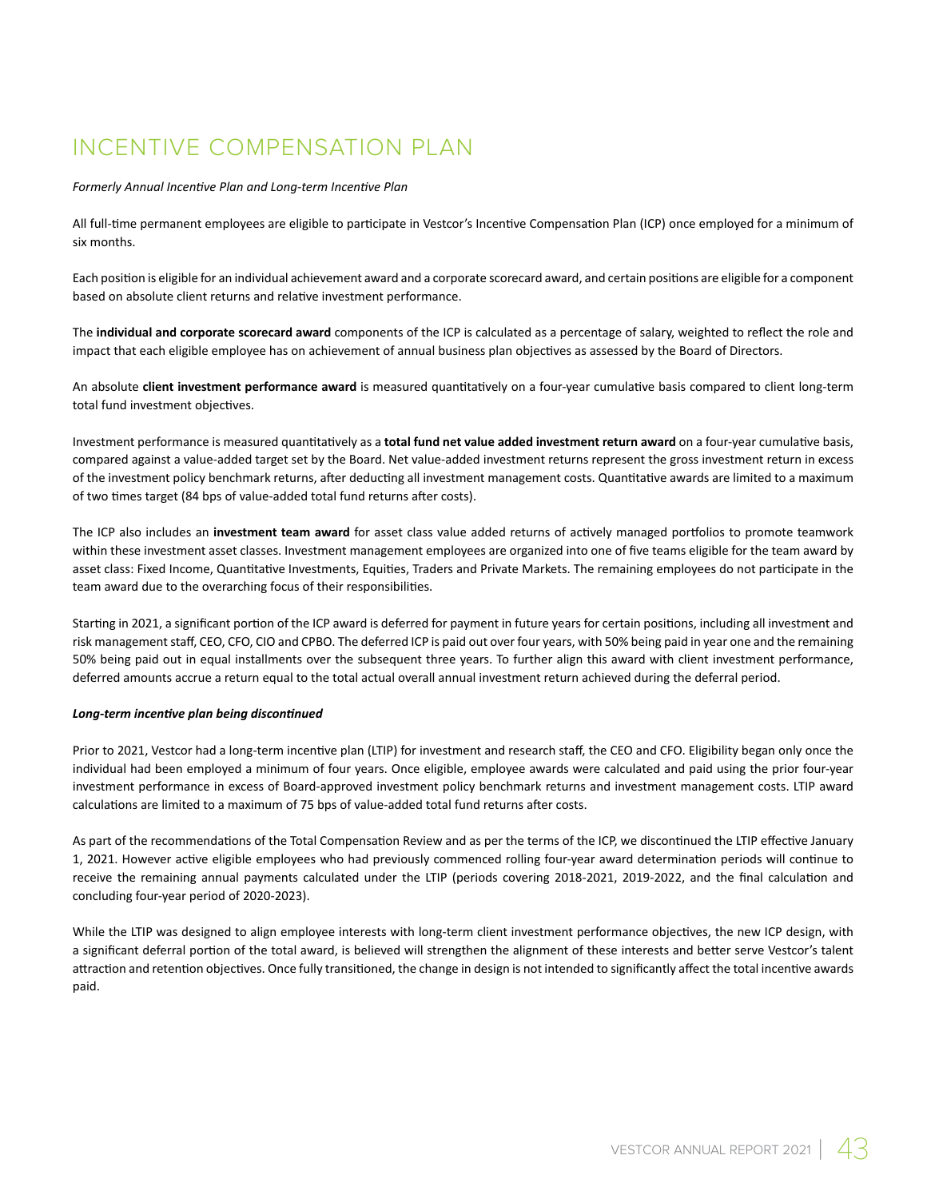# INCENTIVE COMPENSATION PLAN

*Formerly Annual Incentive Plan and Long-term Incentive Plan*

All full-time permanent employees are eligible to participate in Vestcor's Incentive Compensation Plan (ICP) once employed for a minimum of six months.

Each position is eligible for an individual achievement award and a corporate scorecard award, and certain positions are eligible for a component based on absolute client returns and relative investment performance.

The **individual and corporate scorecard award** components of the ICP is calculated as a percentage of salary, weighted to reflect the role and impact that each eligible employee has on achievement of annual business plan objectives as assessed by the Board of Directors.

An absolute **client investment performance award** is measured quantitatively on a four-year cumulative basis compared to client long-term total fund investment objectives.

Investment performance is measured quantitatively as a **total fund net value added investment return award** on a four-year cumulative basis, compared against a value-added target set by the Board. Net value-added investment returns represent the gross investment return in excess of the investment policy benchmark returns, after deducting all investment management costs. Quantitative awards are limited to a maximum of two times target (84 bps of value-added total fund returns after costs).

The ICP also includes an **investment team award** for asset class value added returns of actively managed portfolios to promote teamwork within these investment asset classes. Investment management employees are organized into one of five teams eligible for the team award by asset class: Fixed Income, Quantitative Investments, Equities, Traders and Private Markets. The remaining employees do not participate in the team award due to the overarching focus of their responsibilities.

Starting in 2021, a significant portion of the ICP award is deferred for payment in future years for certain positions, including all investment and risk management staff, CEO, CFO, CIO and CPBO. The deferred ICP is paid out over four years, with 50% being paid in year one and the remaining 50% being paid out in equal installments over the subsequent three years. To further align this award with client investment performance, deferred amounts accrue a return equal to the total actual overall annual investment return achieved during the deferral period.

***Long-term incentive plan being discontinued***

Prior to 2021, Vestcor had a long-term incentive plan (LTIP) for investment and research staff, the CEO and CFO. Eligibility began only once the individual had been employed a minimum of four years. Once eligible, employee awards were calculated and paid using the prior four-year investment performance in excess of Board-approved investment policy benchmark returns and investment management costs. LTIP award calculations are limited to a maximum of 75 bps of value-added total fund returns after costs.

As part of the recommendations of the Total Compensation Review and as per the terms of the ICP, we discontinued the LTIP effective January 1, 2021. However active eligible employees who had previously commenced rolling four-year award determination periods will continue to receive the remaining annual payments calculated under the LTIP (periods covering 2018-2021, 2019-2022, and the final calculation and concluding four-year period of 2020-2023).

While the LTIP was designed to align employee interests with long-term client investment performance objectives, the new ICP design, with a significant deferral portion of the total award, is believed will strengthen the alignment of these interests and better serve Vestcor's talent attraction and retention objectives. Once fully transitioned, the change in design is not intended to significantly affect the total incentive awards paid.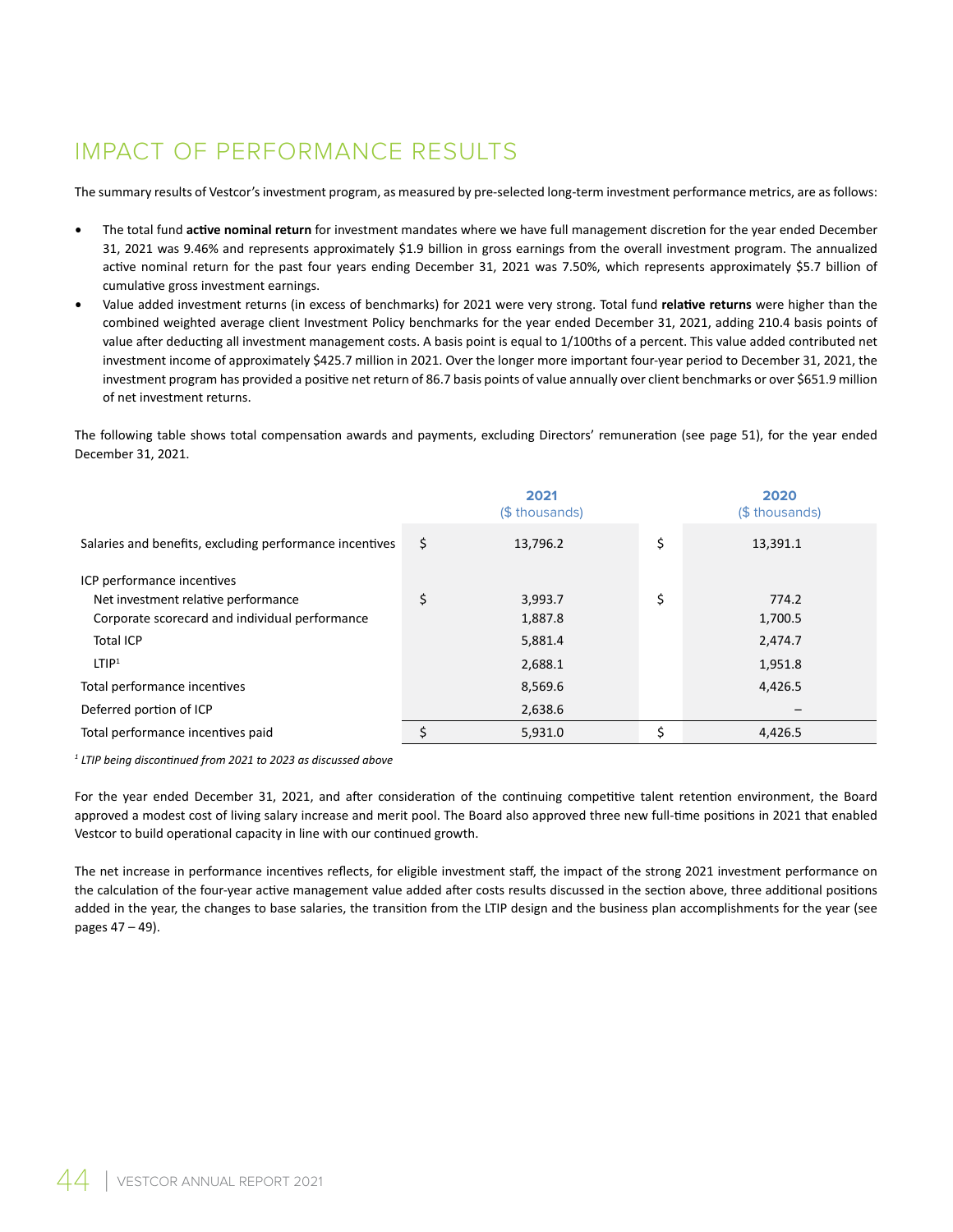## IMPACT OF PERFORMANCE RESULTS

The summary results of Vestcor's investment program, as measured by pre-selected long-term investment performance metrics, are as follows:

- The total fund **active nominal return** for investment mandates where we have full management discretion for the year ended December 31, 2021 was 9.46% and represents approximately $1.9 billion in gross earnings from the overall investment program. The annualized active nominal return for the past four years ending December 31, 2021 was 7.50%, which represents approximately $5.7 billion of cumulative gross investment earnings.
- Value added investment returns (in excess of benchmarks) for 2021 were very strong. Total fund **relative returns** were higher than the combined weighted average client Investment Policy benchmarks for the year ended December 31, 2021, adding 210.4 basis points of value after deducting all investment management costs. A basis point is equal to 1/100ths of a percent. This value added contributed net investment income of approximately $425.7 million in 2021. Over the longer more important four-year period to December 31, 2021, the investment program has provided a positive net return of 86.7 basis points of value annually over client benchmarks or over $651.9 million of net investment returns.

The following table shows total compensation awards and payments, excluding Directors' remuneration (see page 51), for the year ended December 31, 2021.

| | | 2021 ($ thousands) | | 2020 ($ thousands) |
|---|---|---|---|---|
| Salaries and benefits, excluding performance incentives | $ | 13,796.2 | $ | 13,391.1 |
| ICP performance incentives | | | | |
| Net investment relative performance | $ | 3,993.7 | $ | 774.2 |
| Corporate scorecard and individual performance | | 1,887.8 | | 1,700.5 |
| Total ICP | | 5,881.4 | | 2,474.7 |
| LTIP[1] | | 2,688.1 | | 1,951.8 |
| Total performance incentives | | 8,569.6 | | 4,426.5 |
| Deferred portion of ICP | | 2,638.6 | | – |
| Total performance incentives paid | $ | 5,931.0 | $ | 4,426.5 |

*[1] LTIP being discontinued from 2021 to 2023 as discussed above*

For the year ended December 31, 2021, and after consideration of the continuing competitive talent retention environment, the Board approved a modest cost of living salary increase and merit pool. The Board also approved three new full-time positions in 2021 that enabled Vestcor to build operational capacity in line with our continued growth.

The net increase in performance incentives reflects, for eligible investment staff, the impact of the strong 2021 investment performance on the calculation of the four-year active management value added after costs results discussed in the section above, three additional positions added in the year, the changes to base salaries, the transition from the LTIP design and the business plan accomplishments for the year (see pages 47 – 49).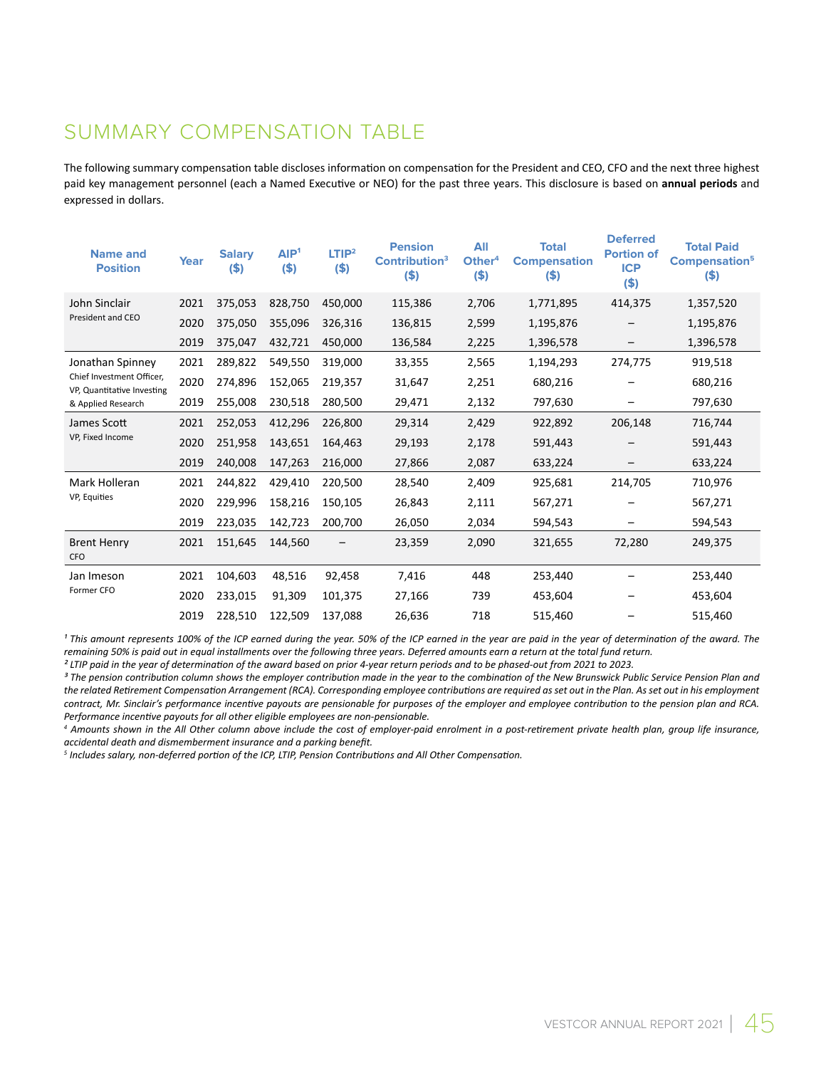# SUMMARY COMPENSATION TABLE

The following summary compensation table discloses information on compensation for the President and CEO, CFO and the next three highest paid key management personnel (each a Named Executive or NEO) for the past three years. This disclosure is based on **annual periods** and expressed in dollars.

| Name and Position | Year | Salary ($) | AIP[1] ($) | LTIP[2] ($) | Pension Contribution[3] ($) | All Other[4] ($) | Total Compensation ($) | Deferred Portion of ICP ($) | Total Paid Compensation[5] ($) |
|---|---|---|---|---|---|---|---|---|---|
| John Sinclair<br>President and CEO | 2021 | 375,053 | 828,750 | 450,000 | 115,386 | 2,706 | 1,771,895 | 414,375 | 1,357,520 |
| | 2020 | 375,050 | 355,096 | 326,316 | 136,815 | 2,599 | 1,195,876 | – | 1,195,876 |
| | 2019 | 375,047 | 432,721 | 450,000 | 136,584 | 2,225 | 1,396,578 | – | 1,396,578 |
| Jonathan Spinney<br>Chief Investment Officer, VP, Quantitative Investing & Applied Research | 2021 | 289,822 | 549,550 | 319,000 | 33,355 | 2,565 | 1,194,293 | 274,775 | 919,518 |
| | 2020 | 274,896 | 152,065 | 219,357 | 31,647 | 2,251 | 680,216 | – | 680,216 |
| | 2019 | 255,008 | 230,518 | 280,500 | 29,471 | 2,132 | 797,630 | – | 797,630 |
| James Scott<br>VP, Fixed Income | 2021 | 252,053 | 412,296 | 226,800 | 29,314 | 2,429 | 922,892 | 206,148 | 716,744 |
| | 2020 | 251,958 | 143,651 | 164,463 | 29,193 | 2,178 | 591,443 | – | 591,443 |
| | 2019 | 240,008 | 147,263 | 216,000 | 27,866 | 2,087 | 633,224 | – | 633,224 |
| Mark Holleran<br>VP, Equities | 2021 | 244,822 | 429,410 | 220,500 | 28,540 | 2,409 | 925,681 | 214,705 | 710,976 |
| | 2020 | 229,996 | 158,216 | 150,105 | 26,843 | 2,111 | 567,271 | – | 567,271 |
| | 2019 | 223,035 | 142,723 | 200,700 | 26,050 | 2,034 | 594,543 | – | 594,543 |
| Brent Henry<br>CFO | 2021 | 151,645 | 144,560 | – | 23,359 | 2,090 | 321,655 | 72,280 | 249,375 |
| Jan Imeson<br>Former CFO | 2021 | 104,603 | 48,516 | 92,458 | 7,416 | 448 | 253,440 | – | 253,440 |
| | 2020 | 233,015 | 91,309 | 101,375 | 27,166 | 739 | 453,604 | – | 453,604 |
| | 2019 | 228,510 | 122,509 | 137,088 | 26,636 | 718 | 515,460 | – | 515,460 |

*[1] This amount represents 100% of the ICP earned during the year. 50% of the ICP earned in the year are paid in the year of determination of the award. The remaining 50% is paid out in equal installments over the following three years. Deferred amounts earn a return at the total fund return.*

*[2] LTIP paid in the year of determination of the award based on prior 4-year return periods and to be phased-out from 2021 to 2023.*

*[3] The pension contribution column shows the employer contribution made in the year to the combination of the New Brunswick Public Service Pension Plan and the related Retirement Compensation Arrangement (RCA). Corresponding employee contributions are required as set out in the Plan. As set out in his employment contract, Mr. Sinclair's performance incentive payouts are pensionable for purposes of the employer and employee contribution to the pension plan and RCA. Performance incentive payouts for all other eligible employees are non-pensionable.*

*[4] Amounts shown in the All Other column above include the cost of employer-paid enrolment in a post-retirement private health plan, group life insurance, accidental death and dismemberment insurance and a parking benefit.*

*[5] Includes salary, non-deferred portion of the ICP, LTIP, Pension Contributions and All Other Compensation.*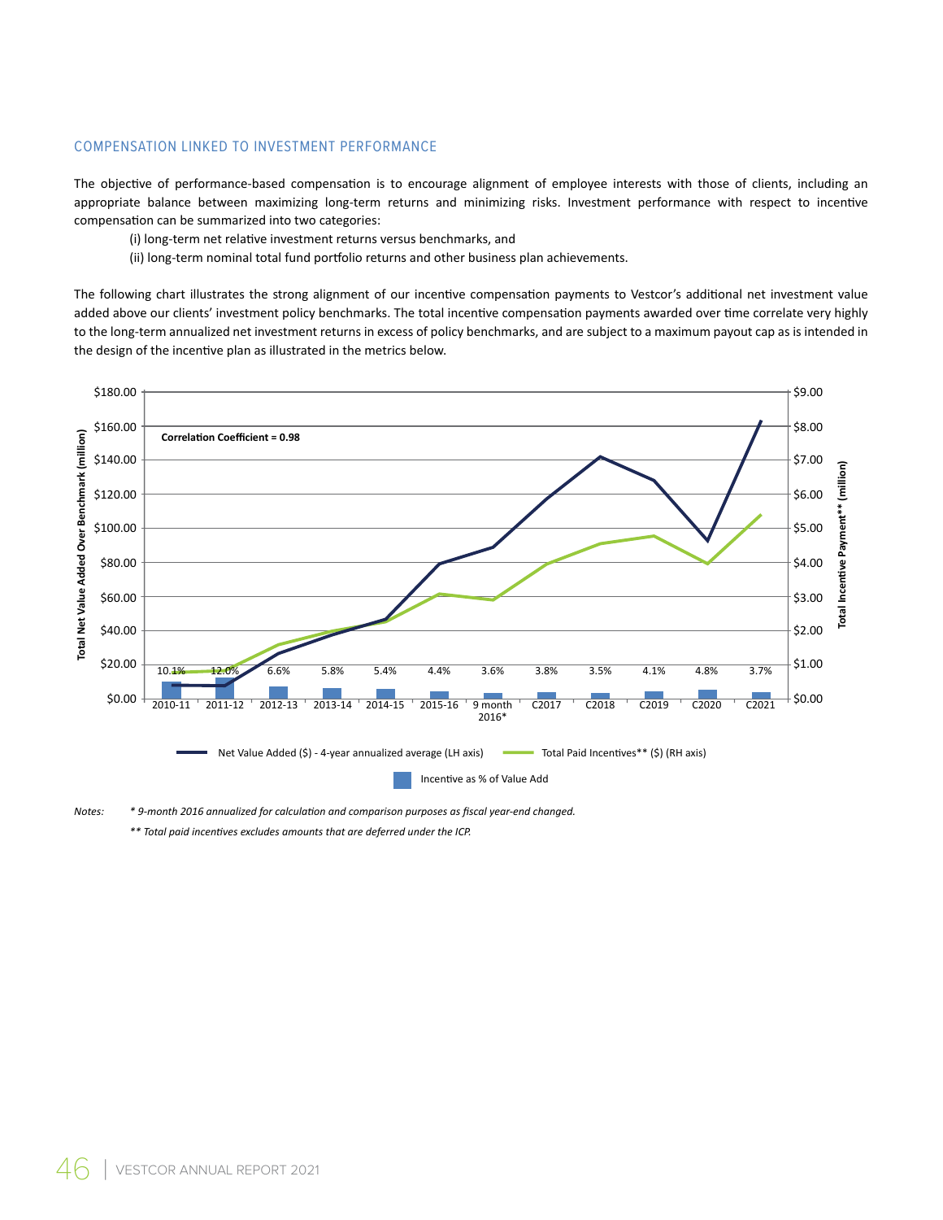## COMPENSATION LINKED TO INVESTMENT PERFORMANCE

The objective of performance-based compensation is to encourage alignment of employee interests with those of clients, including an appropriate balance between maximizing long-term returns and minimizing risks. Investment performance with respect to incentive compensation can be summarized into two categories:

(i) long-term net relative investment returns versus benchmarks, and

(ii) long-term nominal total fund portfolio returns and other business plan achievements.

The following chart illustrates the strong alignment of our incentive compensation payments to Vestcor's additional net investment value added above our clients' investment policy benchmarks. The total incentive compensation payments awarded over time correlate very highly to the long-term annualized net investment returns in excess of policy benchmarks, and are subject to a maximum payout cap as is intended in the design of the incentive plan as illustrated in the metrics below.

Correlation Coefficient = 0.98

| Period | Incentive as % of Value Add |
|---|---|
| 2010-11 | 10.1% |
| 2011-12 | 12.0% |
| 2012-13 | 6.6% |
| 2013-14 | 5.8% |
| 2014-15 | 5.4% |
| 2015-16 | 4.4% |
| 9 month 2016* | 3.6% |
| C2017 | 3.8% |
| C2018 | 3.5% |
| C2019 | 4.1% |
| C2020 | 4.8% |
| C2021 | 3.7% |

Legend: Net Value Added ($) - 4-year annualized average (LH axis); Total Paid Incentives** ($) (RH axis); Incentive as % of Value Add

Left axis: Total Net Value Added Over Benchmark (million). Right axis: Total Incentive Payment** (million).

*Notes:* *\* 9-month 2016 annualized for calculation and comparison purposes as fiscal year-end changed.*

*\*\* Total paid incentives excludes amounts that are deferred under the ICP.*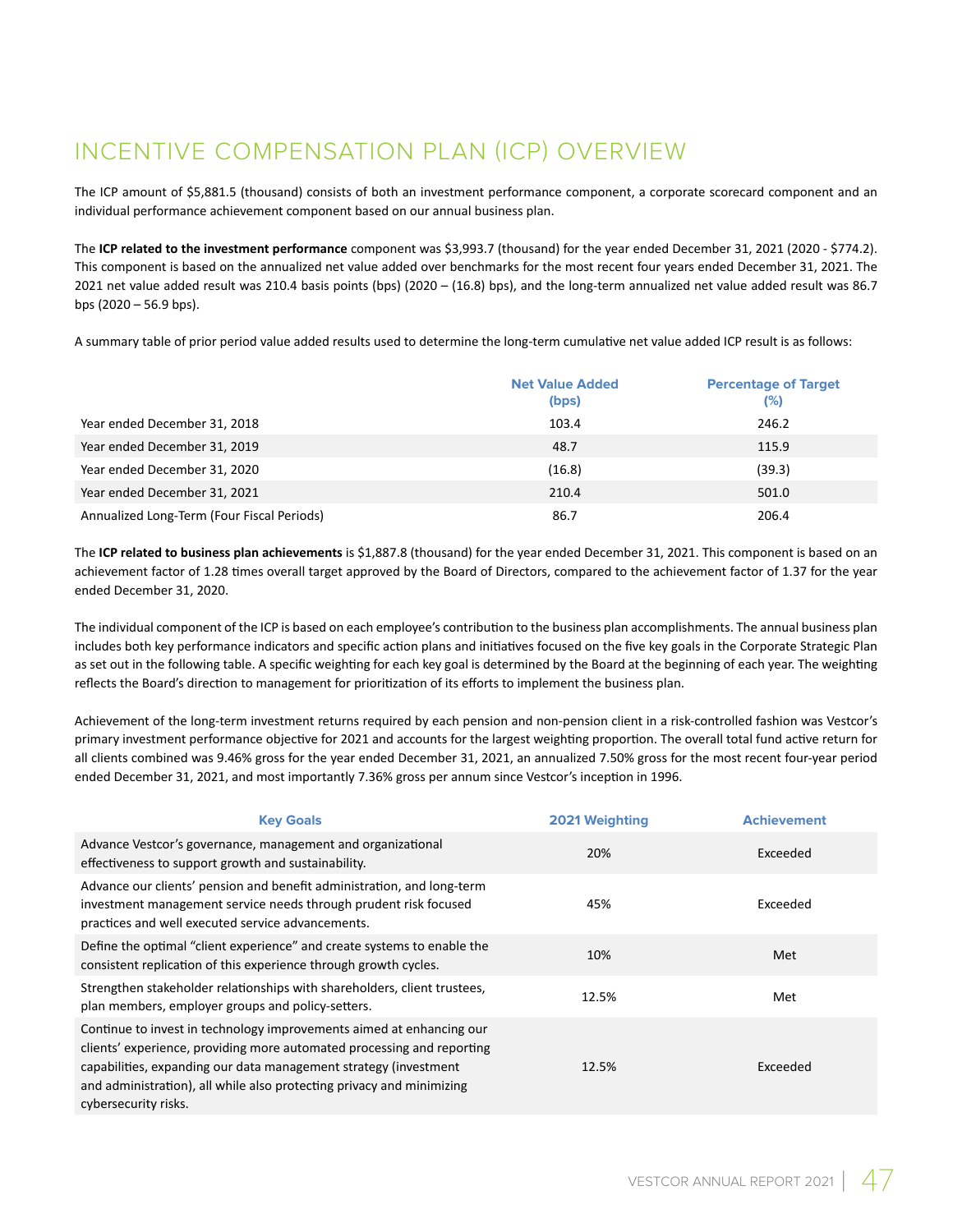# INCENTIVE COMPENSATION PLAN (ICP) OVERVIEW

The ICP amount of $5,881.5 (thousand) consists of both an investment performance component, a corporate scorecard component and an individual performance achievement component based on our annual business plan.

The **ICP related to the investment performance** component was $3,993.7 (thousand) for the year ended December 31, 2021 (2020 - $774.2). This component is based on the annualized net value added over benchmarks for the most recent four years ended December 31, 2021. The 2021 net value added result was 210.4 basis points (bps) (2020 – (16.8) bps), and the long-term annualized net value added result was 86.7 bps (2020 – 56.9 bps).

A summary table of prior period value added results used to determine the long-term cumulative net value added ICP result is as follows:

| | Net Value Added (bps) | Percentage of Target (%) |
|---|---|---|
| Year ended December 31, 2018 | 103.4 | 246.2 |
| Year ended December 31, 2019 | 48.7 | 115.9 |
| Year ended December 31, 2020 | (16.8) | (39.3) |
| Year ended December 31, 2021 | 210.4 | 501.0 |
| Annualized Long-Term (Four Fiscal Periods) | 86.7 | 206.4 |

The **ICP related to business plan achievements** is $1,887.8 (thousand) for the year ended December 31, 2021. This component is based on an achievement factor of 1.28 times overall target approved by the Board of Directors, compared to the achievement factor of 1.37 for the year ended December 31, 2020.

The individual component of the ICP is based on each employee's contribution to the business plan accomplishments. The annual business plan includes both key performance indicators and specific action plans and initiatives focused on the five key goals in the Corporate Strategic Plan as set out in the following table. A specific weighting for each key goal is determined by the Board at the beginning of each year. The weighting reflects the Board's direction to management for prioritization of its efforts to implement the business plan.

Achievement of the long-term investment returns required by each pension and non-pension client in a risk-controlled fashion was Vestcor's primary investment performance objective for 2021 and accounts for the largest weighting proportion. The overall total fund active return for all clients combined was 9.46% gross for the year ended December 31, 2021, an annualized 7.50% gross for the most recent four-year period ended December 31, 2021, and most importantly 7.36% gross per annum since Vestcor's inception in 1996.

| Key Goals | 2021 Weighting | Achievement |
|---|---|---|
| Advance Vestcor's governance, management and organizational effectiveness to support growth and sustainability. | 20% | Exceeded |
| Advance our clients' pension and benefit administration, and long-term investment management service needs through prudent risk focused practices and well executed service advancements. | 45% | Exceeded |
| Define the optimal "client experience" and create systems to enable the consistent replication of this experience through growth cycles. | 10% | Met |
| Strengthen stakeholder relationships with shareholders, client trustees, plan members, employer groups and policy-setters. | 12.5% | Met |
| Continue to invest in technology improvements aimed at enhancing our clients' experience, providing more automated processing and reporting capabilities, expanding our data management strategy (investment and administration), all while also protecting privacy and minimizing cybersecurity risks. | 12.5% | Exceeded |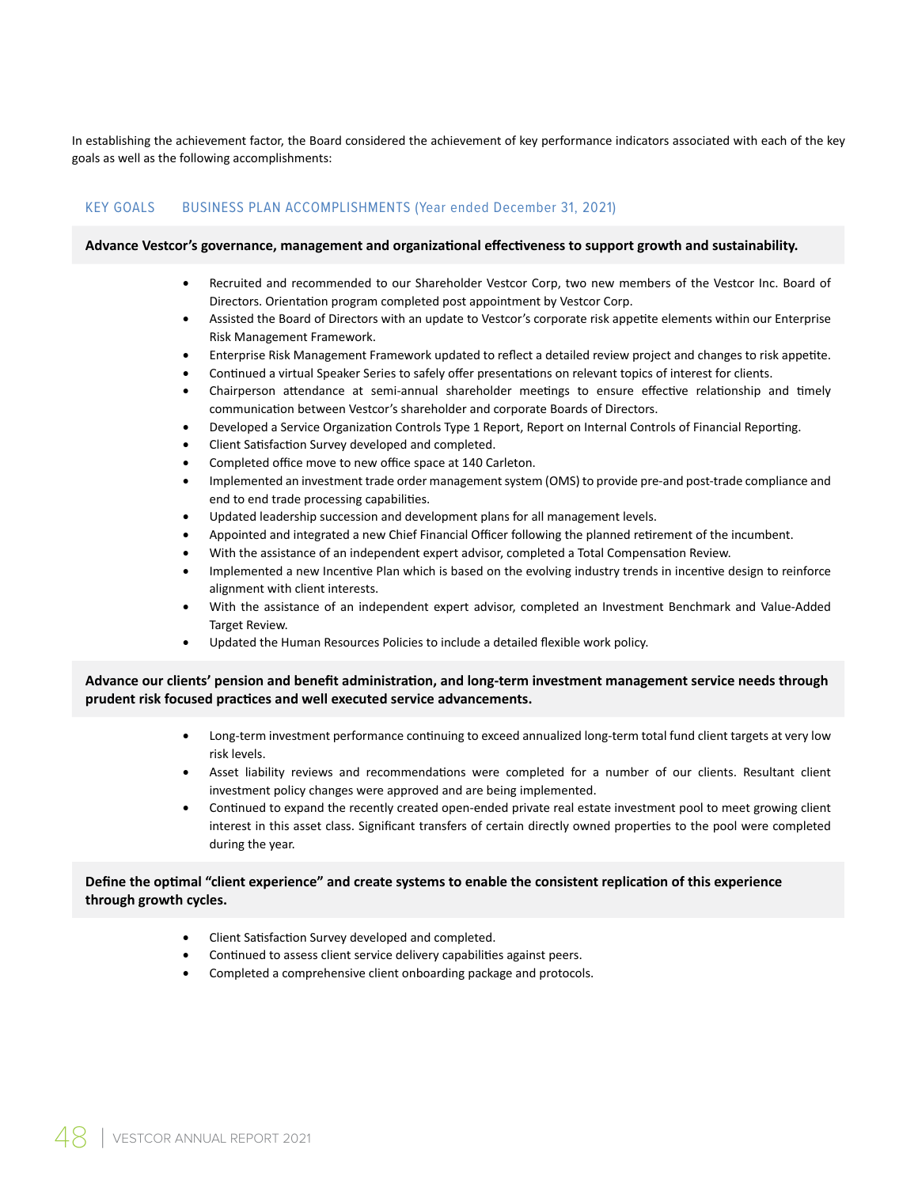In establishing the achievement factor, the Board considered the achievement of key performance indicators associated with each of the key goals as well as the following accomplishments:

KEY GOALS BUSINESS PLAN ACCOMPLISHMENTS (Year ended December 31, 2021)

**Advance Vestcor's governance, management and organizational effectiveness to support growth and sustainability.**

- Recruited and recommended to our Shareholder Vestcor Corp, two new members of the Vestcor Inc. Board of Directors. Orientation program completed post appointment by Vestcor Corp.
- Assisted the Board of Directors with an update to Vestcor's corporate risk appetite elements within our Enterprise Risk Management Framework.
- Enterprise Risk Management Framework updated to reflect a detailed review project and changes to risk appetite.
- Continued a virtual Speaker Series to safely offer presentations on relevant topics of interest for clients.
- Chairperson attendance at semi-annual shareholder meetings to ensure effective relationship and timely communication between Vestcor's shareholder and corporate Boards of Directors.
- Developed a Service Organization Controls Type 1 Report, Report on Internal Controls of Financial Reporting.
- Client Satisfaction Survey developed and completed.
- Completed office move to new office space at 140 Carleton.
- Implemented an investment trade order management system (OMS) to provide pre-and post-trade compliance and end to end trade processing capabilities.
- Updated leadership succession and development plans for all management levels.
- Appointed and integrated a new Chief Financial Officer following the planned retirement of the incumbent.
- With the assistance of an independent expert advisor, completed a Total Compensation Review.
- Implemented a new Incentive Plan which is based on the evolving industry trends in incentive design to reinforce alignment with client interests.
- With the assistance of an independent expert advisor, completed an Investment Benchmark and Value-Added Target Review.
- Updated the Human Resources Policies to include a detailed flexible work policy.

**Advance our clients' pension and benefit administration, and long-term investment management service needs through prudent risk focused practices and well executed service advancements.**

- Long-term investment performance continuing to exceed annualized long-term total fund client targets at very low risk levels.
- Asset liability reviews and recommendations were completed for a number of our clients. Resultant client investment policy changes were approved and are being implemented.
- Continued to expand the recently created open-ended private real estate investment pool to meet growing client interest in this asset class. Significant transfers of certain directly owned properties to the pool were completed during the year.

**Define the optimal "client experience" and create systems to enable the consistent replication of this experience through growth cycles.**

- Client Satisfaction Survey developed and completed.
- Continued to assess client service delivery capabilities against peers.
- Completed a comprehensive client onboarding package and protocols.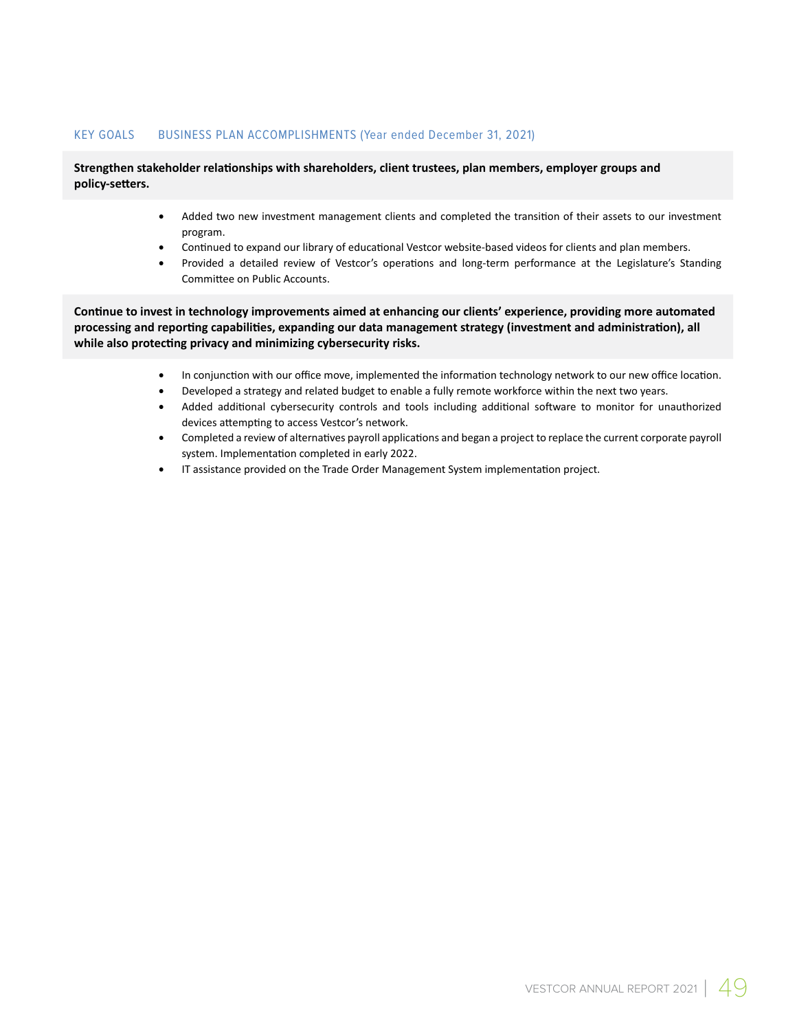KEY GOALS | BUSINESS PLAN ACCOMPLISHMENTS (Year ended December 31, 2021)

**Strengthen stakeholder relationships with shareholders, client trustees, plan members, employer groups and policy-setters.**

- Added two new investment management clients and completed the transition of their assets to our investment program.
- Continued to expand our library of educational Vestcor website-based videos for clients and plan members.
- Provided a detailed review of Vestcor's operations and long-term performance at the Legislature's Standing Committee on Public Accounts.

**Continue to invest in technology improvements aimed at enhancing our clients' experience, providing more automated processing and reporting capabilities, expanding our data management strategy (investment and administration), all while also protecting privacy and minimizing cybersecurity risks.**

- In conjunction with our office move, implemented the information technology network to our new office location.
- Developed a strategy and related budget to enable a fully remote workforce within the next two years.
- Added additional cybersecurity controls and tools including additional software to monitor for unauthorized devices attempting to access Vestcor's network.
- Completed a review of alternatives payroll applications and began a project to replace the current corporate payroll system. Implementation completed in early 2022.
- IT assistance provided on the Trade Order Management System implementation project.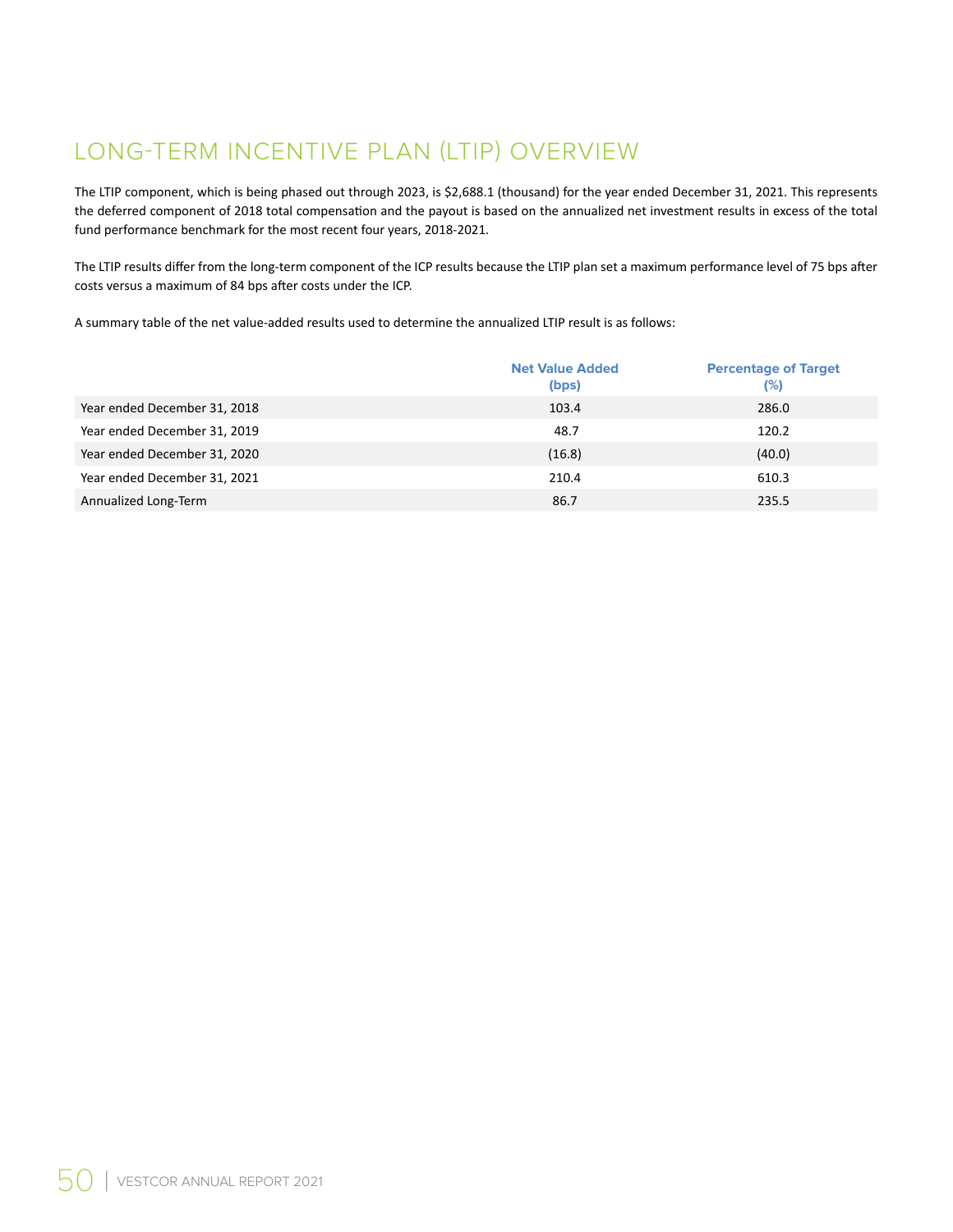## LONG-TERM INCENTIVE PLAN (LTIP) OVERVIEW

The LTIP component, which is being phased out through 2023, is $2,688.1 (thousand) for the year ended December 31, 2021. This represents the deferred component of 2018 total compensation and the payout is based on the annualized net investment results in excess of the total fund performance benchmark for the most recent four years, 2018-2021.

The LTIP results differ from the long-term component of the ICP results because the LTIP plan set a maximum performance level of 75 bps after costs versus a maximum of 84 bps after costs under the ICP.

A summary table of the net value-added results used to determine the annualized LTIP result is as follows:

| | Net Value Added (bps) | Percentage of Target (%) |
|---|---|---|
| Year ended December 31, 2018 | 103.4 | 286.0 |
| Year ended December 31, 2019 | 48.7 | 120.2 |
| Year ended December 31, 2020 | (16.8) | (40.0) |
| Year ended December 31, 2021 | 210.4 | 610.3 |
| Annualized Long-Term | 86.7 | 235.5 |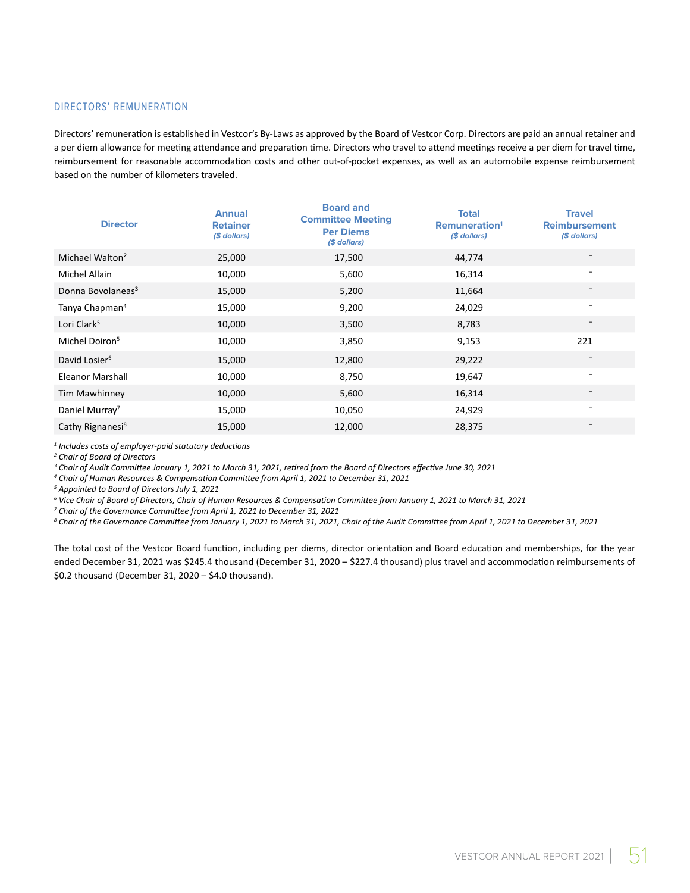## DIRECTORS' REMUNERATION

Directors' remuneration is established in Vestcor's By-Laws as approved by the Board of Vestcor Corp. Directors are paid an annual retainer and a per diem allowance for meeting attendance and preparation time. Directors who travel to attend meetings receive a per diem for travel time, reimbursement for reasonable accommodation costs and other out-of-pocket expenses, as well as an automobile expense reimbursement based on the number of kilometers traveled.

| Director | Annual Retainer *($ dollars)* | Board and Committee Meeting Per Diems *($ dollars)* | Total Remuneration[1] *($ dollars)* | Travel Reimbursement *($ dollars)* |
|---|---|---|---|---|
| Michael Walton[2] | 25,000 | 17,500 | 44,774 | - |
| Michel Allain | 10,000 | 5,600 | 16,314 | - |
| Donna Bovolaneas[3] | 15,000 | 5,200 | 11,664 | - |
| Tanya Chapman[4] | 15,000 | 9,200 | 24,029 | - |
| Lori Clark[5] | 10,000 | 3,500 | 8,783 | - |
| Michel Doiron[5] | 10,000 | 3,850 | 9,153 | 221 |
| David Losier[6] | 15,000 | 12,800 | 29,222 | - |
| Eleanor Marshall | 10,000 | 8,750 | 19,647 | - |
| Tim Mawhinney | 10,000 | 5,600 | 16,314 | - |
| Daniel Murray[7] | 15,000 | 10,050 | 24,929 | - |
| Cathy Rignanesi[8] | 15,000 | 12,000 | 28,375 | - |

*[1] Includes costs of employer-paid statutory deductions*
*[2] Chair of Board of Directors*
*[3] Chair of Audit Committee January 1, 2021 to March 31, 2021, retired from the Board of Directors effective June 30, 2021*
*[4] Chair of Human Resources & Compensation Committee from April 1, 2021 to December 31, 2021*
*[5] Appointed to Board of Directors July 1, 2021*
*[6] Vice Chair of Board of Directors, Chair of Human Resources & Compensation Committee from January 1, 2021 to March 31, 2021*
*[7] Chair of the Governance Committee from April 1, 2021 to December 31, 2021*
*[8] Chair of the Governance Committee from January 1, 2021 to March 31, 2021, Chair of the Audit Committee from April 1, 2021 to December 31, 2021*

The total cost of the Vestcor Board function, including per diems, director orientation and Board education and memberships, for the year ended December 31, 2021 was $245.4 thousand (December 31, 2020 – $227.4 thousand) plus travel and accommodation reimbursements of $0.2 thousand (December 31, 2020 – $4.0 thousand).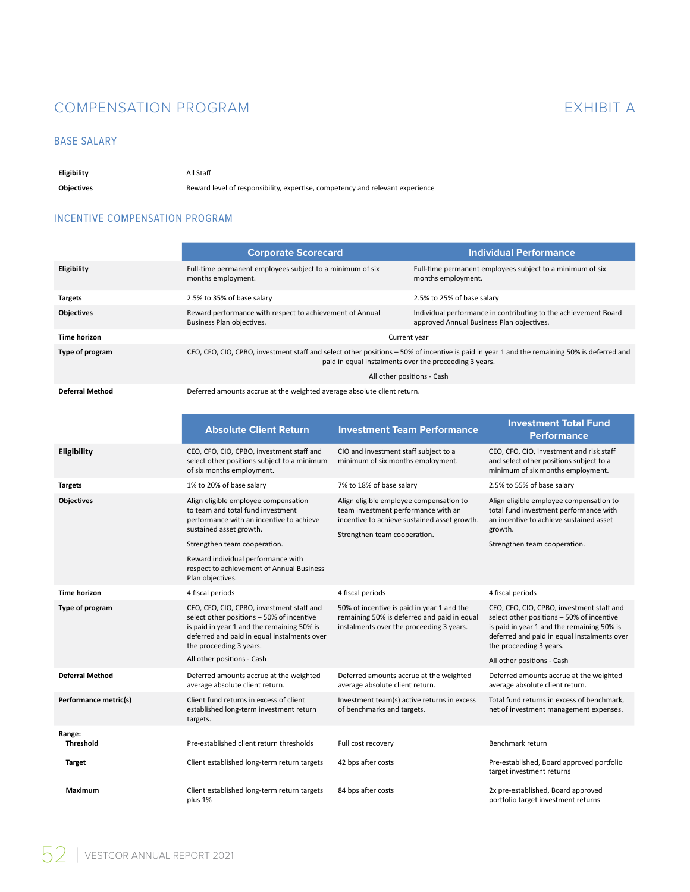# COMPENSATION PROGRAM

EXHIBIT A

## BASE SALARY

| | |
|---|---|
| **Eligibility** | All Staff |
| **Objectives** | Reward level of responsibility, expertise, competency and relevant experience |

## INCENTIVE COMPENSATION PROGRAM

| | Corporate Scorecard | Individual Performance |
|---|---|---|
| **Eligibility** | Full-time permanent employees subject to a minimum of six months employment. | Full-time permanent employees subject to a minimum of six months employment. |
| **Targets** | 2.5% to 35% of base salary | 2.5% to 25% of base salary |
| **Objectives** | Reward performance with respect to achievement of Annual Business Plan objectives. | Individual performance in contributing to the achievement Board approved Annual Business Plan objectives. |
| **Time horizon** | Current year | |
| **Type of program** | CEO, CFO, CIO, CPBO, investment staff and select other positions – 50% of incentive is paid in year 1 and the remaining 50% is deferred and paid in equal instalments over the proceeding 3 years. All other positions - Cash | |
| **Deferral Method** | Deferred amounts accrue at the weighted average absolute client return. | |

| | Absolute Client Return | Investment Team Performance | Investment Total Fund Performance |
|---|---|---|---|
| **Eligibility** | CEO, CFO, CIO, CPBO, investment staff and select other positions subject to a minimum of six months employment. | CIO and investment staff subject to a minimum of six months employment. | CEO, CFO, CIO, investment and risk staff and select other positions subject to a minimum of six months employment. |
| **Targets** | 1% to 20% of base salary | 7% to 18% of base salary | 2.5% to 55% of base salary |
| **Objectives** | Align eligible employee compensation to team and total fund investment performance with an incentive to achieve sustained asset growth. Strengthen team cooperation. Reward individual performance with respect to achievement of Annual Business Plan objectives. | Align eligible employee compensation to team investment performance with an incentive to achieve sustained asset growth. Strengthen team cooperation. | Align eligible employee compensation to total fund investment performance with an incentive to achieve sustained asset growth. Strengthen team cooperation. |
| **Time horizon** | 4 fiscal periods | 4 fiscal periods | 4 fiscal periods |
| **Type of program** | CEO, CFO, CIO, CPBO, investment staff and select other positions – 50% of incentive is paid in year 1 and the remaining 50% is deferred and paid in equal instalments over the proceeding 3 years. All other positions - Cash | 50% of incentive is paid in year 1 and the remaining 50% is deferred and paid in equal instalments over the proceeding 3 years. | CEO, CFO, CIO, CPBO, investment staff and select other positions – 50% of incentive is paid in year 1 and the remaining 50% is deferred and paid in equal instalments over the proceeding 3 years. All other positions - Cash |
| **Deferral Method** | Deferred amounts accrue at the weighted average absolute client return. | Deferred amounts accrue at the weighted average absolute client return. | Deferred amounts accrue at the weighted average absolute client return. |
| **Performance metric(s)** | Client fund returns in excess of client established long-term investment return targets. | Investment team(s) active returns in excess of benchmarks and targets. | Total fund returns in excess of benchmark, net of investment management expenses. |
| **Range:** | | | |
| **Threshold** | Pre-established client return thresholds | Full cost recovery | Benchmark return |
| **Target** | Client established long-term return targets | 42 bps after costs | Pre-established, Board approved portfolio target investment returns |
| **Maximum** | Client established long-term return targets plus 1% | 84 bps after costs | 2x pre-established, Board approved portfolio target investment returns |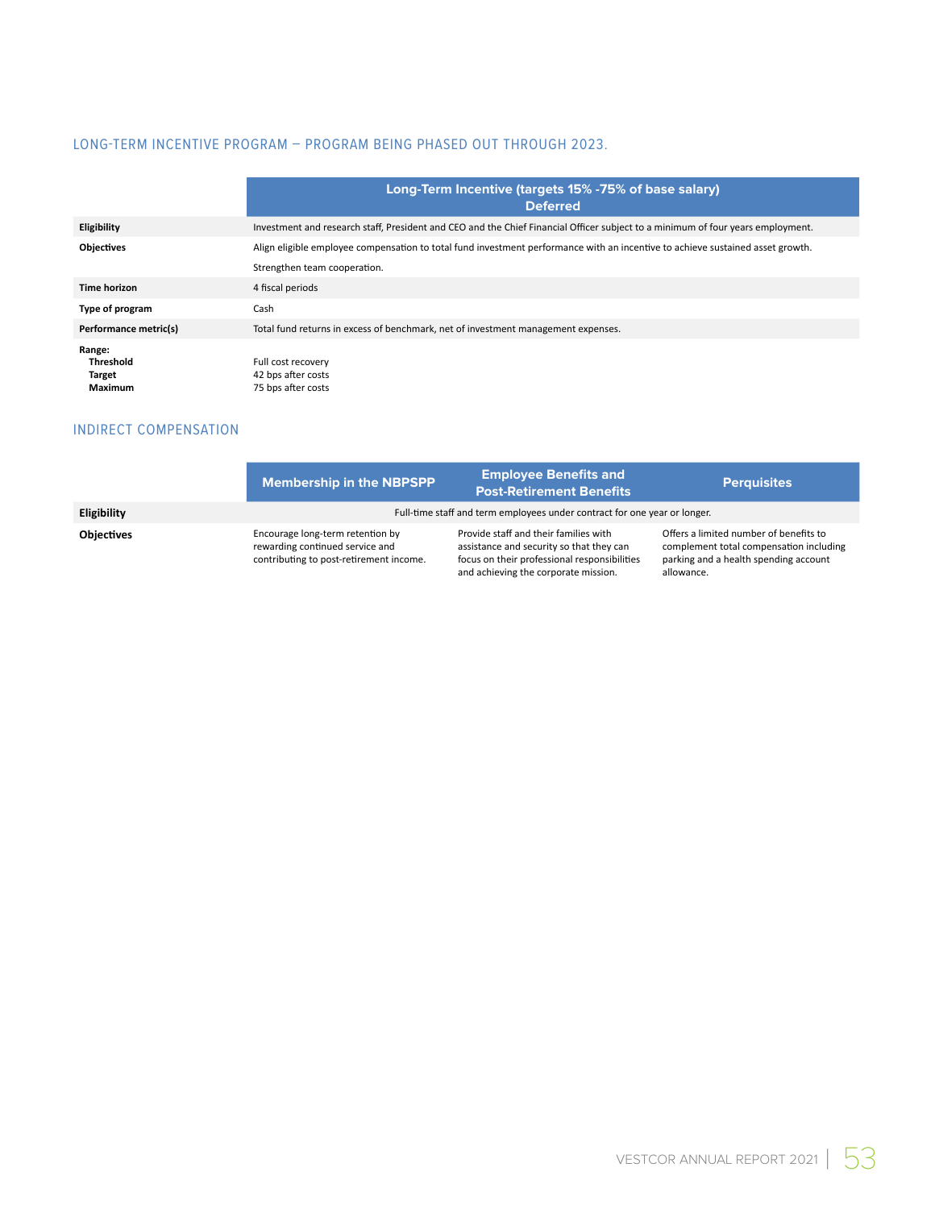## LONG-TERM INCENTIVE PROGRAM – PROGRAM BEING PHASED OUT THROUGH 2023.

| | Long-Term Incentive (targets 15% -75% of base salary) Deferred |
|---|---|
| **Eligibility** | Investment and research staff, President and CEO and the Chief Financial Officer subject to a minimum of four years employment. |
| **Objectives** | Align eligible employee compensation to total fund investment performance with an incentive to achieve sustained asset growth.<br>Strengthen team cooperation. |
| **Time horizon** | 4 fiscal periods |
| **Type of program** | Cash |
| **Performance metric(s)** | Total fund returns in excess of benchmark, net of investment management expenses. |
| **Range:**<br>**Threshold**<br>**Target**<br>**Maximum** | <br>Full cost recovery<br>42 bps after costs<br>75 bps after costs |

## INDIRECT COMPENSATION

| | Membership in the NBPSPP | Employee Benefits and Post-Retirement Benefits | Perquisites |
|---|---|---|---|
| **Eligibility** | Full-time staff and term employees under contract for one year or longer. | | |
| **Objectives** | Encourage long-term retention by rewarding continued service and contributing to post-retirement income. | Provide staff and their families with assistance and security so that they can focus on their professional responsibilities and achieving the corporate mission. | Offers a limited number of benefits to complement total compensation including parking and a health spending account allowance. |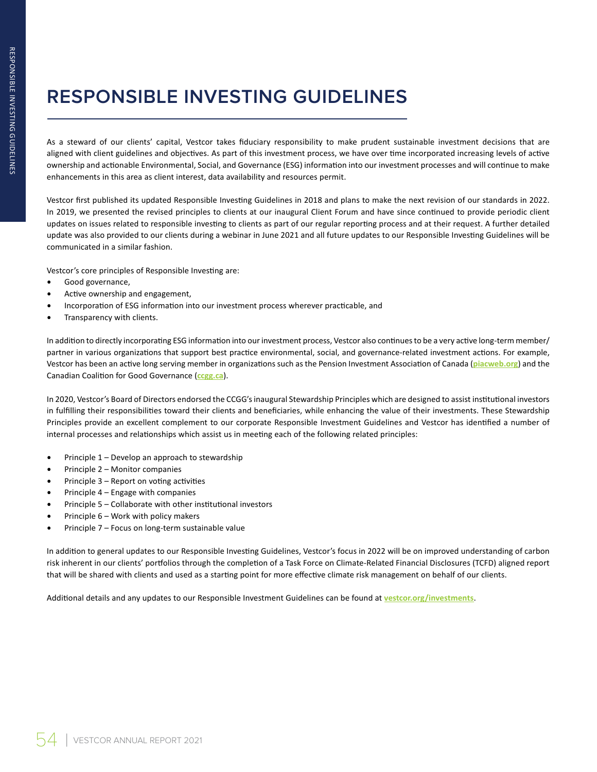# RESPONSIBLE INVESTING GUIDELINES

As a steward of our clients' capital, Vestcor takes fiduciary responsibility to make prudent sustainable investment decisions that are aligned with client guidelines and objectives. As part of this investment process, we have over time incorporated increasing levels of active ownership and actionable Environmental, Social, and Governance (ESG) information into our investment processes and will continue to make enhancements in this area as client interest, data availability and resources permit.

Vestcor first published its updated Responsible Investing Guidelines in 2018 and plans to make the next revision of our standards in 2022. In 2019, we presented the revised principles to clients at our inaugural Client Forum and have since continued to provide periodic client updates on issues related to responsible investing to clients as part of our regular reporting process and at their request. A further detailed update was also provided to our clients during a webinar in June 2021 and all future updates to our Responsible Investing Guidelines will be communicated in a similar fashion.

Vestcor's core principles of Responsible Investing are:

- Good governance,
- Active ownership and engagement,
- Incorporation of ESG information into our investment process wherever practicable, and
- Transparency with clients.

In addition to directly incorporating ESG information into our investment process, Vestcor also continues to be a very active long-term member/partner in various organizations that support best practice environmental, social, and governance-related investment actions. For example, Vestcor has been an active long serving member in organizations such as the Pension Investment Association of Canada (**piacweb.org**) and the Canadian Coalition for Good Governance (**ccgg.ca**).

In 2020, Vestcor's Board of Directors endorsed the CCGG's inaugural Stewardship Principles which are designed to assist institutional investors in fulfilling their responsibilities toward their clients and beneficiaries, while enhancing the value of their investments. These Stewardship Principles provide an excellent complement to our corporate Responsible Investment Guidelines and Vestcor has identified a number of internal processes and relationships which assist us in meeting each of the following related principles:

- Principle 1 – Develop an approach to stewardship
- Principle 2 – Monitor companies
- Principle 3 – Report on voting activities
- Principle 4 – Engage with companies
- Principle 5 – Collaborate with other institutional investors
- Principle 6 – Work with policy makers
- Principle 7 – Focus on long-term sustainable value

In addition to general updates to our Responsible Investing Guidelines, Vestcor's focus in 2022 will be on improved understanding of carbon risk inherent in our clients' portfolios through the completion of a Task Force on Climate-Related Financial Disclosures (TCFD) aligned report that will be shared with clients and used as a starting point for more effective climate risk management on behalf of our clients.

Additional details and any updates to our Responsible Investment Guidelines can be found at **vestcor.org/investments**.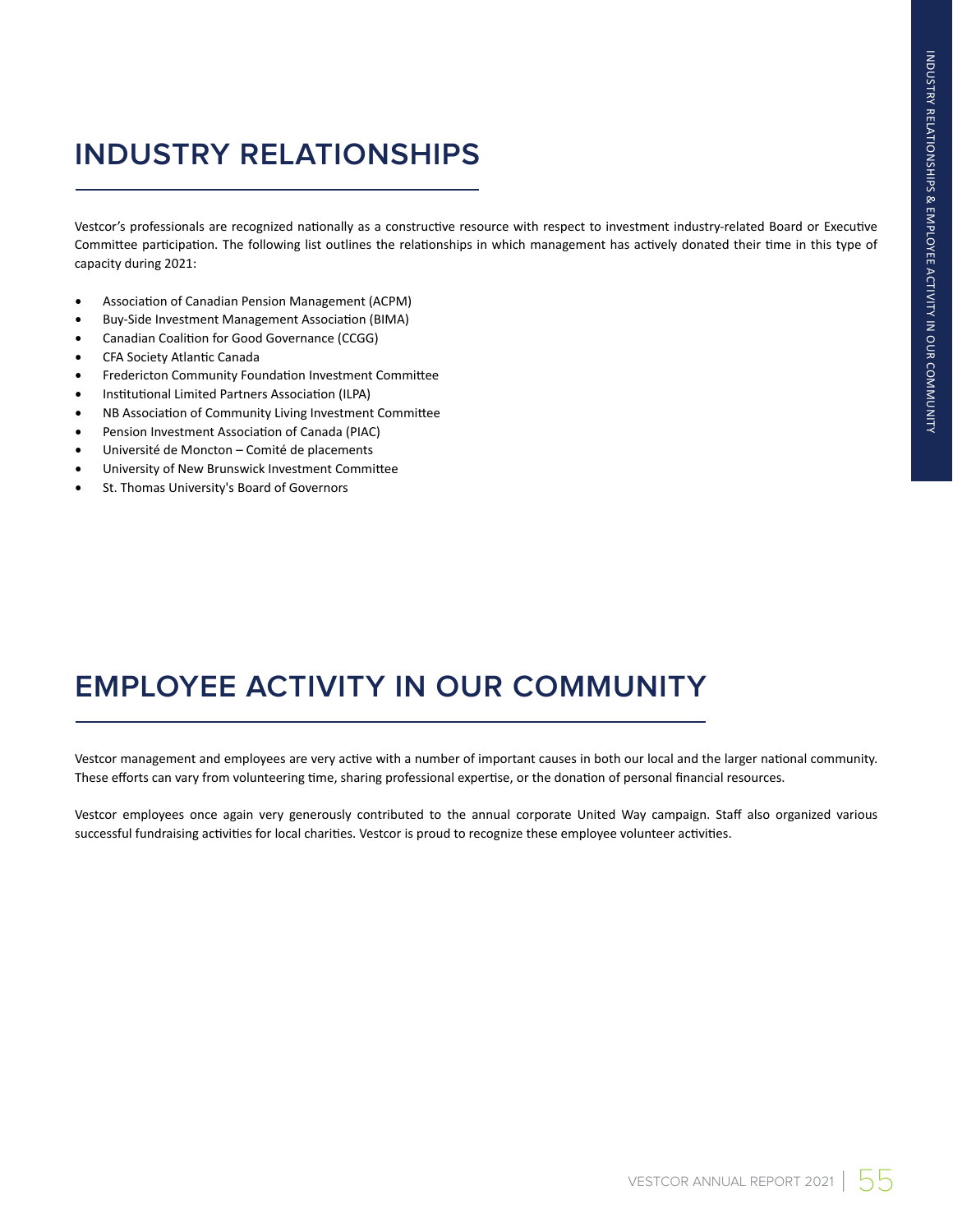# INDUSTRY RELATIONSHIPS

Vestcor's professionals are recognized nationally as a constructive resource with respect to investment industry-related Board or Executive Committee participation. The following list outlines the relationships in which management has actively donated their time in this type of capacity during 2021:

- Association of Canadian Pension Management (ACPM)
- Buy-Side Investment Management Association (BIMA)
- Canadian Coalition for Good Governance (CCGG)
- CFA Society Atlantic Canada
- Fredericton Community Foundation Investment Committee
- Institutional Limited Partners Association (ILPA)
- NB Association of Community Living Investment Committee
- Pension Investment Association of Canada (PIAC)
- Université de Moncton – Comité de placements
- University of New Brunswick Investment Committee
- St. Thomas University's Board of Governors

# EMPLOYEE ACTIVITY IN OUR COMMUNITY

Vestcor management and employees are very active with a number of important causes in both our local and the larger national community. These efforts can vary from volunteering time, sharing professional expertise, or the donation of personal financial resources.

Vestcor employees once again very generously contributed to the annual corporate United Way campaign. Staff also organized various successful fundraising activities for local charities. Vestcor is proud to recognize these employee volunteer activities.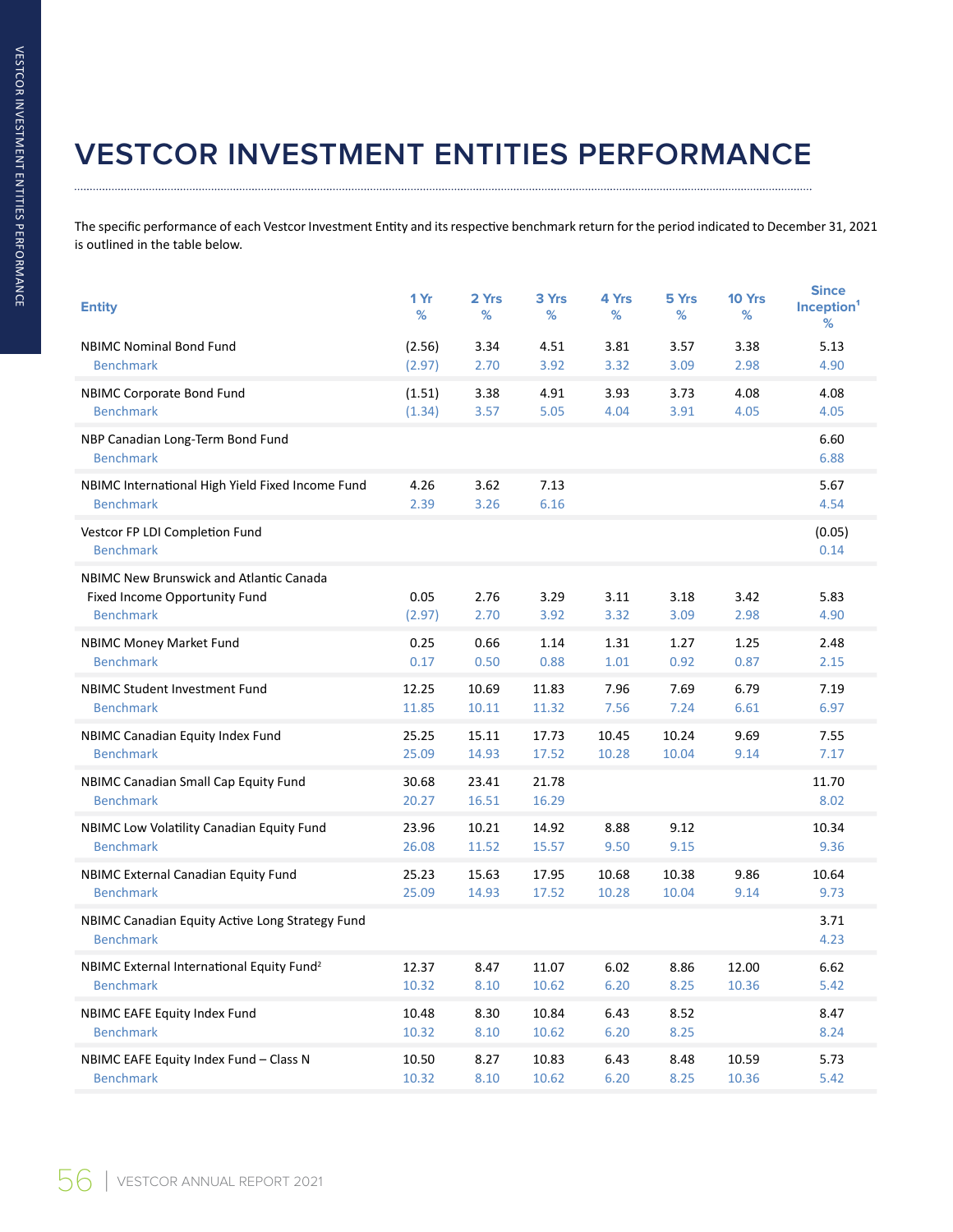# VESTCOR INVESTMENT ENTITIES PERFORMANCE

The specific performance of each Vestcor Investment Entity and its respective benchmark return for the period indicated to December 31, 2021 is outlined in the table below.

| Entity | 1 Yr % | 2 Yrs % | 3 Yrs % | 4 Yrs % | 5 Yrs % | 10 Yrs % | Since Inception[1] % |
|---|---|---|---|---|---|---|---|
| NBIMC Nominal Bond Fund | (2.56) | 3.34 | 4.51 | 3.81 | 3.57 | 3.38 | 5.13 |
| Benchmark | (2.97) | 2.70 | 3.92 | 3.32 | 3.09 | 2.98 | 4.90 |
| NBIMC Corporate Bond Fund | (1.51) | 3.38 | 4.91 | 3.93 | 3.73 | 4.08 | 4.08 |
| Benchmark | (1.34) | 3.57 | 5.05 | 4.04 | 3.91 | 4.05 | 4.05 |
| NBP Canadian Long-Term Bond Fund | | | | | | | 6.60 |
| Benchmark | | | | | | | 6.88 |
| NBIMC International High Yield Fixed Income Fund | 4.26 | 3.62 | 7.13 | | | | 5.67 |
| Benchmark | 2.39 | 3.26 | 6.16 | | | | 4.54 |
| Vestcor FP LDI Completion Fund | | | | | | | (0.05) |
| Benchmark | | | | | | | 0.14 |
| NBIMC New Brunswick and Atlantic Canada Fixed Income Opportunity Fund | 0.05 | 2.76 | 3.29 | 3.11 | 3.18 | 3.42 | 5.83 |
| Benchmark | (2.97) | 2.70 | 3.92 | 3.32 | 3.09 | 2.98 | 4.90 |
| NBIMC Money Market Fund | 0.25 | 0.66 | 1.14 | 1.31 | 1.27 | 1.25 | 2.48 |
| Benchmark | 0.17 | 0.50 | 0.88 | 1.01 | 0.92 | 0.87 | 2.15 |
| NBIMC Student Investment Fund | 12.25 | 10.69 | 11.83 | 7.96 | 7.69 | 6.79 | 7.19 |
| Benchmark | 11.85 | 10.11 | 11.32 | 7.56 | 7.24 | 6.61 | 6.97 |
| NBIMC Canadian Equity Index Fund | 25.25 | 15.11 | 17.73 | 10.45 | 10.24 | 9.69 | 7.55 |
| Benchmark | 25.09 | 14.93 | 17.52 | 10.28 | 10.04 | 9.14 | 7.17 |
| NBIMC Canadian Small Cap Equity Fund | 30.68 | 23.41 | 21.78 | | | | 11.70 |
| Benchmark | 20.27 | 16.51 | 16.29 | | | | 8.02 |
| NBIMC Low Volatility Canadian Equity Fund | 23.96 | 10.21 | 14.92 | 8.88 | 9.12 | | 10.34 |
| Benchmark | 26.08 | 11.52 | 15.57 | 9.50 | 9.15 | | 9.36 |
| NBIMC External Canadian Equity Fund | 25.23 | 15.63 | 17.95 | 10.68 | 10.38 | 9.86 | 10.64 |
| Benchmark | 25.09 | 14.93 | 17.52 | 10.28 | 10.04 | 9.14 | 9.73 |
| NBIMC Canadian Equity Active Long Strategy Fund | | | | | | | 3.71 |
| Benchmark | | | | | | | 4.23 |
| NBIMC External International Equity Fund[2] | 12.37 | 8.47 | 11.07 | 6.02 | 8.86 | 12.00 | 6.62 |
| Benchmark | 10.32 | 8.10 | 10.62 | 6.20 | 8.25 | 10.36 | 5.42 |
| NBIMC EAFE Equity Index Fund | 10.48 | 8.30 | 10.84 | 6.43 | 8.52 | | 8.47 |
| Benchmark | 10.32 | 8.10 | 10.62 | 6.20 | 8.25 | | 8.24 |
| NBIMC EAFE Equity Index Fund – Class N | 10.50 | 8.27 | 10.83 | 6.43 | 8.48 | 10.59 | 5.73 |
| Benchmark | 10.32 | 8.10 | 10.62 | 6.20 | 8.25 | 10.36 | 5.42 |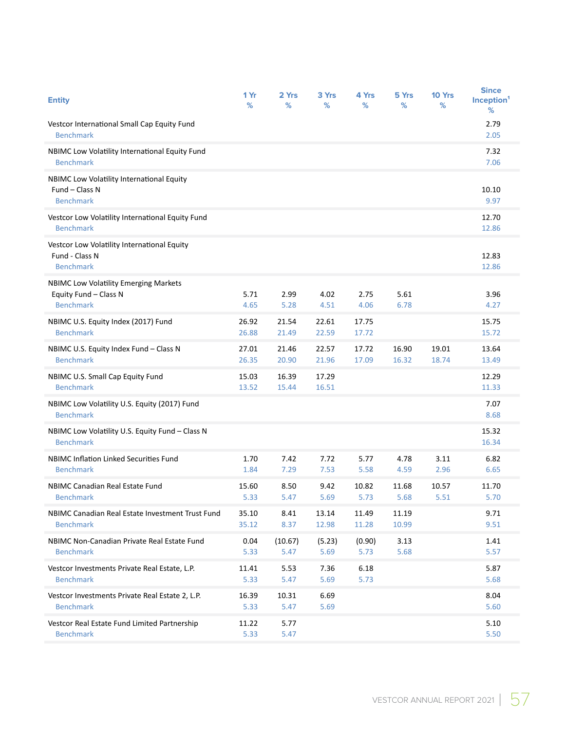| Entity | 1 Yr % | 2 Yrs % | 3 Yrs % | 4 Yrs % | 5 Yrs % | 10 Yrs % | Since Inception[1] % |
|---|---|---|---|---|---|---|---|
| Vestcor International Small Cap Equity Fund | | | | | | | 2.79 |
| Benchmark | | | | | | | 2.05 |
| NBIMC Low Volatility International Equity Fund | | | | | | | 7.32 |
| Benchmark | | | | | | | 7.06 |
| NBIMC Low Volatility International Equity Fund – Class N | | | | | | | 10.10 |
| Benchmark | | | | | | | 9.97 |
| Vestcor Low Volatility International Equity Fund | | | | | | | 12.70 |
| Benchmark | | | | | | | 12.86 |
| Vestcor Low Volatility International Equity Fund - Class N | | | | | | | 12.83 |
| Benchmark | | | | | | | 12.86 |
| NBIMC Low Volatility Emerging Markets Equity Fund – Class N | 5.71 | 2.99 | 4.02 | 2.75 | 5.61 | | 3.96 |
| Benchmark | 4.65 | 5.28 | 4.51 | 4.06 | 6.78 | | 4.27 |
| NBIMC U.S. Equity Index (2017) Fund | 26.92 | 21.54 | 22.61 | 17.75 | | | 15.75 |
| Benchmark | 26.88 | 21.49 | 22.59 | 17.72 | | | 15.72 |
| NBIMC U.S. Equity Index Fund – Class N | 27.01 | 21.46 | 22.57 | 17.72 | 16.90 | 19.01 | 13.64 |
| Benchmark | 26.35 | 20.90 | 21.96 | 17.09 | 16.32 | 18.74 | 13.49 |
| NBIMC U.S. Small Cap Equity Fund | 15.03 | 16.39 | 17.29 | | | | 12.29 |
| Benchmark | 13.52 | 15.44 | 16.51 | | | | 11.33 |
| NBIMC Low Volatility U.S. Equity (2017) Fund | | | | | | | 7.07 |
| Benchmark | | | | | | | 8.68 |
| NBIMC Low Volatility U.S. Equity Fund – Class N | | | | | | | 15.32 |
| Benchmark | | | | | | | 16.34 |
| NBIMC Inflation Linked Securities Fund | 1.70 | 7.42 | 7.72 | 5.77 | 4.78 | 3.11 | 6.82 |
| Benchmark | 1.84 | 7.29 | 7.53 | 5.58 | 4.59 | 2.96 | 6.65 |
| NBIMC Canadian Real Estate Fund | 15.60 | 8.50 | 9.42 | 10.82 | 11.68 | 10.57 | 11.70 |
| Benchmark | 5.33 | 5.47 | 5.69 | 5.73 | 5.68 | 5.51 | 5.70 |
| NBIMC Canadian Real Estate Investment Trust Fund | 35.10 | 8.41 | 13.14 | 11.49 | 11.19 | | 9.71 |
| Benchmark | 35.12 | 8.37 | 12.98 | 11.28 | 10.99 | | 9.51 |
| NBIMC Non-Canadian Private Real Estate Fund | 0.04 | (10.67) | (5.23) | (0.90) | 3.13 | | 1.41 |
| Benchmark | 5.33 | 5.47 | 5.69 | 5.73 | 5.68 | | 5.57 |
| Vestcor Investments Private Real Estate, L.P. | 11.41 | 5.53 | 7.36 | 6.18 | | | 5.87 |
| Benchmark | 5.33 | 5.47 | 5.69 | 5.73 | | | 5.68 |
| Vestcor Investments Private Real Estate 2, L.P. | 16.39 | 10.31 | 6.69 | | | | 8.04 |
| Benchmark | 5.33 | 5.47 | 5.69 | | | | 5.60 |
| Vestcor Real Estate Fund Limited Partnership | 11.22 | 5.77 | | | | | 5.10 |
| Benchmark | 5.33 | 5.47 | | | | | 5.50 |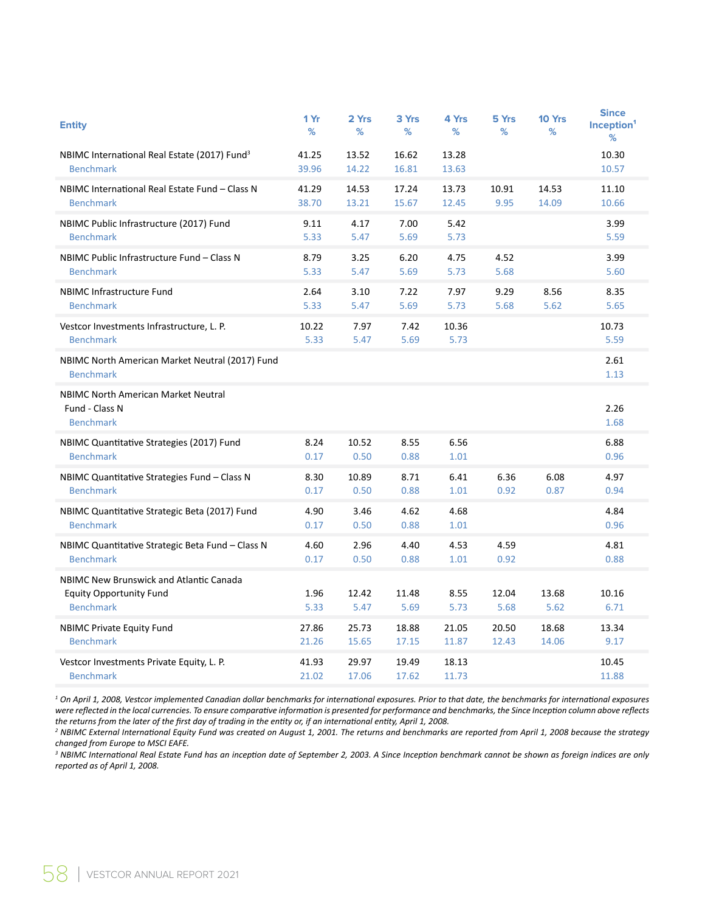| Entity | 1 Yr % | 2 Yrs % | 3 Yrs % | 4 Yrs % | 5 Yrs % | 10 Yrs % | Since Inception[1] % |
|---|---|---|---|---|---|---|---|
| NBIMC International Real Estate (2017) Fund[3] | 41.25 | 13.52 | 16.62 | 13.28 | | | 10.30 |
| Benchmark | 39.96 | 14.22 | 16.81 | 13.63 | | | 10.57 |
| NBIMC International Real Estate Fund – Class N | 41.29 | 14.53 | 17.24 | 13.73 | 10.91 | 14.53 | 11.10 |
| Benchmark | 38.70 | 13.21 | 15.67 | 12.45 | 9.95 | 14.09 | 10.66 |
| NBIMC Public Infrastructure (2017) Fund | 9.11 | 4.17 | 7.00 | 5.42 | | | 3.99 |
| Benchmark | 5.33 | 5.47 | 5.69 | 5.73 | | | 5.59 |
| NBIMC Public Infrastructure Fund – Class N | 8.79 | 3.25 | 6.20 | 4.75 | 4.52 | | 3.99 |
| Benchmark | 5.33 | 5.47 | 5.69 | 5.73 | 5.68 | | 5.60 |
| NBIMC Infrastructure Fund | 2.64 | 3.10 | 7.22 | 7.97 | 9.29 | 8.56 | 8.35 |
| Benchmark | 5.33 | 5.47 | 5.69 | 5.73 | 5.68 | 5.62 | 5.65 |
| Vestcor Investments Infrastructure, L. P. | 10.22 | 7.97 | 7.42 | 10.36 | | | 10.73 |
| Benchmark | 5.33 | 5.47 | 5.69 | 5.73 | | | 5.59 |
| NBIMC North American Market Neutral (2017) Fund | | | | | | | 2.61 |
| Benchmark | | | | | | | 1.13 |
| NBIMC North American Market Neutral Fund - Class N | | | | | | | 2.26 |
| Benchmark | | | | | | | 1.68 |
| NBIMC Quantitative Strategies (2017) Fund | 8.24 | 10.52 | 8.55 | 6.56 | | | 6.88 |
| Benchmark | 0.17 | 0.50 | 0.88 | 1.01 | | | 0.96 |
| NBIMC Quantitative Strategies Fund – Class N | 8.30 | 10.89 | 8.71 | 6.41 | 6.36 | 6.08 | 4.97 |
| Benchmark | 0.17 | 0.50 | 0.88 | 1.01 | 0.92 | 0.87 | 0.94 |
| NBIMC Quantitative Strategic Beta (2017) Fund | 4.90 | 3.46 | 4.62 | 4.68 | | | 4.84 |
| Benchmark | 0.17 | 0.50 | 0.88 | 1.01 | | | 0.96 |
| NBIMC Quantitative Strategic Beta Fund – Class N | 4.60 | 2.96 | 4.40 | 4.53 | 4.59 | | 4.81 |
| Benchmark | 0.17 | 0.50 | 0.88 | 1.01 | 0.92 | | 0.88 |
| NBIMC New Brunswick and Atlantic Canada Equity Opportunity Fund | 1.96 | 12.42 | 11.48 | 8.55 | 12.04 | 13.68 | 10.16 |
| Benchmark | 5.33 | 5.47 | 5.69 | 5.73 | 5.68 | 5.62 | 6.71 |
| NBIMC Private Equity Fund | 27.86 | 25.73 | 18.88 | 21.05 | 20.50 | 18.68 | 13.34 |
| Benchmark | 21.26 | 15.65 | 17.15 | 11.87 | 12.43 | 14.06 | 9.17 |
| Vestcor Investments Private Equity, L. P. | 41.93 | 29.97 | 19.49 | 18.13 | | | 10.45 |
| Benchmark | 21.02 | 17.06 | 17.62 | 11.73 | | | 11.88 |

*[1] On April 1, 2008, Vestcor implemented Canadian dollar benchmarks for international exposures. Prior to that date, the benchmarks for international exposures were reflected in the local currencies. To ensure comparative information is presented for performance and benchmarks, the Since Inception column above reflects the returns from the later of the first day of trading in the entity or, if an international entity, April 1, 2008.*

*[2] NBIMC External International Equity Fund was created on August 1, 2001. The returns and benchmarks are reported from April 1, 2008 because the strategy changed from Europe to MSCI EAFE.*

*[3] NBIMC International Real Estate Fund has an inception date of September 2, 2003. A Since Inception benchmark cannot be shown as foreign indices are only reported as of April 1, 2008.*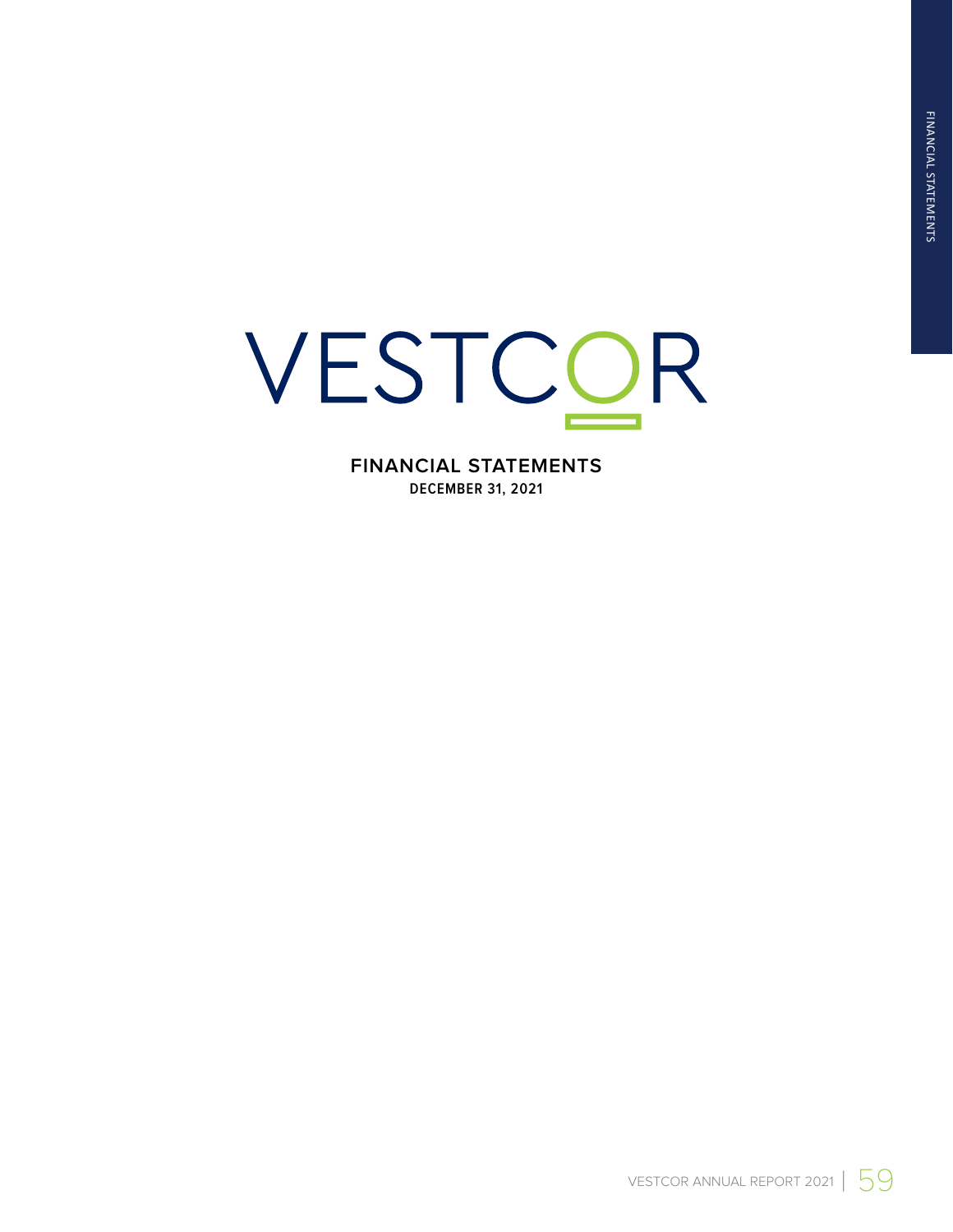# VESTCOR

## FINANCIAL STATEMENTS

**DECEMBER 31, 2021**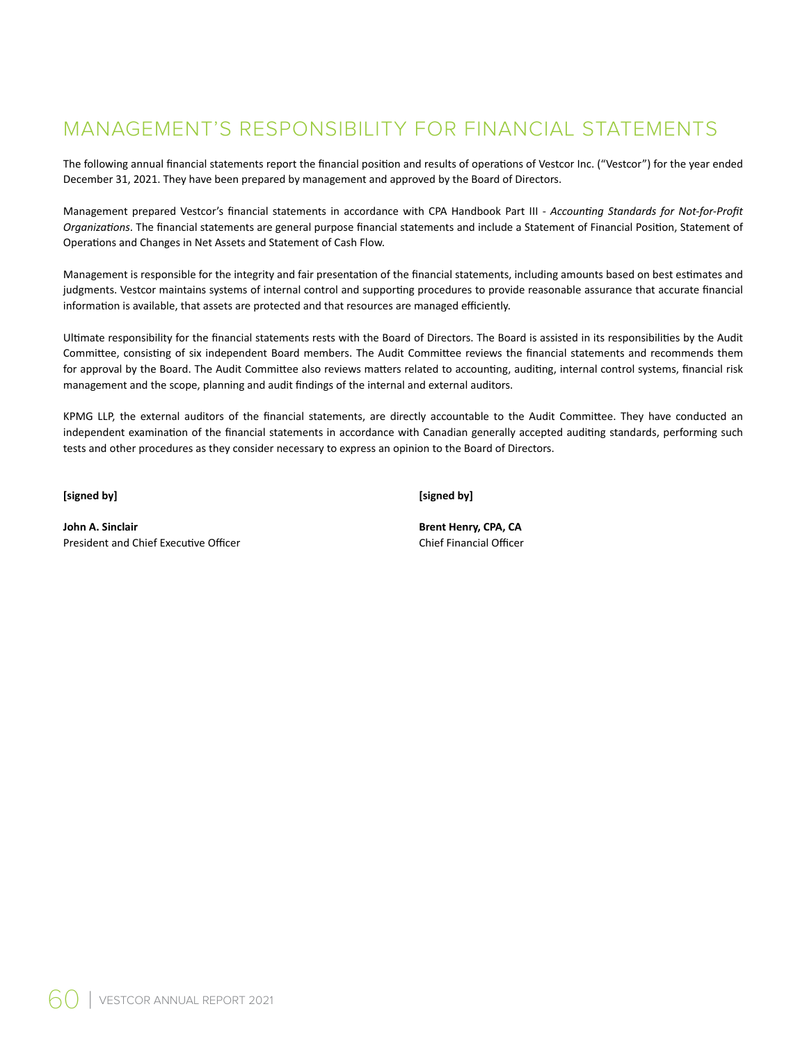# MANAGEMENT'S RESPONSIBILITY FOR FINANCIAL STATEMENTS

The following annual financial statements report the financial position and results of operations of Vestcor Inc. ("Vestcor") for the year ended December 31, 2021. They have been prepared by management and approved by the Board of Directors.

Management prepared Vestcor's financial statements in accordance with CPA Handbook Part III - *Accounting Standards for Not-for-Profit Organizations*. The financial statements are general purpose financial statements and include a Statement of Financial Position, Statement of Operations and Changes in Net Assets and Statement of Cash Flow.

Management is responsible for the integrity and fair presentation of the financial statements, including amounts based on best estimates and judgments. Vestcor maintains systems of internal control and supporting procedures to provide reasonable assurance that accurate financial information is available, that assets are protected and that resources are managed efficiently.

Ultimate responsibility for the financial statements rests with the Board of Directors. The Board is assisted in its responsibilities by the Audit Committee, consisting of six independent Board members. The Audit Committee reviews the financial statements and recommends them for approval by the Board. The Audit Committee also reviews matters related to accounting, auditing, internal control systems, financial risk management and the scope, planning and audit findings of the internal and external auditors.

KPMG LLP, the external auditors of the financial statements, are directly accountable to the Audit Committee. They have conducted an independent examination of the financial statements in accordance with Canadian generally accepted auditing standards, performing such tests and other procedures as they consider necessary to express an opinion to the Board of Directors.

**[signed by]**

**John A. Sinclair**
President and Chief Executive Officer

**[signed by]**

**Brent Henry, CPA, CA**
Chief Financial Officer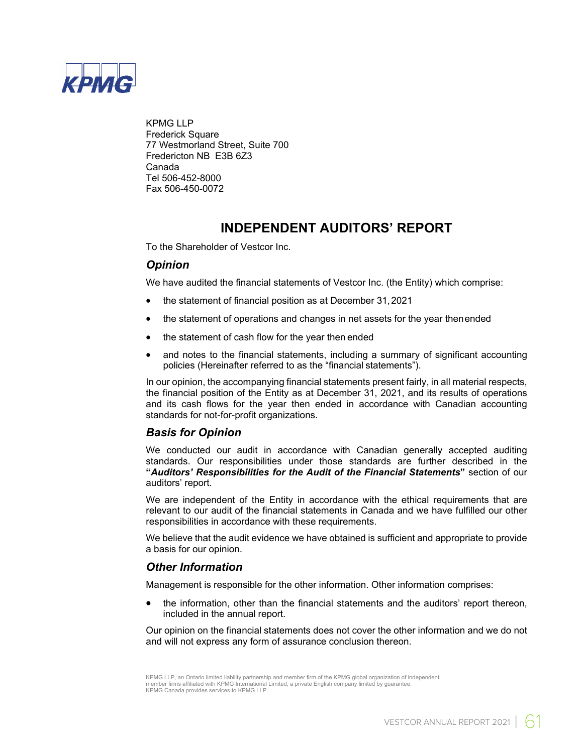KPMG LLP
Frederick Square
77 Westmorland Street, Suite 700
Fredericton NB E3B 6Z3
Canada
Tel 506-452-8000
Fax 506-450-0072

# INDEPENDENT AUDITORS' REPORT

To the Shareholder of Vestcor Inc.

## *Opinion*

We have audited the financial statements of Vestcor Inc. (the Entity) which comprise:

- the statement of financial position as at December 31, 2021
- the statement of operations and changes in net assets for the year then ended
- the statement of cash flow for the year then ended
- and notes to the financial statements, including a summary of significant accounting policies (Hereinafter referred to as the "financial statements").

In our opinion, the accompanying financial statements present fairly, in all material respects, the financial position of the Entity as at December 31, 2021, and its results of operations and its cash flows for the year then ended in accordance with Canadian accounting standards for not-for-profit organizations.

## *Basis for Opinion*

We conducted our audit in accordance with Canadian generally accepted auditing standards. Our responsibilities under those standards are further described in the **"*Auditors' Responsibilities for the Audit of the Financial Statements*"** section of our auditors' report.

We are independent of the Entity in accordance with the ethical requirements that are relevant to our audit of the financial statements in Canada and we have fulfilled our other responsibilities in accordance with these requirements.

We believe that the audit evidence we have obtained is sufficient and appropriate to provide a basis for our opinion.

## *Other Information*

Management is responsible for the other information. Other information comprises:

- the information, other than the financial statements and the auditors' report thereon, included in the annual report.

Our opinion on the financial statements does not cover the other information and we do not and will not express any form of assurance conclusion thereon.

KPMG LLP, an Ontario limited liability partnership and member firm of the KPMG global organization of independent member firms affiliated with KPMG International Limited, a private English company limited by guarantee. KPMG Canada provides services to KPMG LLP.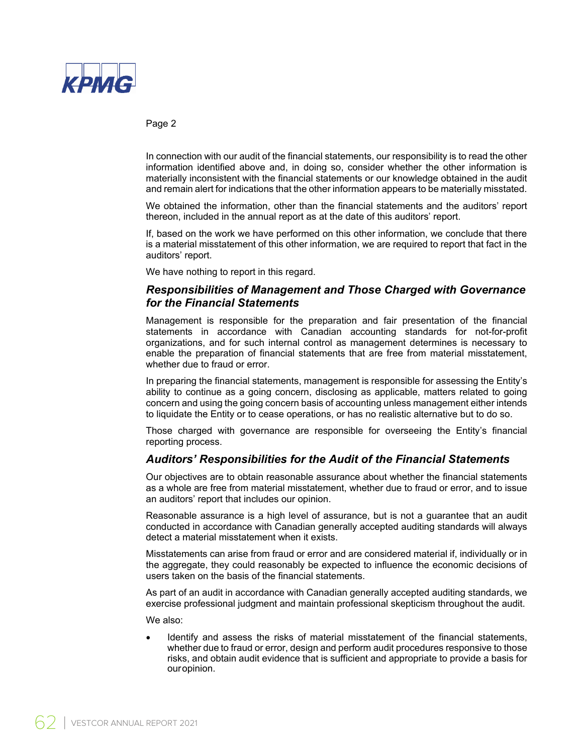Page 2

In connection with our audit of the financial statements, our responsibility is to read the other information identified above and, in doing so, consider whether the other information is materially inconsistent with the financial statements or our knowledge obtained in the audit and remain alert for indications that the other information appears to be materially misstated.

We obtained the information, other than the financial statements and the auditors' report thereon, included in the annual report as at the date of this auditors' report.

If, based on the work we have performed on this other information, we conclude that there is a material misstatement of this other information, we are required to report that fact in the auditors' report.

We have nothing to report in this regard.

### *Responsibilities of Management and Those Charged with Governance for the Financial Statements*

Management is responsible for the preparation and fair presentation of the financial statements in accordance with Canadian accounting standards for not-for-profit organizations, and for such internal control as management determines is necessary to enable the preparation of financial statements that are free from material misstatement, whether due to fraud or error.

In preparing the financial statements, management is responsible for assessing the Entity's ability to continue as a going concern, disclosing as applicable, matters related to going concern and using the going concern basis of accounting unless management either intends to liquidate the Entity or to cease operations, or has no realistic alternative but to do so.

Those charged with governance are responsible for overseeing the Entity's financial reporting process.

### *Auditors' Responsibilities for the Audit of the Financial Statements*

Our objectives are to obtain reasonable assurance about whether the financial statements as a whole are free from material misstatement, whether due to fraud or error, and to issue an auditors' report that includes our opinion.

Reasonable assurance is a high level of assurance, but is not a guarantee that an audit conducted in accordance with Canadian generally accepted auditing standards will always detect a material misstatement when it exists.

Misstatements can arise from fraud or error and are considered material if, individually or in the aggregate, they could reasonably be expected to influence the economic decisions of users taken on the basis of the financial statements.

As part of an audit in accordance with Canadian generally accepted auditing standards, we exercise professional judgment and maintain professional skepticism throughout the audit.

We also:

- Identify and assess the risks of material misstatement of the financial statements, whether due to fraud or error, design and perform audit procedures responsive to those risks, and obtain audit evidence that is sufficient and appropriate to provide a basis for our opinion.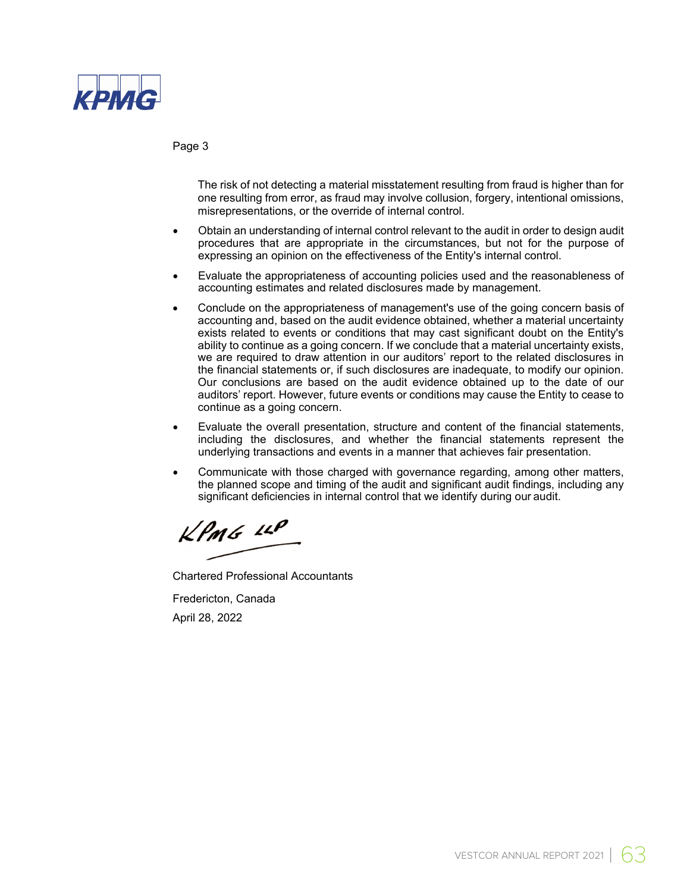The risk of not detecting a material misstatement resulting from fraud is higher than for one resulting from error, as fraud may involve collusion, forgery, intentional omissions, misrepresentations, or the override of internal control.

- Obtain an understanding of internal control relevant to the audit in order to design audit procedures that are appropriate in the circumstances, but not for the purpose of expressing an opinion on the effectiveness of the Entity's internal control.
- Evaluate the appropriateness of accounting policies used and the reasonableness of accounting estimates and related disclosures made by management.
- Conclude on the appropriateness of management's use of the going concern basis of accounting and, based on the audit evidence obtained, whether a material uncertainty exists related to events or conditions that may cast significant doubt on the Entity's ability to continue as a going concern. If we conclude that a material uncertainty exists, we are required to draw attention in our auditors' report to the related disclosures in the financial statements or, if such disclosures are inadequate, to modify our opinion. Our conclusions are based on the audit evidence obtained up to the date of our auditors' report. However, future events or conditions may cause the Entity to cease to continue as a going concern.
- Evaluate the overall presentation, structure and content of the financial statements, including the disclosures, and whether the financial statements represent the underlying transactions and events in a manner that achieves fair presentation.
- Communicate with those charged with governance regarding, among other matters, the planned scope and timing of the audit and significant audit findings, including any significant deficiencies in internal control that we identify during our audit.

KPMG LLP

Chartered Professional Accountants

Fredericton, Canada

April 28, 2022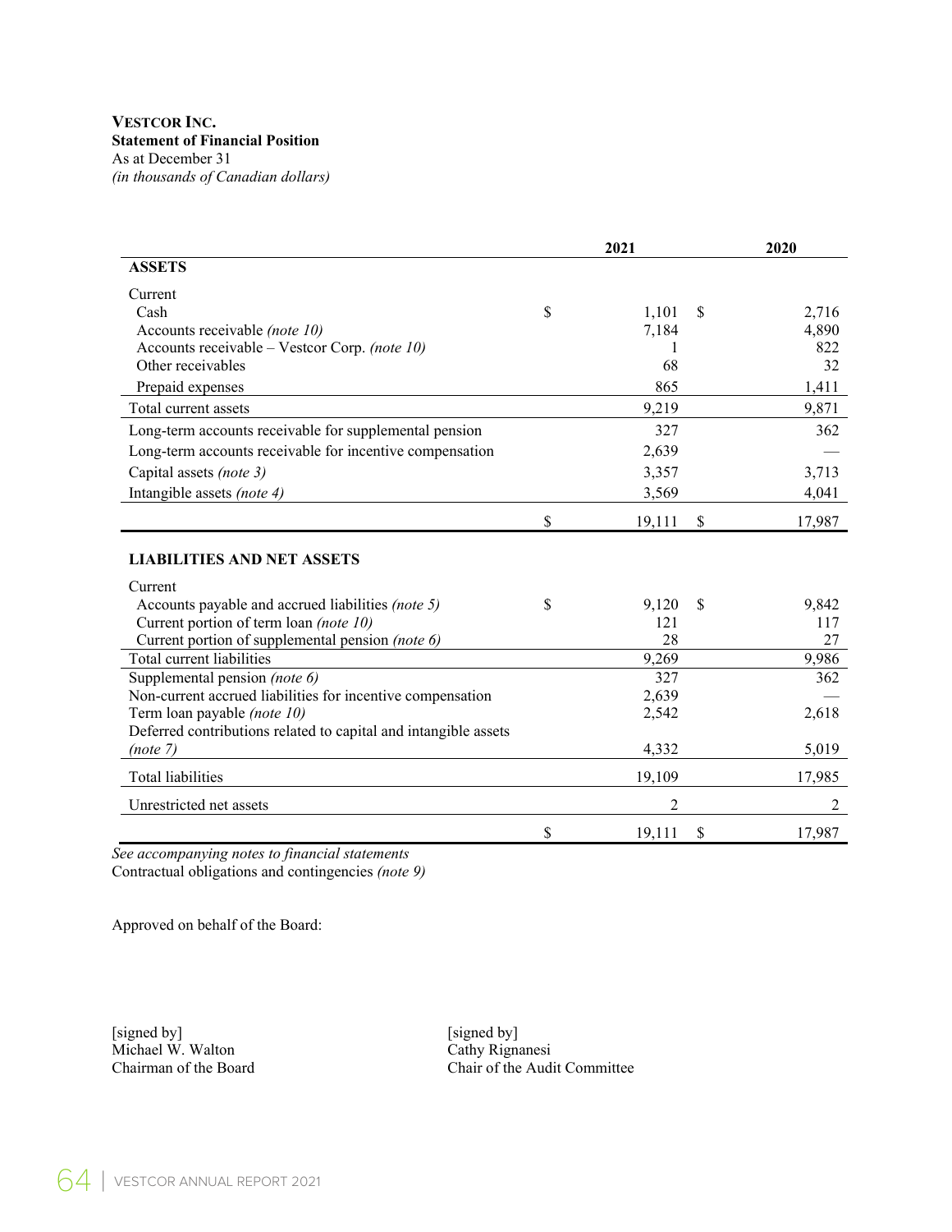**VESTCOR INC.**
**Statement of Financial Position**
As at December 31
*(in thousands of Canadian dollars)*

| | 2021 | 2020 |
|---|---|---|
| **ASSETS** | | |
| Current | | |
| Cash | $ 1,101 | $ 2,716 |
| Accounts receivable *(note 10)* | 7,184 | 4,890 |
| Accounts receivable – Vestcor Corp. *(note 10)* | 1 | 822 |
| Other receivables | 68 | 32 |
| Prepaid expenses | 865 | 1,411 |
| Total current assets | 9,219 | 9,871 |
| Long-term accounts receivable for supplemental pension | 327 | 362 |
| Long-term accounts receivable for incentive compensation | 2,639 | — |
| Capital assets *(note 3)* | 3,357 | 3,713 |
| Intangible assets *(note 4)* | 3,569 | 4,041 |
| | $ 19,111 | $ 17,987 |
| **LIABILITIES AND NET ASSETS** | | |
| Current | | |
| Accounts payable and accrued liabilities *(note 5)* | $ 9,120 | $ 9,842 |
| Current portion of term loan *(note 10)* | 121 | 117 |
| Current portion of supplemental pension *(note 6)* | 28 | 27 |
| Total current liabilities | 9,269 | 9,986 |
| Supplemental pension *(note 6)* | 327 | 362 |
| Non-current accrued liabilities for incentive compensation | 2,639 | — |
| Term loan payable *(note 10)* | 2,542 | 2,618 |
| Deferred contributions related to capital and intangible assets *(note 7)* | 4,332 | 5,019 |
| Total liabilities | 19,109 | 17,985 |
| Unrestricted net assets | 2 | 2 |
| | $ 19,111 | $ 17,987 |

*See accompanying notes to financial statements*
Contractual obligations and contingencies *(note 9)*

Approved on behalf of the Board:

[signed by]
Michael W. Walton
Chairman of the Board

[signed by]
Cathy Rignanesi
Chair of the Audit Committee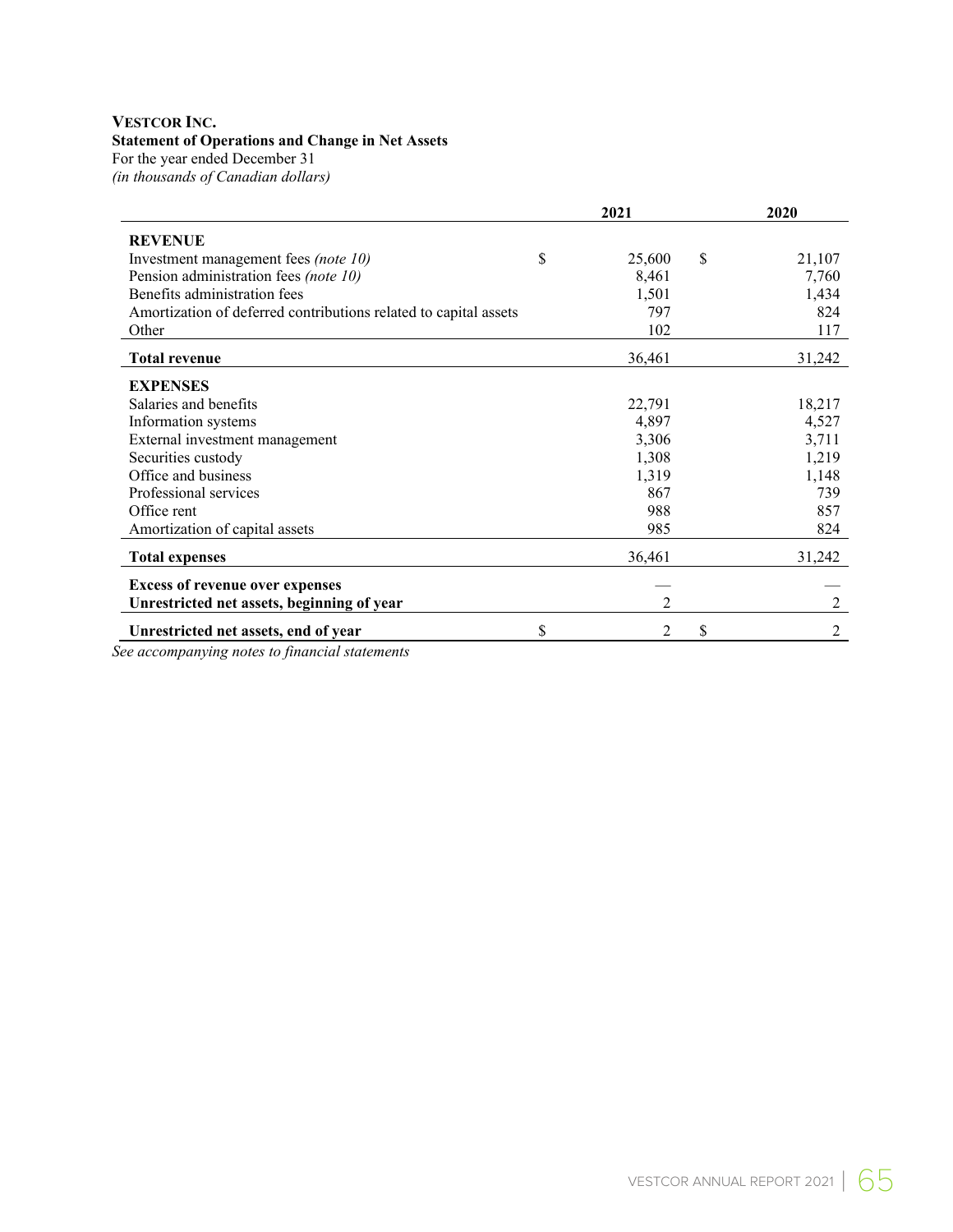**VESTCOR INC.**
**Statement of Operations and Change in Net Assets**
For the year ended December 31
*(in thousands of Canadian dollars)*

| | 2021 | 2020 |
|---|---|---|
| **REVENUE** | | |
| Investment management fees *(note 10)* | $ 25,600 | $ 21,107 |
| Pension administration fees *(note 10)* | 8,461 | 7,760 |
| Benefits administration fees | 1,501 | 1,434 |
| Amortization of deferred contributions related to capital assets | 797 | 824 |
| Other | 102 | 117 |
| **Total revenue** | 36,461 | 31,242 |
| **EXPENSES** | | |
| Salaries and benefits | 22,791 | 18,217 |
| Information systems | 4,897 | 4,527 |
| External investment management | 3,306 | 3,711 |
| Securities custody | 1,308 | 1,219 |
| Office and business | 1,319 | 1,148 |
| Professional services | 867 | 739 |
| Office rent | 988 | 857 |
| Amortization of capital assets | 985 | 824 |
| **Total expenses** | 36,461 | 31,242 |
| **Excess of revenue over expenses** | — | — |
| **Unrestricted net assets, beginning of year** | 2 | 2 |
| **Unrestricted net assets, end of year** | $ 2 | $ 2 |

*See accompanying notes to financial statements*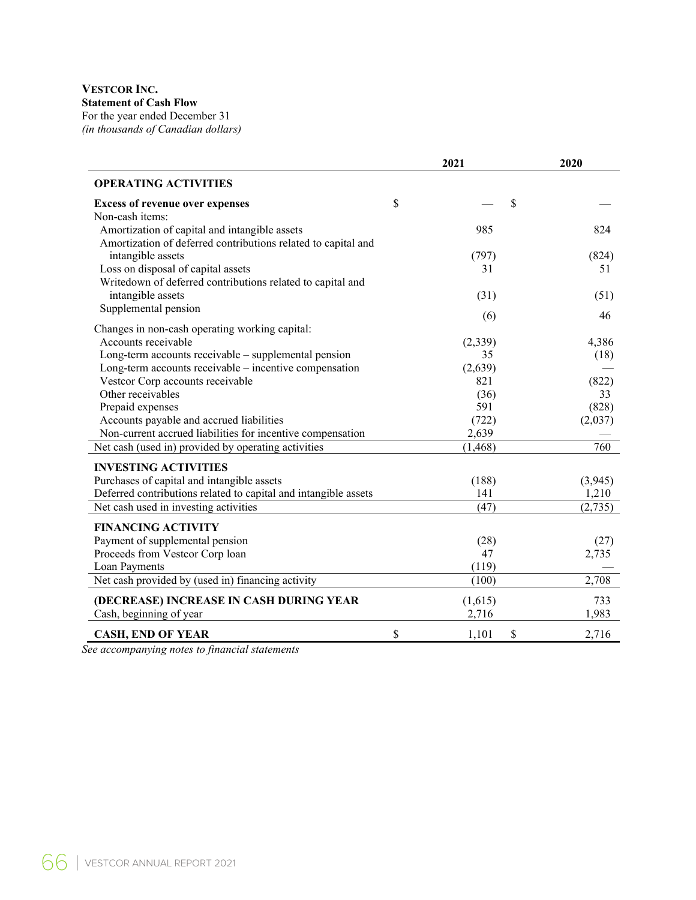**VESTCOR INC.**
**Statement of Cash Flow**
For the year ended December 31
*(in thousands of Canadian dollars)*

| | 2021 | 2020 |
|---|---|---|
| **OPERATING ACTIVITIES** | | |
| **Excess of revenue over expenses** | $ — | $ — |
| Non-cash items: | | |
| Amortization of capital and intangible assets | 985 | 824 |
| Amortization of deferred contributions related to capital and intangible assets | (797) | (824) |
| Loss on disposal of capital assets | 31 | 51 |
| Writedown of deferred contributions related to capital and intangible assets | (31) | (51) |
| Supplemental pension | (6) | 46 |
| Changes in non-cash operating working capital: | | |
| Accounts receivable | (2,339) | 4,386 |
| Long-term accounts receivable – supplemental pension | 35 | (18) |
| Long-term accounts receivable – incentive compensation | (2,639) | — |
| Vestcor Corp accounts receivable | 821 | (822) |
| Other receivables | (36) | 33 |
| Prepaid expenses | 591 | (828) |
| Accounts payable and accrued liabilities | (722) | (2,037) |
| Non-current accrued liabilities for incentive compensation | 2,639 | — |
| Net cash (used in) provided by operating activities | (1,468) | 760 |
| **INVESTING ACTIVITIES** | | |
| Purchases of capital and intangible assets | (188) | (3,945) |
| Deferred contributions related to capital and intangible assets | 141 | 1,210 |
| Net cash used in investing activities | (47) | (2,735) |
| **FINANCING ACTIVITY** | | |
| Payment of supplemental pension | (28) | (27) |
| Proceeds from Vestcor Corp loan | 47 | 2,735 |
| Loan Payments | (119) | — |
| Net cash provided by (used in) financing activity | (100) | 2,708 |
| **(DECREASE) INCREASE IN CASH DURING YEAR** | (1,615) | 733 |
| Cash, beginning of year | 2,716 | 1,983 |
| **CASH, END OF YEAR** | $ 1,101 | $ 2,716 |

*See accompanying notes to financial statements*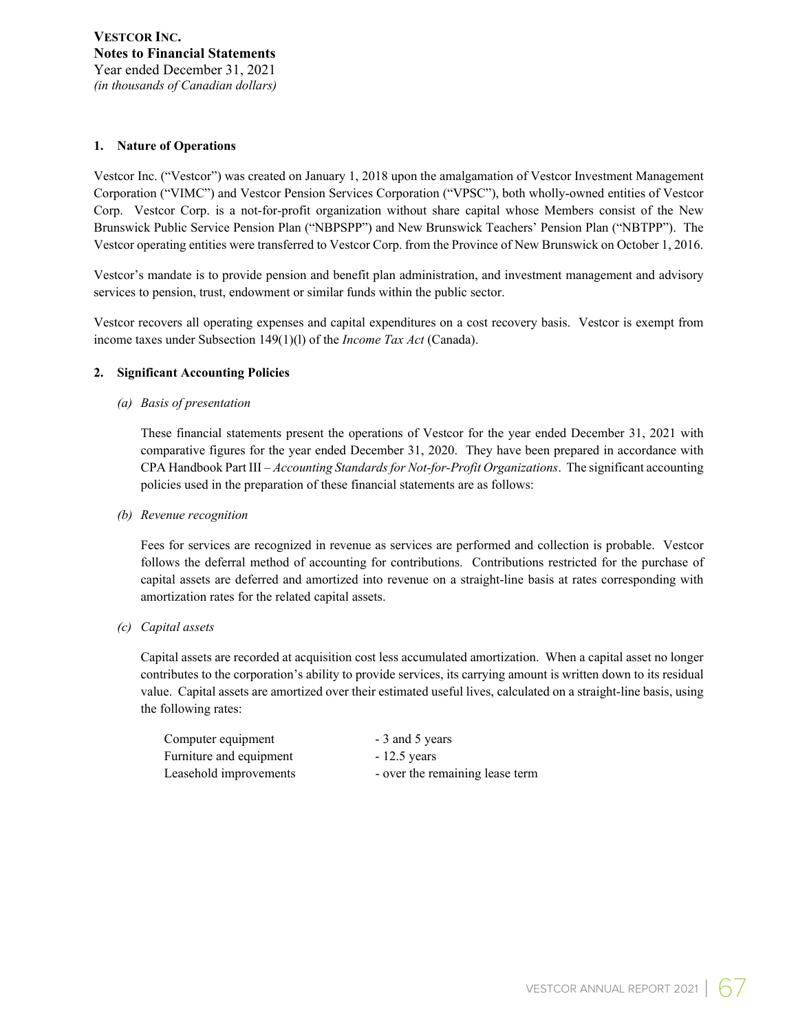**VESTCOR INC.**
**Notes to Financial Statements**
Year ended December 31, 2021
*(in thousands of Canadian dollars)*

## 1. Nature of Operations

Vestcor Inc. ("Vestcor") was created on January 1, 2018 upon the amalgamation of Vestcor Investment Management Corporation ("VIMC") and Vestcor Pension Services Corporation ("VPSC"), both wholly-owned entities of Vestcor Corp. Vestcor Corp. is a not-for-profit organization without share capital whose Members consist of the New Brunswick Public Service Pension Plan ("NBPSPP") and New Brunswick Teachers' Pension Plan ("NBTPP"). The Vestcor operating entities were transferred to Vestcor Corp. from the Province of New Brunswick on October 1, 2016.

Vestcor's mandate is to provide pension and benefit plan administration, and investment management and advisory services to pension, trust, endowment or similar funds within the public sector.

Vestcor recovers all operating expenses and capital expenditures on a cost recovery basis. Vestcor is exempt from income taxes under Subsection 149(1)(l) of the *Income Tax Act* (Canada).

## 2. Significant Accounting Policies

*(a) Basis of presentation*

These financial statements present the operations of Vestcor for the year ended December 31, 2021 with comparative figures for the year ended December 31, 2020. They have been prepared in accordance with CPA Handbook Part III – *Accounting Standards for Not-for-Profit Organizations*. The significant accounting policies used in the preparation of these financial statements are as follows:

*(b) Revenue recognition*

Fees for services are recognized in revenue as services are performed and collection is probable. Vestcor follows the deferral method of accounting for contributions. Contributions restricted for the purchase of capital assets are deferred and amortized into revenue on a straight-line basis at rates corresponding with amortization rates for the related capital assets.

*(c) Capital assets*

Capital assets are recorded at acquisition cost less accumulated amortization. When a capital asset no longer contributes to the corporation's ability to provide services, its carrying amount is written down to its residual value. Capital assets are amortized over their estimated useful lives, calculated on a straight-line basis, using the following rates:

| | |
|---|---|
| Computer equipment | - 3 and 5 years |
| Furniture and equipment | - 12.5 years |
| Leasehold improvements | - over the remaining lease term |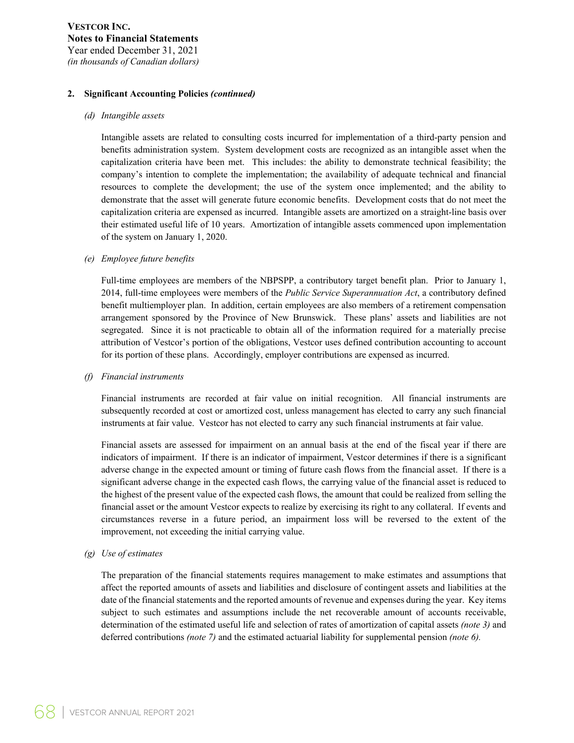## 2. Significant Accounting Policies *(continued)*

### *(d) Intangible assets*

Intangible assets are related to consulting costs incurred for implementation of a third-party pension and benefits administration system. System development costs are recognized as an intangible asset when the capitalization criteria have been met. This includes: the ability to demonstrate technical feasibility; the company's intention to complete the implementation; the availability of adequate technical and financial resources to complete the development; the use of the system once implemented; and the ability to demonstrate that the asset will generate future economic benefits. Development costs that do not meet the capitalization criteria are expensed as incurred. Intangible assets are amortized on a straight-line basis over their estimated useful life of 10 years. Amortization of intangible assets commenced upon implementation of the system on January 1, 2020.

### *(e) Employee future benefits*

Full-time employees are members of the NBPSPP, a contributory target benefit plan. Prior to January 1, 2014, full-time employees were members of the *Public Service Superannuation Act*, a contributory defined benefit multiemployer plan. In addition, certain employees are also members of a retirement compensation arrangement sponsored by the Province of New Brunswick. These plans' assets and liabilities are not segregated. Since it is not practicable to obtain all of the information required for a materially precise attribution of Vestcor's portion of the obligations, Vestcor uses defined contribution accounting to account for its portion of these plans. Accordingly, employer contributions are expensed as incurred.

### *(f) Financial instruments*

Financial instruments are recorded at fair value on initial recognition. All financial instruments are subsequently recorded at cost or amortized cost, unless management has elected to carry any such financial instruments at fair value. Vestcor has not elected to carry any such financial instruments at fair value.

Financial assets are assessed for impairment on an annual basis at the end of the fiscal year if there are indicators of impairment. If there is an indicator of impairment, Vestcor determines if there is a significant adverse change in the expected amount or timing of future cash flows from the financial asset. If there is a significant adverse change in the expected cash flows, the carrying value of the financial asset is reduced to the highest of the present value of the expected cash flows, the amount that could be realized from selling the financial asset or the amount Vestcor expects to realize by exercising its right to any collateral. If events and circumstances reverse in a future period, an impairment loss will be reversed to the extent of the improvement, not exceeding the initial carrying value.

### *(g) Use of estimates*

The preparation of the financial statements requires management to make estimates and assumptions that affect the reported amounts of assets and liabilities and disclosure of contingent assets and liabilities at the date of the financial statements and the reported amounts of revenue and expenses during the year. Key items subject to such estimates and assumptions include the net recoverable amount of accounts receivable, determination of the estimated useful life and selection of rates of amortization of capital assets *(note 3)* and deferred contributions *(note 7)* and the estimated actuarial liability for supplemental pension *(note 6).*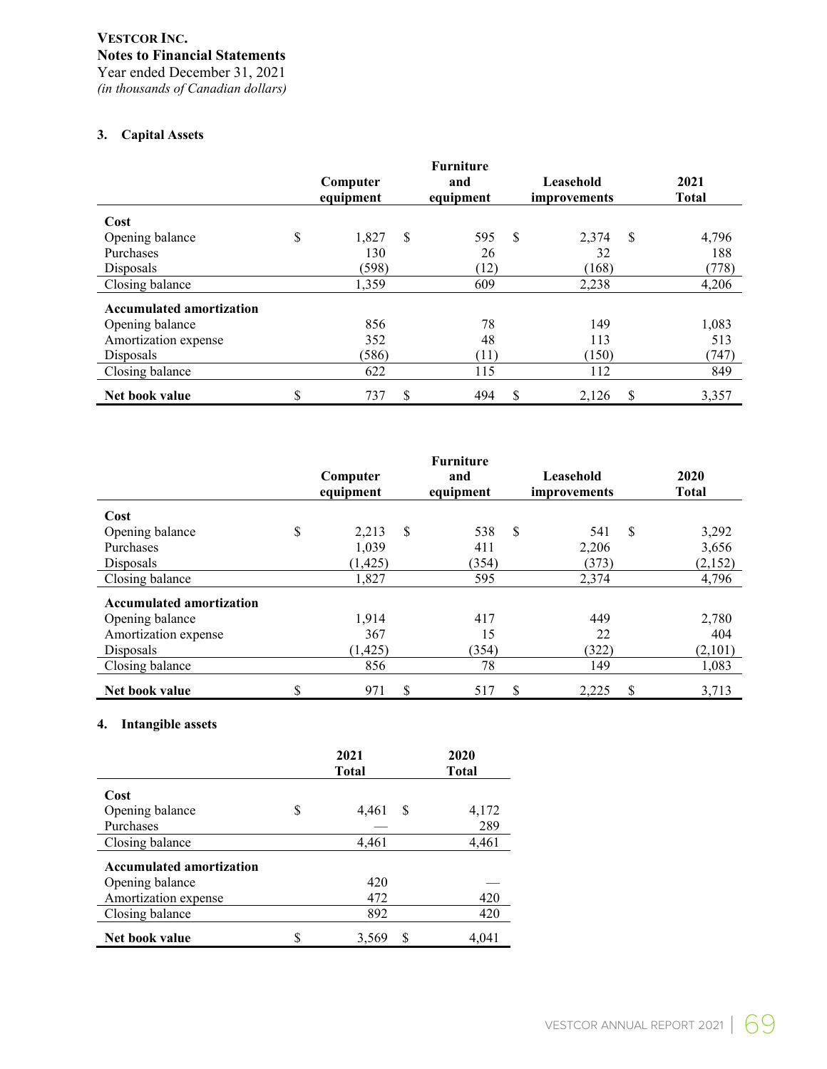**VESTCOR INC.**
**Notes to Financial Statements**
Year ended December 31, 2021
*(in thousands of Canadian dollars)*

### 3. Capital Assets

| | Computer equipment | Furniture and equipment | Leasehold improvements | 2021 Total |
|---|---|---|---|---|
| **Cost** | | | | |
| Opening balance | $ 1,827 | $ 595 | $ 2,374 | $ 4,796 |
| Purchases | 130 | 26 | 32 | 188 |
| Disposals | (598) | (12) | (168) | (778) |
| Closing balance | 1,359 | 609 | 2,238 | 4,206 |
| **Accumulated amortization** | | | | |
| Opening balance | 856 | 78 | 149 | 1,083 |
| Amortization expense | 352 | 48 | 113 | 513 |
| Disposals | (586) | (11) | (150) | (747) |
| Closing balance | 622 | 115 | 112 | 849 |
| **Net book value** | $ 737 | $ 494 | $ 2,126 | $ 3,357 |

| | Computer equipment | Furniture and equipment | Leasehold improvements | 2020 Total |
|---|---|---|---|---|
| **Cost** | | | | |
| Opening balance | $ 2,213 | $ 538 | $ 541 | $ 3,292 |
| Purchases | 1,039 | 411 | 2,206 | 3,656 |
| Disposals | (1,425) | (354) | (373) | (2,152) |
| Closing balance | 1,827 | 595 | 2,374 | 4,796 |
| **Accumulated amortization** | | | | |
| Opening balance | 1,914 | 417 | 449 | 2,780 |
| Amortization expense | 367 | 15 | 22 | 404 |
| Disposals | (1,425) | (354) | (322) | (2,101) |
| Closing balance | 856 | 78 | 149 | 1,083 |
| **Net book value** | $ 971 | $ 517 | $ 2,225 | $ 3,713 |

### 4. Intangible assets

| | 2021 Total | 2020 Total |
|---|---|---|
| **Cost** | | |
| Opening balance | $ 4,461 | $ 4,172 |
| Purchases | — | 289 |
| Closing balance | 4,461 | 4,461 |
| **Accumulated amortization** | | |
| Opening balance | 420 | — |
| Amortization expense | 472 | 420 |
| Closing balance | 892 | 420 |
| **Net book value** | $ 3,569 | $ 4,041 |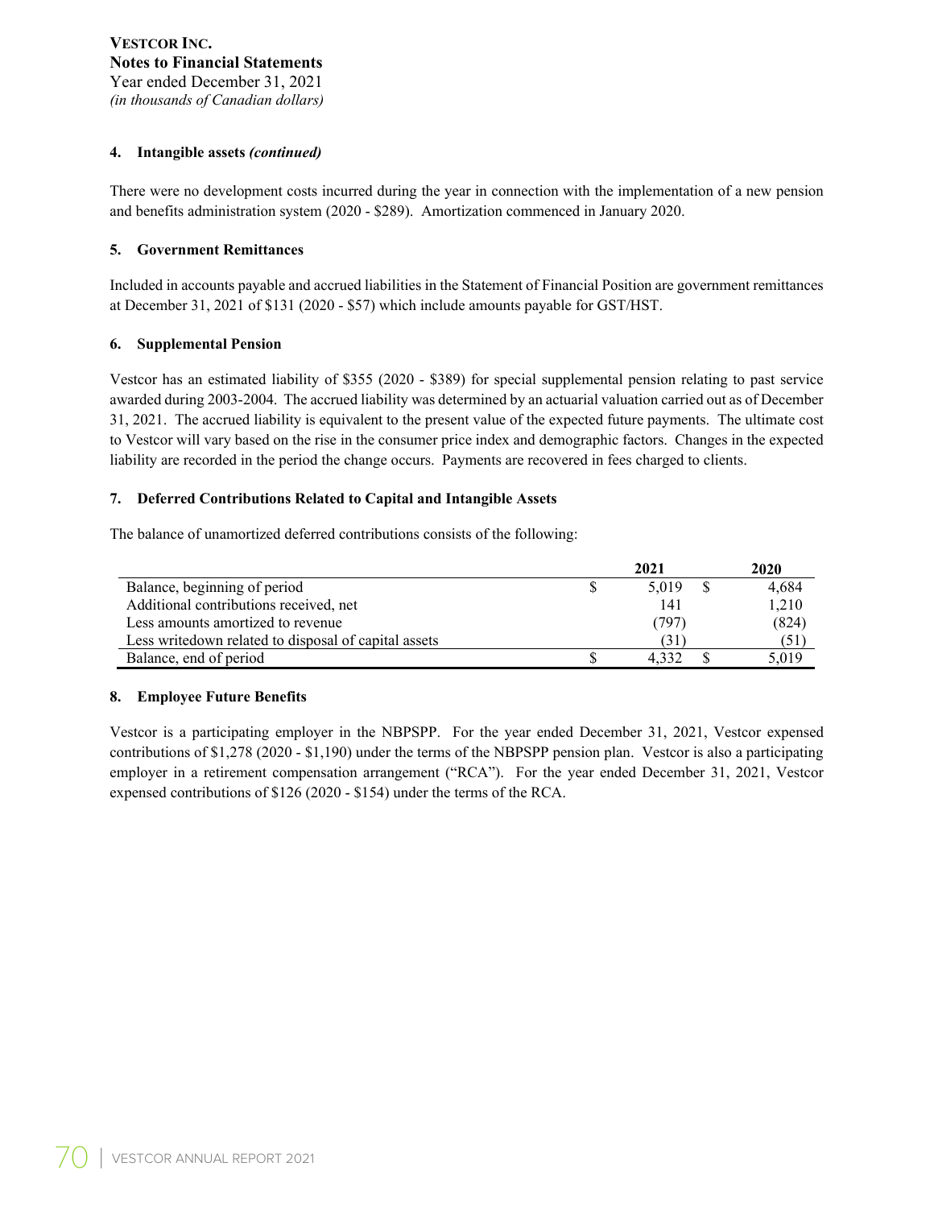**VESTCOR INC.**
**Notes to Financial Statements**
Year ended December 31, 2021
*(in thousands of Canadian dollars)*

**4. Intangible assets *(continued)***

There were no development costs incurred during the year in connection with the implementation of a new pension and benefits administration system (2020 - $289). Amortization commenced in January 2020.

**5. Government Remittances**

Included in accounts payable and accrued liabilities in the Statement of Financial Position are government remittances at December 31, 2021 of $131 (2020 - $57) which include amounts payable for GST/HST.

**6. Supplemental Pension**

Vestcor has an estimated liability of $355 (2020 - $389) for special supplemental pension relating to past service awarded during 2003-2004. The accrued liability was determined by an actuarial valuation carried out as of December 31, 2021. The accrued liability is equivalent to the present value of the expected future payments. The ultimate cost to Vestcor will vary based on the rise in the consumer price index and demographic factors. Changes in the expected liability are recorded in the period the change occurs. Payments are recovered in fees charged to clients.

**7. Deferred Contributions Related to Capital and Intangible Assets**

The balance of unamortized deferred contributions consists of the following:

| | 2021 | 2020 |
|---|---|---|
| Balance, beginning of period | $ 5,019 | $ 4,684 |
| Additional contributions received, net | 141 | 1,210 |
| Less amounts amortized to revenue | (797) | (824) |
| Less writedown related to disposal of capital assets | (31) | (51) |
| Balance, end of period | $ 4,332 | $ 5,019 |

**8. Employee Future Benefits**

Vestcor is a participating employer in the NBPSPP. For the year ended December 31, 2021, Vestcor expensed contributions of $1,278 (2020 - $1,190) under the terms of the NBPSPP pension plan. Vestcor is also a participating employer in a retirement compensation arrangement ("RCA"). For the year ended December 31, 2021, Vestcor expensed contributions of $126 (2020 - $154) under the terms of the RCA.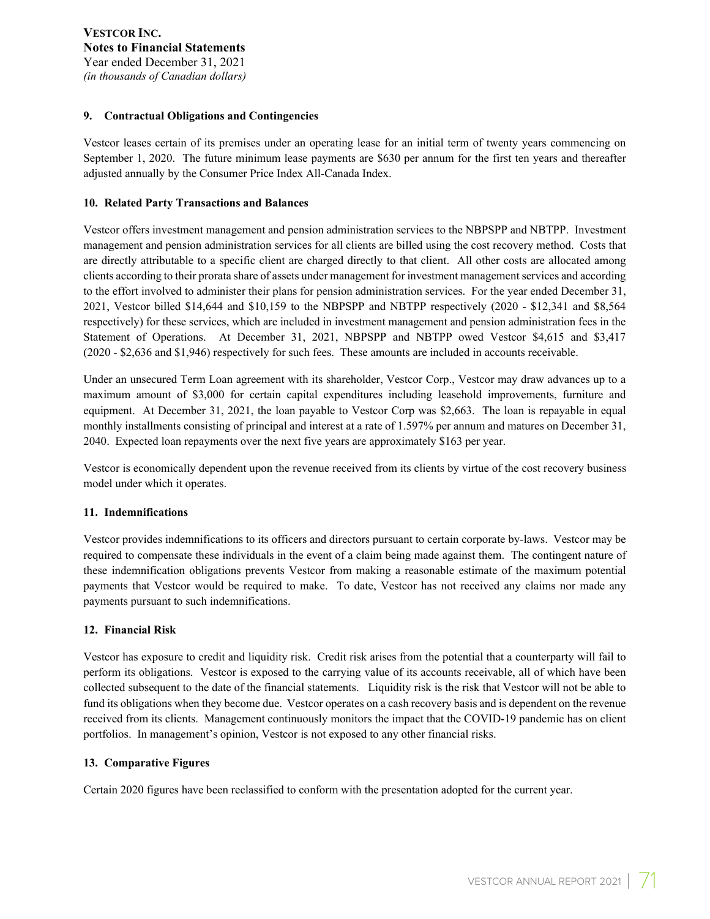**VESTCOR INC.**
**Notes to Financial Statements**
Year ended December 31, 2021
*(in thousands of Canadian dollars)*

### 9. Contractual Obligations and Contingencies

Vestcor leases certain of its premises under an operating lease for an initial term of twenty years commencing on September 1, 2020. The future minimum lease payments are $630 per annum for the first ten years and thereafter adjusted annually by the Consumer Price Index All-Canada Index.

### 10. Related Party Transactions and Balances

Vestcor offers investment management and pension administration services to the NBPSPP and NBTPP. Investment management and pension administration services for all clients are billed using the cost recovery method. Costs that are directly attributable to a specific client are charged directly to that client. All other costs are allocated among clients according to their prorata share of assets under management for investment management services and according to the effort involved to administer their plans for pension administration services. For the year ended December 31, 2021, Vestcor billed $14,644 and $10,159 to the NBPSPP and NBTPP respectively (2020 - $12,341 and $8,564 respectively) for these services, which are included in investment management and pension administration fees in the Statement of Operations. At December 31, 2021, NBPSPP and NBTPP owed Vestcor $4,615 and $3,417 (2020 - $2,636 and $1,946) respectively for such fees. These amounts are included in accounts receivable.

Under an unsecured Term Loan agreement with its shareholder, Vestcor Corp., Vestcor may draw advances up to a maximum amount of $3,000 for certain capital expenditures including leasehold improvements, furniture and equipment. At December 31, 2021, the loan payable to Vestcor Corp was $2,663. The loan is repayable in equal monthly installments consisting of principal and interest at a rate of 1.597% per annum and matures on December 31, 2040. Expected loan repayments over the next five years are approximately $163 per year.

Vestcor is economically dependent upon the revenue received from its clients by virtue of the cost recovery business model under which it operates.

### 11. Indemnifications

Vestcor provides indemnifications to its officers and directors pursuant to certain corporate by-laws. Vestcor may be required to compensate these individuals in the event of a claim being made against them. The contingent nature of these indemnification obligations prevents Vestcor from making a reasonable estimate of the maximum potential payments that Vestcor would be required to make. To date, Vestcor has not received any claims nor made any payments pursuant to such indemnifications.

### 12. Financial Risk

Vestcor has exposure to credit and liquidity risk. Credit risk arises from the potential that a counterparty will fail to perform its obligations. Vestcor is exposed to the carrying value of its accounts receivable, all of which have been collected subsequent to the date of the financial statements. Liquidity risk is the risk that Vestcor will not be able to fund its obligations when they become due. Vestcor operates on a cash recovery basis and is dependent on the revenue received from its clients. Management continuously monitors the impact that the COVID-19 pandemic has on client portfolios. In management's opinion, Vestcor is not exposed to any other financial risks.

### 13. Comparative Figures

Certain 2020 figures have been reclassified to conform with the presentation adopted for the current year.